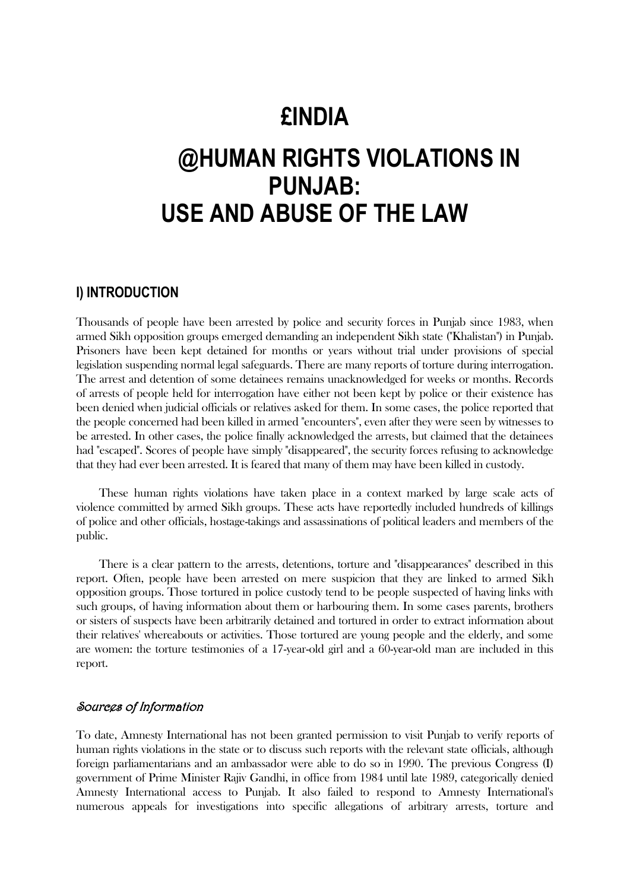# £INDIA

# @HUMAN RIGHTS VIOLATIONS IN PUNJAB: USE AND ABUSE OF THE LAW

## I) INTRODUCTION

Thousands of people have been arrested by police and security forces in Punjab since 1983, when armed Sikh opposition groups emerged demanding an independent Sikh state ("Khalistan") in Punjab. Prisoners have been kept detained for months or years without trial under provisions of special legislation suspending normal legal safeguards. There are many reports of torture during interrogation. The arrest and detention of some detainees remains unacknowledged for weeks or months. Records of arrests of people held for interrogation have either not been kept by police or their existence has been denied when judicial officials or relatives asked for them. In some cases, the police reported that the people concerned had been killed in armed "encounters", even after they were seen by witnesses to be arrested. In other cases, the police finally acknowledged the arrests, but claimed that the detainees had "escaped". Scores of people have simply "disappeared", the security forces refusing to acknowledge that they had ever been arrested. It is feared that many of them may have been killed in custody.

These human rights violations have taken place in a context marked by large scale acts of violence committed by armed Sikh groups. These acts have reportedly included hundreds of killings of police and other officials, hostage-takings and assassinations of political leaders and members of the public.

There is a clear pattern to the arrests, detentions, torture and "disappearances" described in this report. Often, people have been arrested on mere suspicion that they are linked to armed Sikh opposition groups. Those tortured in police custody tend to be people suspected of having links with such groups, of having information about them or harbouring them. In some cases parents, brothers or sisters of suspects have been arbitrarily detained and tortured in order to extract information about their relatives' whereabouts or activities. Those tortured are young people and the elderly, and some are women: the torture testimonies of a 17-year-old girl and a 60-year-old man are included in this report.

### *Sources of Information*

To date, Amnesty International has not been granted permission to visit Punjab to verify reports of human rights violations in the state or to discuss such reports with the relevant state officials, although foreign parliamentarians and an ambassador were able to do so in 1990. The previous Congress (I) government of Prime Minister Rajiv Gandhi, in office from 1984 until late 1989, categorically denied Amnesty International access to Punjab. It also failed to respond to Amnesty International's numerous appeals for investigations into specific allegations of arbitrary arrests, torture and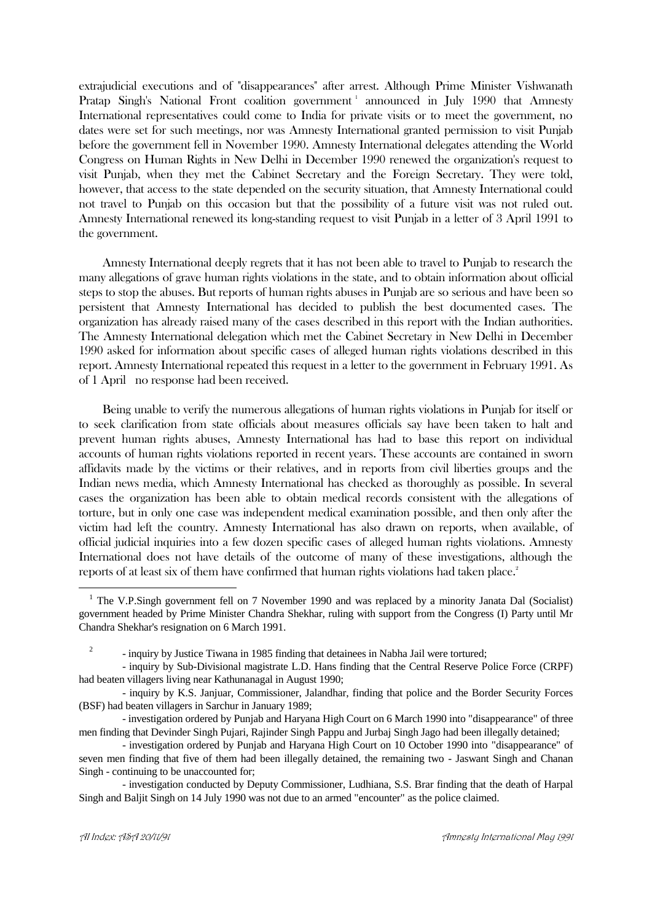extrajudicial executions and of "disappearances" after arrest. Although Prime Minister Vishwanath Pratap Singh's National Front coalition government[1] announced in July 1990 that Amnesty International representatives could come to India for private visits or to meet the government, no dates were set for such meetings, nor was Amnesty International granted permission to visit Punjab before the government fell in November 1990. Amnesty International delegates attending the World Congress on Human Rights in New Delhi in December 1990 renewed the organization's request to visit Punjab, when they met the Cabinet Secretary and the Foreign Secretary. They were told, however, that access to the state depended on the security situation, that Amnesty International could not travel to Punjab on this occasion but that the possibility of a future visit was not ruled out. Amnesty International renewed its long-standing request to visit Punjab in a letter of 3 April 1991 to the government.

Amnesty International deeply regrets that it has not been able to travel to Punjab to research the many allegations of grave human rights violations in the state, and to obtain information about official steps to stop the abuses. But reports of human rights abuses in Punjab are so serious and have been so persistent that Amnesty International has decided to publish the best documented cases. The organization has already raised many of the cases described in this report with the Indian authorities. The Amnesty International delegation which met the Cabinet Secretary in New Delhi in December 1990 asked for information about specific cases of alleged human rights violations described in this report. Amnesty International repeated this request in a letter to the government in February 1991. As of 1 April no response had been received.

Being unable to verify the numerous allegations of human rights violations in Punjab for itself or to seek clarification from state officials about measures officials say have been taken to halt and prevent human rights abuses, Amnesty International has had to base this report on individual accounts of human rights violations reported in recent years. These accounts are contained in sworn affidavits made by the victims or their relatives, and in reports from civil liberties groups and the Indian news media, which Amnesty International has checked as thoroughly as possible. In several cases the organization has been able to obtain medical records consistent with the allegations of torture, but in only one case was independent medical examination possible, and then only after the victim had left the country. Amnesty International has also drawn on reports, when available, of official judicial inquiries into a few dozen specific cases of alleged human rights violations. Amnesty International does not have details of the outcome of many of these investigations, although the reports of at least six of them have confirmed that human rights violations had taken place.[2]

---

[1] The V.P.Singh government fell on 7 November 1990 and was replaced by a minority Janata Dal (Socialist) government headed by Prime Minister Chandra Shekhar, ruling with support from the Congress (I) Party until Mr Chandra Shekhar's resignation on 6 March 1991.

[2]
- inquiry by Justice Tiwana in 1985 finding that detainees in Nabha Jail were tortured;
- inquiry by Sub-Divisional magistrate L.D. Hans finding that the Central Reserve Police Force (CRPF) had beaten villagers living near Kathunanagal in August 1990;
- inquiry by K.S. Janjuar, Commissioner, Jalandhar, finding that police and the Border Security Forces (BSF) had beaten villagers in Sarchur in January 1989;
- investigation ordered by Punjab and Haryana High Court on 6 March 1990 into "disappearance" of three men finding that Devinder Singh Pujari, Rajinder Singh Pappu and Jurbaj Singh Jago had been illegally detained;
- investigation ordered by Punjab and Haryana High Court on 10 October 1990 into "disappearance" of seven men finding that five of them had been illegally detained, the remaining two - Jaswant Singh and Chanan Singh - continuing to be unaccounted for;
- investigation conducted by Deputy Commissioner, Ludhiana, S.S. Brar finding that the death of Harpal Singh and Baljit Singh on 14 July 1990 was not due to an armed "encounter" as the police claimed.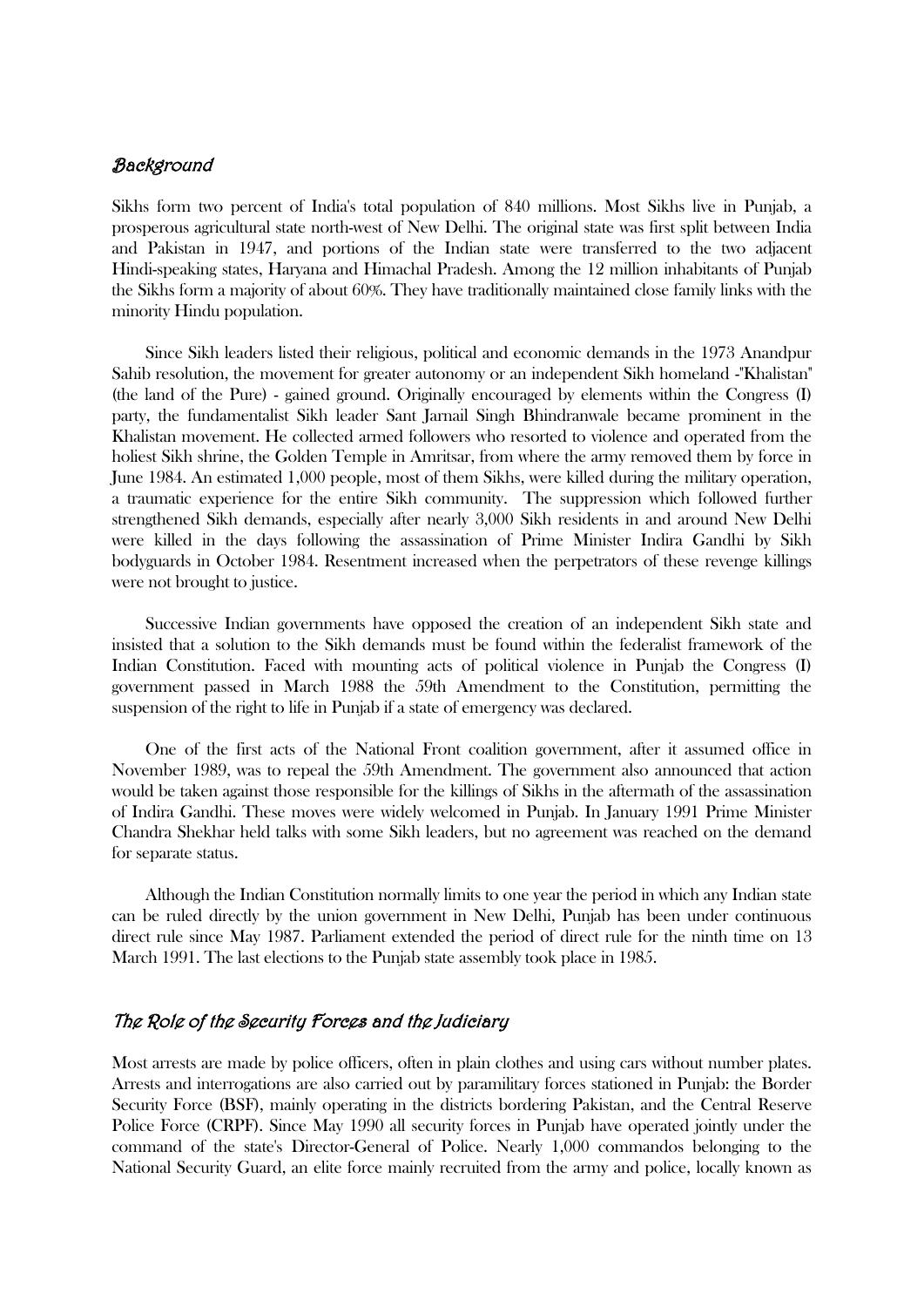## *Background*

Sikhs form two percent of India's total population of 840 millions. Most Sikhs live in Punjab, a prosperous agricultural state north-west of New Delhi. The original state was first split between India and Pakistan in 1947, and portions of the Indian state were transferred to the two adjacent Hindi-speaking states, Haryana and Himachal Pradesh. Among the 12 million inhabitants of Punjab the Sikhs form a majority of about 60%. They have traditionally maintained close family links with the minority Hindu population.

Since Sikh leaders listed their religious, political and economic demands in the 1973 Anandpur Sahib resolution, the movement for greater autonomy or an independent Sikh homeland -"Khalistan" (the land of the Pure) - gained ground. Originally encouraged by elements within the Congress (I) party, the fundamentalist Sikh leader Sant Jarnail Singh Bhindranwale became prominent in the Khalistan movement. He collected armed followers who resorted to violence and operated from the holiest Sikh shrine, the Golden Temple in Amritsar, from where the army removed them by force in June 1984. An estimated 1,000 people, most of them Sikhs, were killed during the military operation, a traumatic experience for the entire Sikh community. The suppression which followed further strengthened Sikh demands, especially after nearly 3,000 Sikh residents in and around New Delhi were killed in the days following the assassination of Prime Minister Indira Gandhi by Sikh bodyguards in October 1984. Resentment increased when the perpetrators of these revenge killings were not brought to justice.

Successive Indian governments have opposed the creation of an independent Sikh state and insisted that a solution to the Sikh demands must be found within the federalist framework of the Indian Constitution. Faced with mounting acts of political violence in Punjab the Congress (I) government passed in March 1988 the 59th Amendment to the Constitution, permitting the suspension of the right to life in Punjab if a state of emergency was declared.

One of the first acts of the National Front coalition government, after it assumed office in November 1989, was to repeal the 59th Amendment. The government also announced that action would be taken against those responsible for the killings of Sikhs in the aftermath of the assassination of Indira Gandhi. These moves were widely welcomed in Punjab. In January 1991 Prime Minister Chandra Shekhar held talks with some Sikh leaders, but no agreement was reached on the demand for separate status.

Although the Indian Constitution normally limits to one year the period in which any Indian state can be ruled directly by the union government in New Delhi, Punjab has been under continuous direct rule since May 1987. Parliament extended the period of direct rule for the ninth time on 13 March 1991. The last elections to the Punjab state assembly took place in 1985.

## *The Role of the Security Forces and the Judiciary*

Most arrests are made by police officers, often in plain clothes and using cars without number plates. Arrests and interrogations are also carried out by paramilitary forces stationed in Punjab: the Border Security Force (BSF), mainly operating in the districts bordering Pakistan, and the Central Reserve Police Force (CRPF). Since May 1990 all security forces in Punjab have operated jointly under the command of the state's Director-General of Police. Nearly 1,000 commandos belonging to the National Security Guard, an elite force mainly recruited from the army and police, locally known as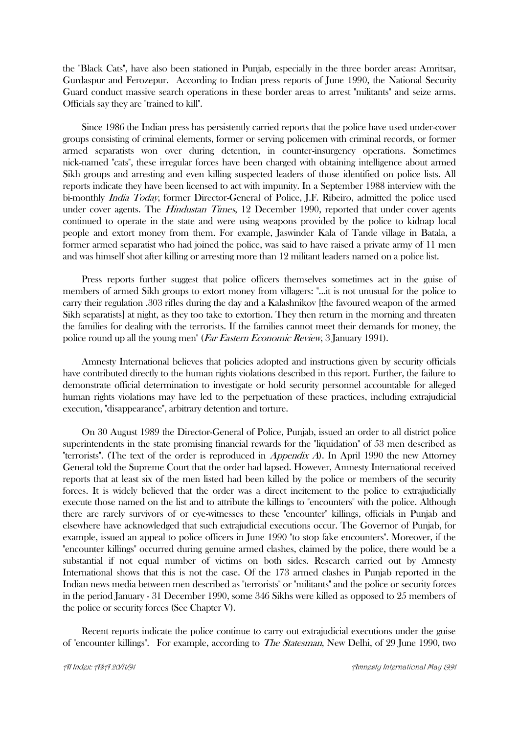the "Black Cats", have also been stationed in Punjab, especially in the three border areas: Amritsar, Gurdaspur and Ferozepur. According to Indian press reports of June 1990, the National Security Guard conduct massive search operations in these border areas to arrest "militants" and seize arms. Officials say they are "trained to kill".

Since 1986 the Indian press has persistently carried reports that the police have used under-cover groups consisting of criminal elements, former or serving policemen with criminal records, or former armed separatists won over during detention, in counter-insurgency operations. Sometimes nick-named "cats", these irregular forces have been charged with obtaining intelligence about armed Sikh groups and arresting and even killing suspected leaders of those identified on police lists. All reports indicate they have been licensed to act with impunity. In a September 1988 interview with the bi-monthly *India Today*, former Director-General of Police, J.F. Ribeiro, admitted the police used under cover agents. The *Hindustan Times*, 12 December 1990, reported that under cover agents continued to operate in the state and were using weapons provided by the police to kidnap local people and extort money from them. For example, Jaswinder Kala of Tande village in Batala, a former armed separatist who had joined the police, was said to have raised a private army of 11 men and was himself shot after killing or arresting more than 12 militant leaders named on a police list.

Press reports further suggest that police officers themselves sometimes act in the guise of members of armed Sikh groups to extort money from villagers: "...it is not unusual for the police to carry their regulation .303 rifles during the day and a Kalashnikov [the favoured weapon of the armed Sikh separatists] at night, as they too take to extortion. They then return in the morning and threaten the families for dealing with the terrorists. If the families cannot meet their demands for money, the police round up all the young men" (*Far Eastern Economic Review*, 3 January 1991).

Amnesty International believes that policies adopted and instructions given by security officials have contributed directly to the human rights violations described in this report. Further, the failure to demonstrate official determination to investigate or hold security personnel accountable for alleged human rights violations may have led to the perpetuation of these practices, including extrajudicial execution, "disappearance", arbitrary detention and torture.

On 30 August 1989 the Director-General of Police, Punjab, issued an order to all district police superintendents in the state promising financial rewards for the "liquidation" of 53 men described as "terrorists". (The text of the order is reproduced in *Appendix A*). In April 1990 the new Attorney General told the Supreme Court that the order had lapsed. However, Amnesty International received reports that at least six of the men listed had been killed by the police or members of the security forces. It is widely believed that the order was a direct incitement to the police to extrajudicially execute those named on the list and to attribute the killings to "encounters" with the police. Although there are rarely survivors of or eye-witnesses to these "encounter" killings, officials in Punjab and elsewhere have acknowledged that such extrajudicial executions occur. The Governor of Punjab, for example, issued an appeal to police officers in June 1990 "to stop fake encounters". Moreover, if the "encounter killings" occurred during genuine armed clashes, claimed by the police, there would be a substantial if not equal number of victims on both sides. Research carried out by Amnesty International shows that this is not the case. Of the 173 armed clashes in Punjab reported in the Indian news media between men described as "terrorists" or "militants" and the police or security forces in the period January - 31 December 1990, some 346 Sikhs were killed as opposed to 25 members of the police or security forces (See Chapter V).

Recent reports indicate the police continue to carry out extrajudicial executions under the guise of "encounter killings". For example, according to *The Statesman*, New Delhi, of 29 June 1990, two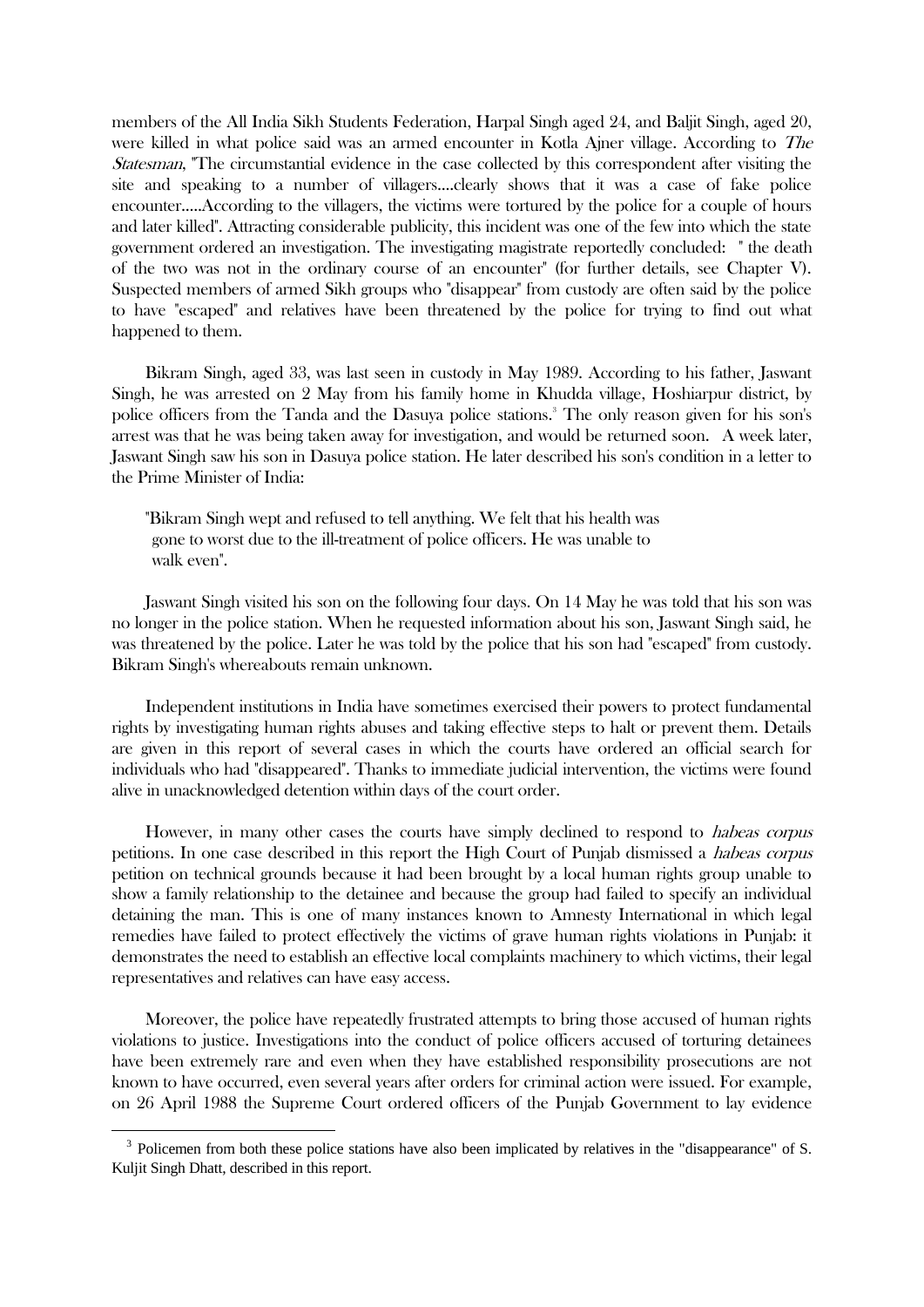members of the All India Sikh Students Federation, Harpal Singh aged 24, and Baljit Singh, aged 20, were killed in what police said was an armed encounter in Kotla Ajner village. According to *The Statesman*, "The circumstantial evidence in the case collected by this correspondent after visiting the site and speaking to a number of villagers....clearly shows that it was a case of fake police encounter.....According to the villagers, the victims were tortured by the police for a couple of hours and later killed". Attracting considerable publicity, this incident was one of the few into which the state government ordered an investigation. The investigating magistrate reportedly concluded: " the death of the two was not in the ordinary course of an encounter" (for further details, see Chapter V). Suspected members of armed Sikh groups who "disappear" from custody are often said by the police to have "escaped" and relatives have been threatened by the police for trying to find out what happened to them.

Bikram Singh, aged 33, was last seen in custody in May 1989. According to his father, Jaswant Singh, he was arrested on 2 May from his family home in Khudda village, Hoshiarpur district, by police officers from the Tanda and the Dasuya police stations.[3] The only reason given for his son's arrest was that he was being taken away for investigation, and would be returned soon. A week later, Jaswant Singh saw his son in Dasuya police station. He later described his son's condition in a letter to the Prime Minister of India:

> "Bikram Singh wept and refused to tell anything. We felt that his health was gone to worst due to the ill-treatment of police officers. He was unable to walk even".

Jaswant Singh visited his son on the following four days. On 14 May he was told that his son was no longer in the police station. When he requested information about his son, Jaswant Singh said, he was threatened by the police. Later he was told by the police that his son had "escaped" from custody. Bikram Singh's whereabouts remain unknown.

Independent institutions in India have sometimes exercised their powers to protect fundamental rights by investigating human rights abuses and taking effective steps to halt or prevent them. Details are given in this report of several cases in which the courts have ordered an official search for individuals who had "disappeared". Thanks to immediate judicial intervention, the victims were found alive in unacknowledged detention within days of the court order.

However, in many other cases the courts have simply declined to respond to *habeas corpus* petitions. In one case described in this report the High Court of Punjab dismissed a *habeas corpus* petition on technical grounds because it had been brought by a local human rights group unable to show a family relationship to the detainee and because the group had failed to specify an individual detaining the man. This is one of many instances known to Amnesty International in which legal remedies have failed to protect effectively the victims of grave human rights violations in Punjab: it demonstrates the need to establish an effective local complaints machinery to which victims, their legal representatives and relatives can have easy access.

Moreover, the police have repeatedly frustrated attempts to bring those accused of human rights violations to justice. Investigations into the conduct of police officers accused of torturing detainees have been extremely rare and even when they have established responsibility prosecutions are not known to have occurred, even several years after orders for criminal action were issued. For example, on 26 April 1988 the Supreme Court ordered officers of the Punjab Government to lay evidence

---

[3] Policemen from both these police stations have also been implicated by relatives in the "disappearance" of S. Kuljit Singh Dhatt, described in this report.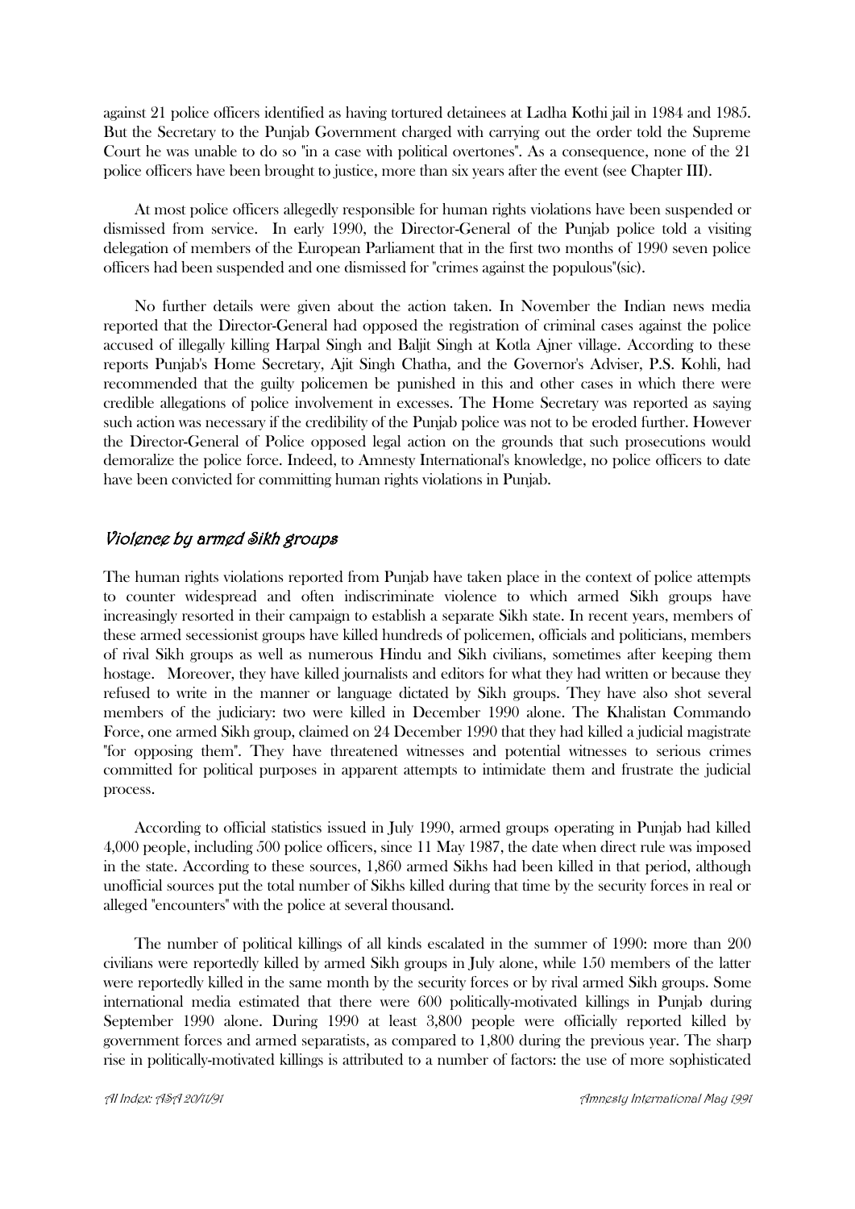against 21 police officers identified as having tortured detainees at Ladha Kothi jail in 1984 and 1985. But the Secretary to the Punjab Government charged with carrying out the order told the Supreme Court he was unable to do so "in a case with political overtones". As a consequence, none of the 21 police officers have been brought to justice, more than six years after the event (see Chapter III).

At most police officers allegedly responsible for human rights violations have been suspended or dismissed from service. In early 1990, the Director-General of the Punjab police told a visiting delegation of members of the European Parliament that in the first two months of 1990 seven police officers had been suspended and one dismissed for "crimes against the populous"(sic).

No further details were given about the action taken. In November the Indian news media reported that the Director-General had opposed the registration of criminal cases against the police accused of illegally killing Harpal Singh and Baljit Singh at Kotla Ajner village. According to these reports Punjab's Home Secretary, Ajit Singh Chatha, and the Governor's Adviser, P.S. Kohli, had recommended that the guilty policemen be punished in this and other cases in which there were credible allegations of police involvement in excesses. The Home Secretary was reported as saying such action was necessary if the credibility of the Punjab police was not to be eroded further. However the Director-General of Police opposed legal action on the grounds that such prosecutions would demoralize the police force. Indeed, to Amnesty International's knowledge, no police officers to date have been convicted for committing human rights violations in Punjab.

## *Violence by armed Sikh groups*

The human rights violations reported from Punjab have taken place in the context of police attempts to counter widespread and often indiscriminate violence to which armed Sikh groups have increasingly resorted in their campaign to establish a separate Sikh state. In recent years, members of these armed secessionist groups have killed hundreds of policemen, officials and politicians, members of rival Sikh groups as well as numerous Hindu and Sikh civilians, sometimes after keeping them hostage. Moreover, they have killed journalists and editors for what they had written or because they refused to write in the manner or language dictated by Sikh groups. They have also shot several members of the judiciary: two were killed in December 1990 alone. The Khalistan Commando Force, one armed Sikh group, claimed on 24 December 1990 that they had killed a judicial magistrate "for opposing them". They have threatened witnesses and potential witnesses to serious crimes committed for political purposes in apparent attempts to intimidate them and frustrate the judicial process.

According to official statistics issued in July 1990, armed groups operating in Punjab had killed 4,000 people, including 500 police officers, since 11 May 1987, the date when direct rule was imposed in the state. According to these sources, 1,860 armed Sikhs had been killed in that period, although unofficial sources put the total number of Sikhs killed during that time by the security forces in real or alleged "encounters" with the police at several thousand.

The number of political killings of all kinds escalated in the summer of 1990: more than 200 civilians were reportedly killed by armed Sikh groups in July alone, while 150 members of the latter were reportedly killed in the same month by the security forces or by rival armed Sikh groups. Some international media estimated that there were 600 politically-motivated killings in Punjab during September 1990 alone. During 1990 at least 3,800 people were officially reported killed by government forces and armed separatists, as compared to 1,800 during the previous year. The sharp rise in politically-motivated killings is attributed to a number of factors: the use of more sophisticated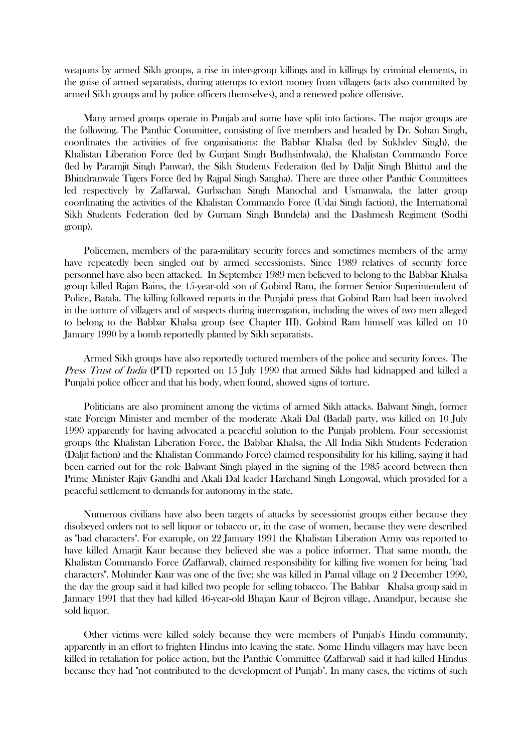weapons by armed Sikh groups, a rise in inter-group killings and in killings by criminal elements, in the guise of armed separatists, during attemps to extort money from villagers (acts also committed by armed Sikh groups and by police officers themselves), and a renewed police offensive.

Many armed groups operate in Punjab and some have split into factions. The major groups are the following. The Panthic Committee, consisting of five members and headed by Dr. Sohan Singh, coordinates the activities of five organisations: the Babbar Khalsa (led by Sukhdev Singh), the Khalistan Liberation Force (led by Gurjant Singh Budhsinhwala), the Khalistan Commando Force (led by Paramjit Singh Panwar), the Sikh Students Federation (led by Daljit Singh Bhittu) and the Bhindranwale Tigers Force (led by Rajpal Singh Sangha). There are three other Panthic Committees led respectively by Zaffarwal, Gurbachan Singh Manochal and Usmanwala, the latter group coordinating the activities of the Khalistan Commando Force (Udai Singh faction), the International Sikh Students Federation (led by Gurnam Singh Bundela) and the Dashmesh Regiment (Sodhi group).

Policemen, members of the para-military security forces and sometimes members of the army have repeatedly been singled out by armed secessionists. Since 1989 relatives of security force personnel have also been attacked. In September 1989 men believed to belong to the Babbar Khalsa group killed Rajan Bains, the 15-year-old son of Gobind Ram, the former Senior Superintendent of Police, Batala. The killing followed reports in the Punjabi press that Gobind Ram had been involved in the torture of villagers and of suspects during interrogation, including the wives of two men alleged to belong to the Babbar Khalsa group (see Chapter III). Gobind Ram himself was killed on 10 January 1990 by a bomb reportedly planted by Sikh separatists.

Armed Sikh groups have also reportedly tortured members of the police and security forces. The *Press Trust of India* (PTI) reported on 15 July 1990 that armed Sikhs had kidnapped and killed a Punjabi police officer and that his body, when found, showed signs of torture.

Politicians are also prominent among the victims of armed Sikh attacks. Balwant Singh, former state Foreign Minister and member of the moderate Akali Dal (Badal) party, was killed on 10 July 1990 apparently for having advocated a peaceful solution to the Punjab problem. Four secessionist groups (the Khalistan Liberation Force, the Babbar Khalsa, the All India Sikh Students Federation (Daljit faction) and the Khalistan Commando Force) claimed responsibility for his killing, saying it had been carried out for the role Balwant Singh played in the signing of the 1985 accord between then Prime Minister Rajiv Gandhi and Akali Dal leader Harchand Singh Longowal, which provided for a peaceful settlement to demands for autonomy in the state.

Numerous civilians have also been targets of attacks by secessionist groups either because they disobeyed orders not to sell liquor or tobacco or, in the case of women, because they were described as "bad characters". For example, on 22 January 1991 the Khalistan Liberation Army was reported to have killed Amarjit Kaur because they believed she was a police informer. That same month, the Khalistan Commando Force (Zaffarwal), claimed responsibility for killing five women for being "bad characters". Mohinder Kaur was one of the five; she was killed in Pamal village on 2 December 1990, the day the group said it had killed two people for selling tobacco. The Babbar Khalsa group said in January 1991 that they had killed 46-year-old Bhajan Kaur of Bejron village, Anandpur, because she sold liquor.

Other victims were killed solely because they were members of Punjab's Hindu community, apparently in an effort to frighten Hindus into leaving the state. Some Hindu villagers may have been killed in retaliation for police action, but the Panthic Committee (Zaffarwal) said it had killed Hindus because they had "not contributed to the development of Punjab". In many cases, the victims of such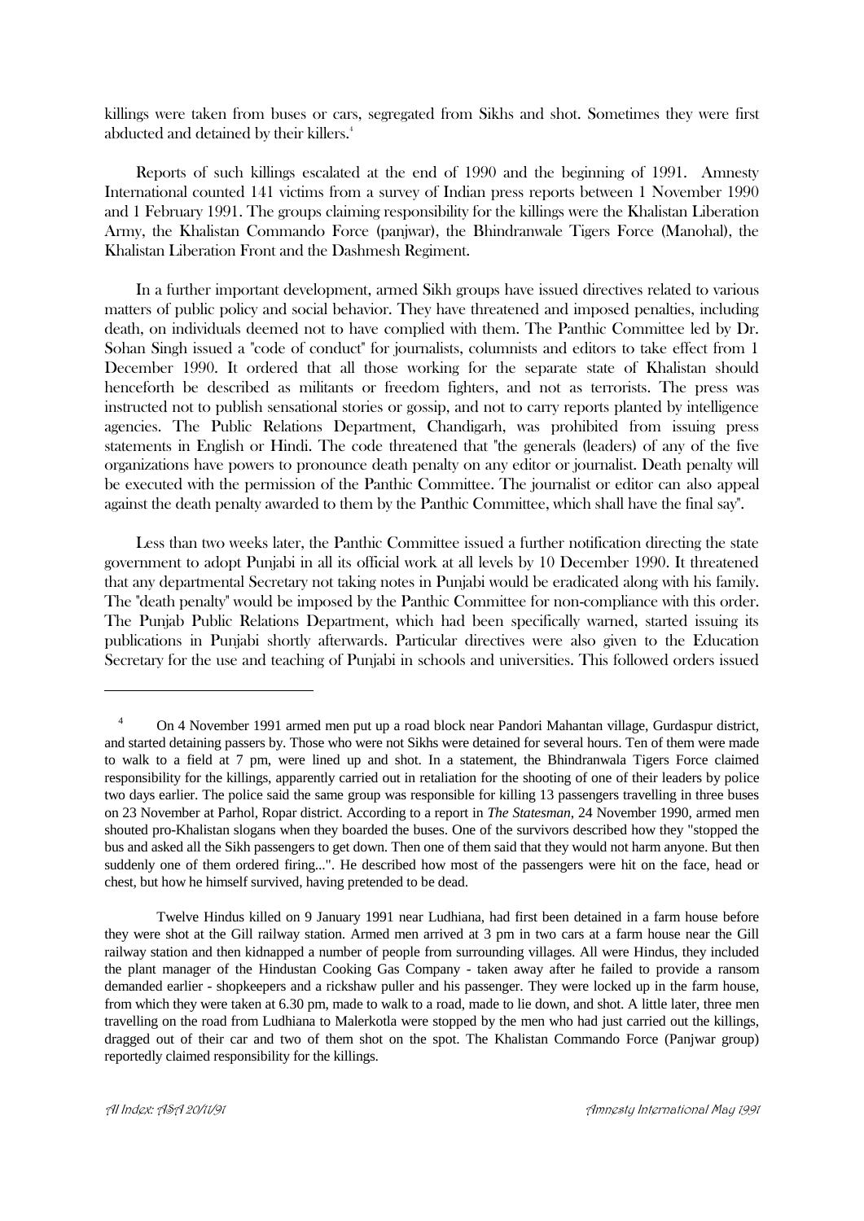killings were taken from buses or cars, segregated from Sikhs and shot. Sometimes they were first abducted and detained by their killers.[4]

Reports of such killings escalated at the end of 1990 and the beginning of 1991. Amnesty International counted 141 victims from a survey of Indian press reports between 1 November 1990 and 1 February 1991. The groups claiming responsibility for the killings were the Khalistan Liberation Army, the Khalistan Commando Force (panjwar), the Bhindranwale Tigers Force (Manohal), the Khalistan Liberation Front and the Dashmesh Regiment.

In a further important development, armed Sikh groups have issued directives related to various matters of public policy and social behavior. They have threatened and imposed penalties, including death, on individuals deemed not to have complied with them. The Panthic Committee led by Dr. Sohan Singh issued a "code of conduct" for journalists, columnists and editors to take effect from 1 December 1990. It ordered that all those working for the separate state of Khalistan should henceforth be described as militants or freedom fighters, and not as terrorists. The press was instructed not to publish sensational stories or gossip, and not to carry reports planted by intelligence agencies. The Public Relations Department, Chandigarh, was prohibited from issuing press statements in English or Hindi. The code threatened that "the generals (leaders) of any of the five organizations have powers to pronounce death penalty on any editor or journalist. Death penalty will be executed with the permission of the Panthic Committee. The journalist or editor can also appeal against the death penalty awarded to them by the Panthic Committee, which shall have the final say".

Less than two weeks later, the Panthic Committee issued a further notification directing the state government to adopt Punjabi in all its official work at all levels by 10 December 1990. It threatened that any departmental Secretary not taking notes in Punjabi would be eradicated along with his family. The "death penalty" would be imposed by the Panthic Committee for non-compliance with this order. The Punjab Public Relations Department, which had been specifically warned, started issuing its publications in Punjabi shortly afterwards. Particular directives were also given to the Education Secretary for the use and teaching of Punjabi in schools and universities. This followed orders issued

---

[4] On 4 November 1991 armed men put up a road block near Pandori Mahantan village, Gurdaspur district, and started detaining passers by. Those who were not Sikhs were detained for several hours. Ten of them were made to walk to a field at 7 pm, were lined up and shot. In a statement, the Bhindranwala Tigers Force claimed responsibility for the killings, apparently carried out in retaliation for the shooting of one of their leaders by police two days earlier. The police said the same group was responsible for killing 13 passengers travelling in three buses on 23 November at Parhol, Ropar district. According to a report in *The Statesman*, 24 November 1990, armed men shouted pro-Khalistan slogans when they boarded the buses. One of the survivors described how they "stopped the bus and asked all the Sikh passengers to get down. Then one of them said that they would not harm anyone. But then suddenly one of them ordered firing...". He described how most of the passengers were hit on the face, head or chest, but how he himself survived, having pretended to be dead.

Twelve Hindus killed on 9 January 1991 near Ludhiana, had first been detained in a farm house before they were shot at the Gill railway station. Armed men arrived at 3 pm in two cars at a farm house near the Gill railway station and then kidnapped a number of people from surrounding villages. All were Hindus, they included the plant manager of the Hindustan Cooking Gas Company - taken away after he failed to provide a ransom demanded earlier - shopkeepers and a rickshaw puller and his passenger. They were locked up in the farm house, from which they were taken at 6.30 pm, made to walk to a road, made to lie down, and shot. A little later, three men travelling on the road from Ludhiana to Malerkotla were stopped by the men who had just carried out the killings, dragged out of their car and two of them shot on the spot. The Khalistan Commando Force (Panjwar group) reportedly claimed responsibility for the killings.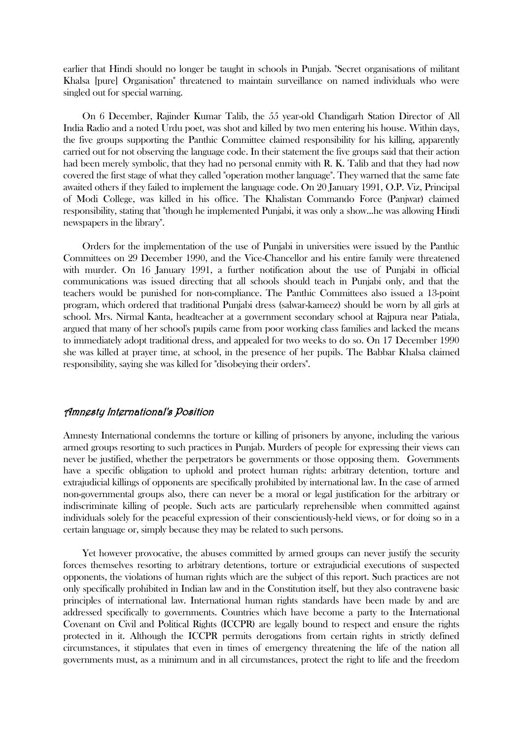earlier that Hindi should no longer be taught in schools in Punjab. "Secret organisations of militant Khalsa [pure] Organisation" threatened to maintain surveillance on named individuals who were singled out for special warning.

On 6 December, Rajinder Kumar Talib, the 55 year-old Chandigarh Station Director of All India Radio and a noted Urdu poet, was shot and killed by two men entering his house. Within days, the five groups supporting the Panthic Committee claimed responsibility for his killing, apparently carried out for not observing the language code. In their statement the five groups said that their action had been merely symbolic, that they had no personal enmity with R. K. Talib and that they had now covered the first stage of what they called "operation mother language". They warned that the same fate awaited others if they failed to implement the language code. On 20 January 1991, O.P. Viz, Principal of Modi College, was killed in his office. The Khalistan Commando Force (Panjwar) claimed responsibility, stating that "though he implemented Punjabi, it was only a show...he was allowing Hindi newspapers in the library".

Orders for the implementation of the use of Punjabi in universities were issued by the Panthic Committees on 29 December 1990, and the Vice-Chancellor and his entire family were threatened with murder. On 16 January 1991, a further notification about the use of Punjabi in official communications was issued directing that all schools should teach in Punjabi only, and that the teachers would be punished for non-compliance. The Panthic Committees also issued a 13-point program, which ordered that traditional Punjabi dress (salwar-kameez) should be worn by all girls at school. Mrs. Nirmal Kanta, headteacher at a government secondary school at Rajpura near Patiala, argued that many of her school's pupils came from poor working class families and lacked the means to immediately adopt traditional dress, and appealed for two weeks to do so. On 17 December 1990 she was killed at prayer time, at school, in the presence of her pupils. The Babbar Khalsa claimed responsibility, saying she was killed for "disobeying their orders".

## *Amnesty International's Position*

Amnesty International condemns the torture or killing of prisoners by anyone, including the various armed groups resorting to such practices in Punjab. Murders of people for expressing their views can never be justified, whether the perpetrators be governments or those opposing them. Governments have a specific obligation to uphold and protect human rights: arbitrary detention, torture and extrajudicial killings of opponents are specifically prohibited by international law. In the case of armed non-governmental groups also, there can never be a moral or legal justification for the arbitrary or indiscriminate killing of people. Such acts are particularly reprehensible when committed against individuals solely for the peaceful expression of their conscientiously-held views, or for doing so in a certain language or, simply because they may be related to such persons.

Yet however provocative, the abuses committed by armed groups can never justify the security forces themselves resorting to arbitrary detentions, torture or extrajudicial executions of suspected opponents, the violations of human rights which are the subject of this report. Such practices are not only specifically prohibited in Indian law and in the Constitution itself, but they also contravene basic principles of international law. International human rights standards have been made by and are addressed specifically to governments. Countries which have become a party to the International Covenant on Civil and Political Rights (ICCPR) are legally bound to respect and ensure the rights protected in it. Although the ICCPR permits derogations from certain rights in strictly defined circumstances, it stipulates that even in times of emergency threatening the life of the nation all governments must, as a minimum and in all circumstances, protect the right to life and the freedom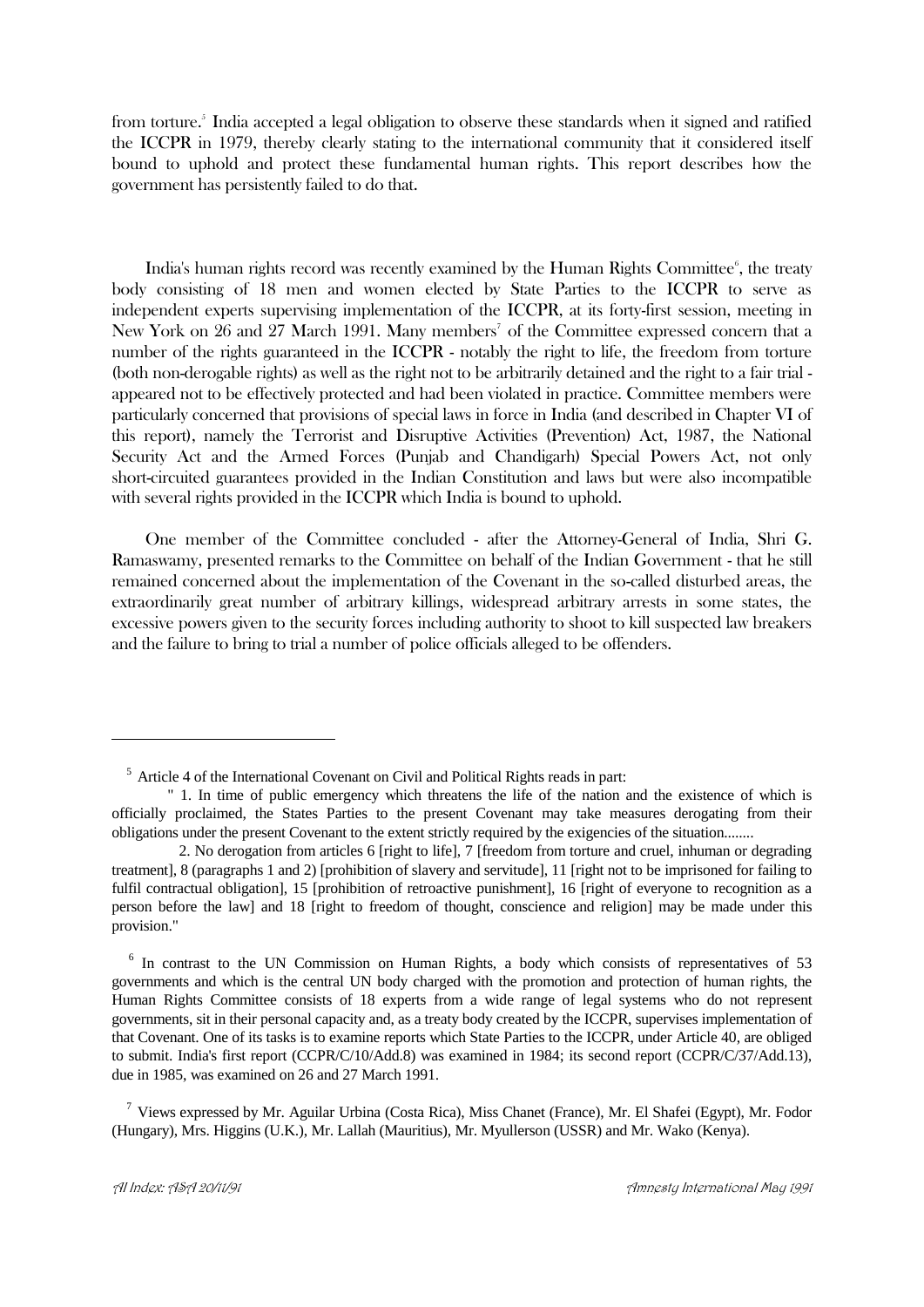from torture.[5] India accepted a legal obligation to observe these standards when it signed and ratified the ICCPR in 1979, thereby clearly stating to the international community that it considered itself bound to uphold and protect these fundamental human rights. This report describes how the government has persistently failed to do that.

India's human rights record was recently examined by the Human Rights Committee[6], the treaty body consisting of 18 men and women elected by State Parties to the ICCPR to serve as independent experts supervising implementation of the ICCPR, at its forty-first session, meeting in New York on 26 and 27 March 1991. Many members[7] of the Committee expressed concern that a number of the rights guaranteed in the ICCPR - notably the right to life, the freedom from torture (both non-derogable rights) as well as the right not to be arbitrarily detained and the right to a fair trial - appeared not to be effectively protected and had been violated in practice. Committee members were particularly concerned that provisions of special laws in force in India (and described in Chapter VI of this report), namely the Terrorist and Disruptive Activities (Prevention) Act, 1987, the National Security Act and the Armed Forces (Punjab and Chandigarh) Special Powers Act, not only short-circuited guarantees provided in the Indian Constitution and laws but were also incompatible with several rights provided in the ICCPR which India is bound to uphold.

One member of the Committee concluded - after the Attorney-General of India, Shri G. Ramaswamy, presented remarks to the Committee on behalf of the Indian Government - that he still remained concerned about the implementation of the Covenant in the so-called disturbed areas, the extraordinarily great number of arbitrary killings, widespread arbitrary arrests in some states, the excessive powers given to the security forces including authority to shoot to kill suspected law breakers and the failure to bring to trial a number of police officials alleged to be offenders.

---

[5] Article 4 of the International Covenant on Civil and Political Rights reads in part:

" 1. In time of public emergency which threatens the life of the nation and the existence of which is officially proclaimed, the States Parties to the present Covenant may take measures derogating from their obligations under the present Covenant to the extent strictly required by the exigencies of the situation........

2. No derogation from articles 6 [right to life], 7 [freedom from torture and cruel, inhuman or degrading treatment], 8 (paragraphs 1 and 2) [prohibition of slavery and servitude], 11 [right not to be imprisoned for failing to fulfil contractual obligation], 15 [prohibition of retroactive punishment], 16 [right of everyone to recognition as a person before the law] and 18 [right to freedom of thought, conscience and religion] may be made under this provision."

[6] In contrast to the UN Commission on Human Rights, a body which consists of representatives of 53 governments and which is the central UN body charged with the promotion and protection of human rights, the Human Rights Committee consists of 18 experts from a wide range of legal systems who do not represent governments, sit in their personal capacity and, as a treaty body created by the ICCPR, supervises implementation of that Covenant. One of its tasks is to examine reports which State Parties to the ICCPR, under Article 40, are obliged to submit. India's first report (CCPR/C/10/Add.8) was examined in 1984; its second report (CCPR/C/37/Add.13), due in 1985, was examined on 26 and 27 March 1991.

[7] Views expressed by Mr. Aguilar Urbina (Costa Rica), Miss Chanet (France), Mr. El Shafei (Egypt), Mr. Fodor (Hungary), Mrs. Higgins (U.K.), Mr. Lallah (Mauritius), Mr. Myullerson (USSR) and Mr. Wako (Kenya).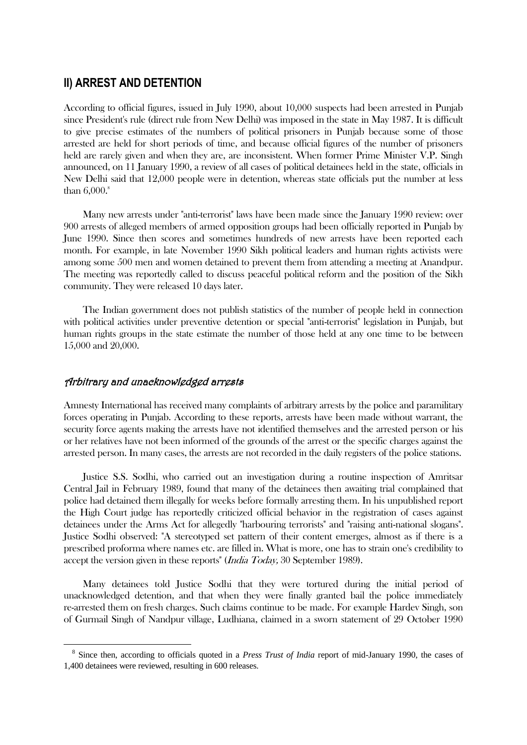## II) ARREST AND DETENTION

According to official figures, issued in July 1990, about 10,000 suspects had been arrested in Punjab since President's rule (direct rule from New Delhi) was imposed in the state in May 1987. It is difficult to give precise estimates of the numbers of political prisoners in Punjab because some of those arrested are held for short periods of time, and because official figures of the number of prisoners held are rarely given and when they are, are inconsistent. When former Prime Minister V.P. Singh announced, on 11 January 1990, a review of all cases of political detainees held in the state, officials in New Delhi said that 12,000 people were in detention, whereas state officials put the number at less than 6,000.[8]

Many new arrests under "anti-terrorist" laws have been made since the January 1990 review: over 900 arrests of alleged members of armed opposition groups had been officially reported in Punjab by June 1990. Since then scores and sometimes hundreds of new arrests have been reported each month. For example, in late November 1990 Sikh political leaders and human rights activists were among some 500 men and women detained to prevent them from attending a meeting at Anandpur. The meeting was reportedly called to discuss peaceful political reform and the position of the Sikh community. They were released 10 days later.

The Indian government does not publish statistics of the number of people held in connection with political activities under preventive detention or special "anti-terrorist" legislation in Punjab, but human rights groups in the state estimate the number of those held at any one time to be between 15,000 and 20,000.

### *Arbitrary and unacknowledged arrests*

Amnesty International has received many complaints of arbitrary arrests by the police and paramilitary forces operating in Punjab. According to these reports, arrests have been made without warrant, the security force agents making the arrests have not identified themselves and the arrested person or his or her relatives have not been informed of the grounds of the arrest or the specific charges against the arrested person. In many cases, the arrests are not recorded in the daily registers of the police stations.

Justice S.S. Sodhi, who carried out an investigation during a routine inspection of Amritsar Central Jail in February 1989, found that many of the detainees then awaiting trial complained that police had detained them illegally for weeks before formally arresting them. In his unpublished report the High Court judge has reportedly criticized official behavior in the registration of cases against detainees under the Arms Act for allegedly "harbouring terrorists" and "raising anti-national slogans". Justice Sodhi observed: "A stereotyped set pattern of their content emerges, almost as if there is a prescribed proforma where names etc. are filled in. What is more, one has to strain one's credibility to accept the version given in these reports" (*India Today,* 30 September 1989).

Many detainees told Justice Sodhi that they were tortured during the initial period of unacknowledged detention, and that when they were finally granted bail the police immediately re-arrested them on fresh charges. Such claims continue to be made. For example Hardev Singh, son of Gurmail Singh of Nandpur village, Ludhiana, claimed in a sworn statement of 29 October 1990

---

[8] Since then, according to officials quoted in a *Press Trust of India* report of mid-January 1990, the cases of 1,400 detainees were reviewed, resulting in 600 releases.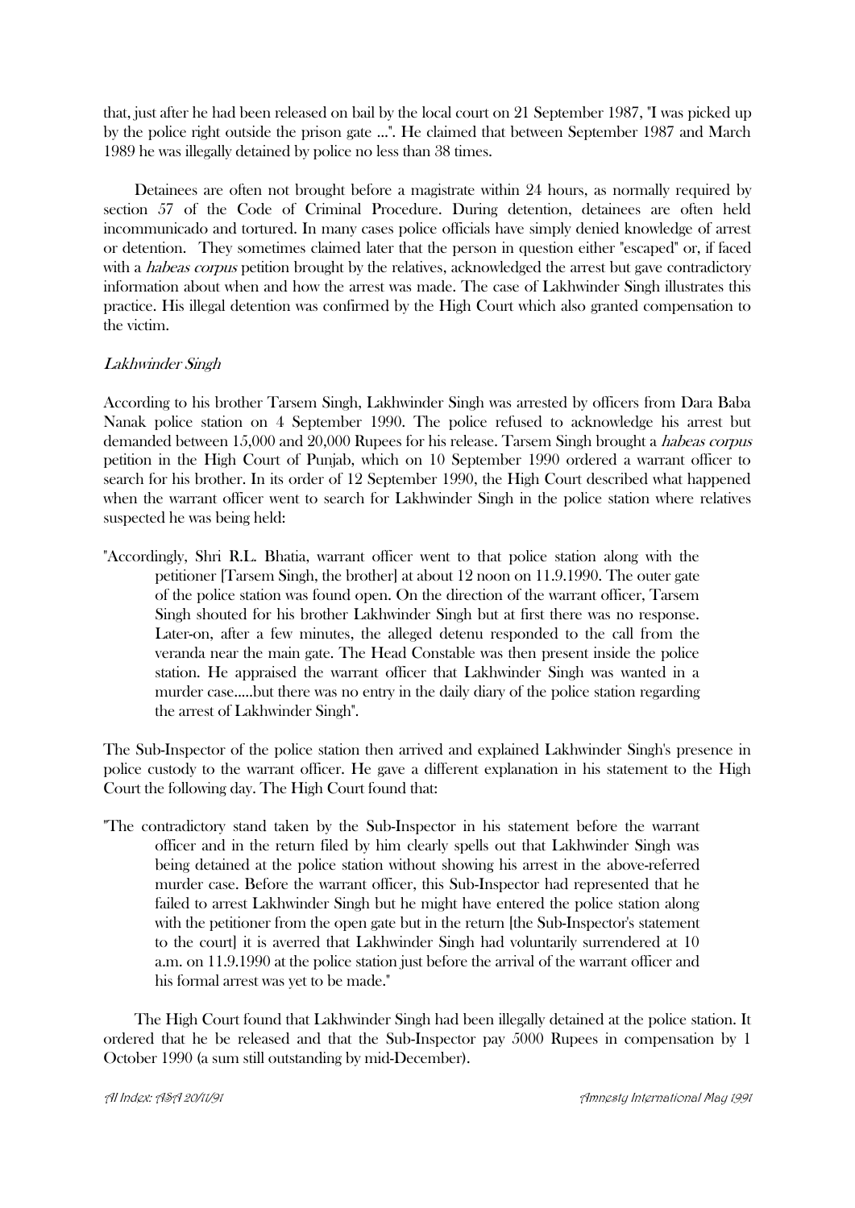that, just after he had been released on bail by the local court on 21 September 1987, "I was picked up by the police right outside the prison gate ...". He claimed that between September 1987 and March 1989 he was illegally detained by police no less than 38 times.

Detainees are often not brought before a magistrate within 24 hours, as normally required by section 57 of the Code of Criminal Procedure. During detention, detainees are often held incommunicado and tortured. In many cases police officials have simply denied knowledge of arrest or detention. They sometimes claimed later that the person in question either "escaped" or, if faced with a *habeas corpus* petition brought by the relatives, acknowledged the arrest but gave contradictory information about when and how the arrest was made. The case of Lakhwinder Singh illustrates this practice. His illegal detention was confirmed by the High Court which also granted compensation to the victim.

*Lakhwinder Singh*

According to his brother Tarsem Singh, Lakhwinder Singh was arrested by officers from Dara Baba Nanak police station on 4 September 1990. The police refused to acknowledge his arrest but demanded between 15,000 and 20,000 Rupees for his release. Tarsem Singh brought a *habeas corpus* petition in the High Court of Punjab, which on 10 September 1990 ordered a warrant officer to search for his brother. In its order of 12 September 1990, the High Court described what happened when the warrant officer went to search for Lakhwinder Singh in the police station where relatives suspected he was being held:

> "Accordingly, Shri R.L. Bhatia, warrant officer went to that police station along with the petitioner [Tarsem Singh, the brother] at about 12 noon on 11.9.1990. The outer gate of the police station was found open. On the direction of the warrant officer, Tarsem Singh shouted for his brother Lakhwinder Singh but at first there was no response. Later-on, after a few minutes, the alleged detenu responded to the call from the veranda near the main gate. The Head Constable was then present inside the police station. He appraised the warrant officer that Lakhwinder Singh was wanted in a murder case.....but there was no entry in the daily diary of the police station regarding the arrest of Lakhwinder Singh".

The Sub-Inspector of the police station then arrived and explained Lakhwinder Singh's presence in police custody to the warrant officer. He gave a different explanation in his statement to the High Court the following day. The High Court found that:

> "The contradictory stand taken by the Sub-Inspector in his statement before the warrant officer and in the return filed by him clearly spells out that Lakhwinder Singh was being detained at the police station without showing his arrest in the above-referred murder case. Before the warrant officer, this Sub-Inspector had represented that he failed to arrest Lakhwinder Singh but he might have entered the police station along with the petitioner from the open gate but in the return [the Sub-Inspector's statement to the court] it is averred that Lakhwinder Singh had voluntarily surrendered at 10 a.m. on 11.9.1990 at the police station just before the arrival of the warrant officer and his formal arrest was yet to be made."

The High Court found that Lakhwinder Singh had been illegally detained at the police station. It ordered that he be released and that the Sub-Inspector pay 5000 Rupees in compensation by 1 October 1990 (a sum still outstanding by mid-December).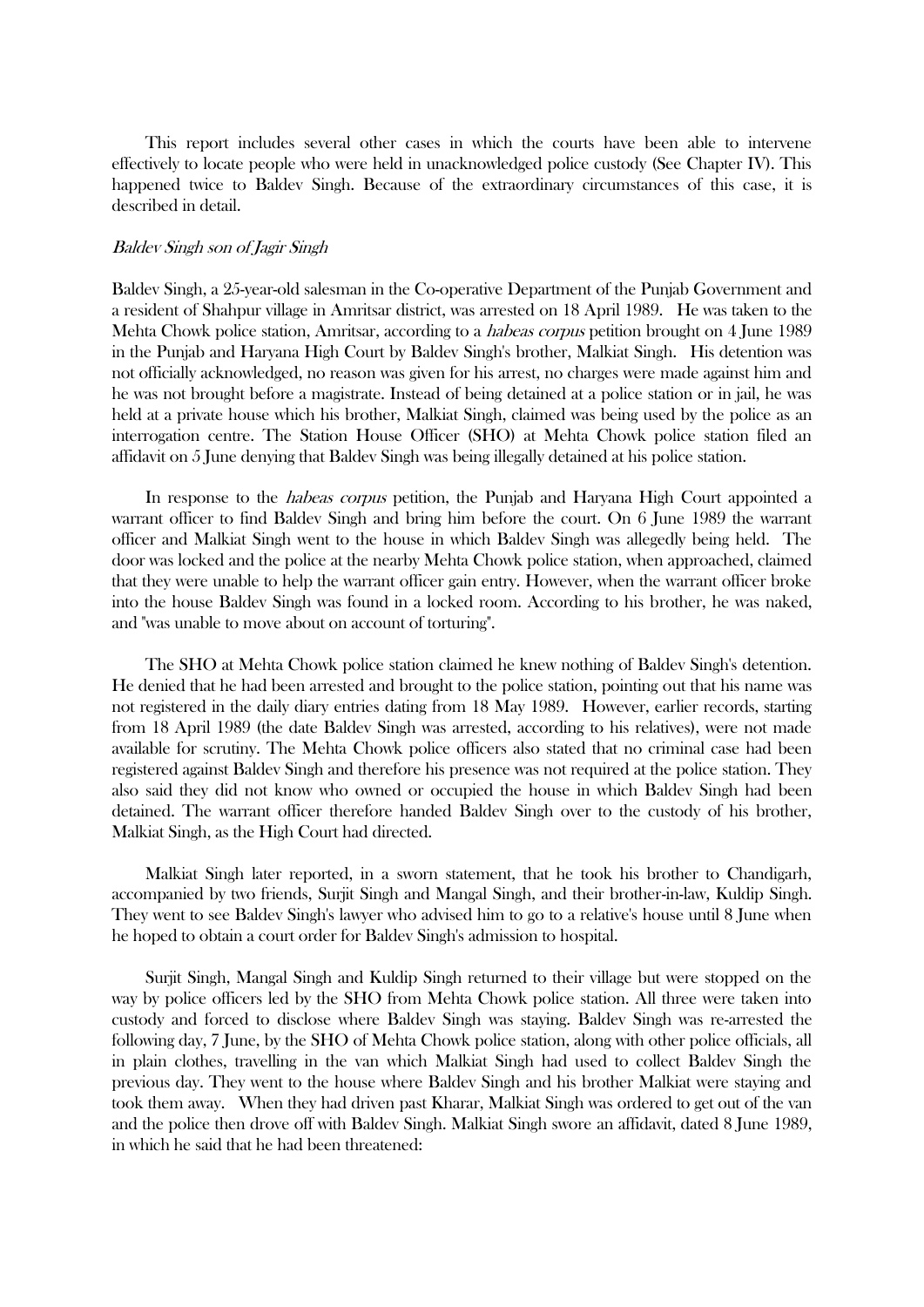This report includes several other cases in which the courts have been able to intervene effectively to locate people who were held in unacknowledged police custody (See Chapter IV). This happened twice to Baldev Singh. Because of the extraordinary circumstances of this case, it is described in detail.

### *Baldev Singh son of Jagir Singh*

Baldev Singh, a 25-year-old salesman in the Co-operative Department of the Punjab Government and a resident of Shahpur village in Amritsar district, was arrested on 18 April 1989. He was taken to the Mehta Chowk police station, Amritsar, according to a *habeas corpus* petition brought on 4 June 1989 in the Punjab and Haryana High Court by Baldev Singh's brother, Malkiat Singh. His detention was not officially acknowledged, no reason was given for his arrest, no charges were made against him and he was not brought before a magistrate. Instead of being detained at a police station or in jail, he was held at a private house which his brother, Malkiat Singh, claimed was being used by the police as an interrogation centre. The Station House Officer (SHO) at Mehta Chowk police station filed an affidavit on 5 June denying that Baldev Singh was being illegally detained at his police station.

In response to the *habeas corpus* petition, the Punjab and Haryana High Court appointed a warrant officer to find Baldev Singh and bring him before the court. On 6 June 1989 the warrant officer and Malkiat Singh went to the house in which Baldev Singh was allegedly being held. The door was locked and the police at the nearby Mehta Chowk police station, when approached, claimed that they were unable to help the warrant officer gain entry. However, when the warrant officer broke into the house Baldev Singh was found in a locked room. According to his brother, he was naked, and "was unable to move about on account of torturing".

The SHO at Mehta Chowk police station claimed he knew nothing of Baldev Singh's detention. He denied that he had been arrested and brought to the police station, pointing out that his name was not registered in the daily diary entries dating from 18 May 1989. However, earlier records, starting from 18 April 1989 (the date Baldev Singh was arrested, according to his relatives), were not made available for scrutiny. The Mehta Chowk police officers also stated that no criminal case had been registered against Baldev Singh and therefore his presence was not required at the police station. They also said they did not know who owned or occupied the house in which Baldev Singh had been detained. The warrant officer therefore handed Baldev Singh over to the custody of his brother, Malkiat Singh, as the High Court had directed.

Malkiat Singh later reported, in a sworn statement, that he took his brother to Chandigarh, accompanied by two friends, Surjit Singh and Mangal Singh, and their brother-in-law, Kuldip Singh. They went to see Baldev Singh's lawyer who advised him to go to a relative's house until 8 June when he hoped to obtain a court order for Baldev Singh's admission to hospital.

Surjit Singh, Mangal Singh and Kuldip Singh returned to their village but were stopped on the way by police officers led by the SHO from Mehta Chowk police station. All three were taken into custody and forced to disclose where Baldev Singh was staying. Baldev Singh was re-arrested the following day, 7 June, by the SHO of Mehta Chowk police station, along with other police officials, all in plain clothes, travelling in the van which Malkiat Singh had used to collect Baldev Singh the previous day. They went to the house where Baldev Singh and his brother Malkiat were staying and took them away. When they had driven past Kharar, Malkiat Singh was ordered to get out of the van and the police then drove off with Baldev Singh. Malkiat Singh swore an affidavit, dated 8 June 1989, in which he said that he had been threatened: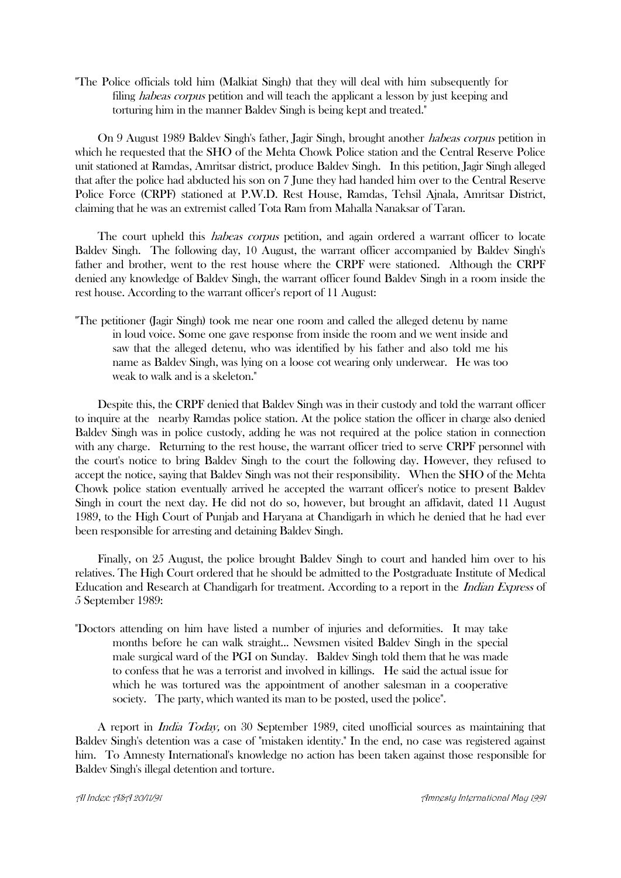"The Police officials told him (Malkiat Singh) that they will deal with him subsequently for filing *habeas corpus* petition and will teach the applicant a lesson by just keeping and torturing him in the manner Baldev Singh is being kept and treated."

On 9 August 1989 Baldev Singh's father, Jagir Singh, brought another *habeas corpus* petition in which he requested that the SHO of the Mehta Chowk Police station and the Central Reserve Police unit stationed at Ramdas, Amritsar district, produce Baldev Singh. In this petition, Jagir Singh alleged that after the police had abducted his son on 7 June they had handed him over to the Central Reserve Police Force (CRPF) stationed at P.W.D. Rest House, Ramdas, Tehsil Ajnala, Amritsar District, claiming that he was an extremist called Tota Ram from Mahalla Nanaksar of Taran.

The court upheld this *habeas corpus* petition, and again ordered a warrant officer to locate Baldev Singh. The following day, 10 August, the warrant officer accompanied by Baldev Singh's father and brother, went to the rest house where the CRPF were stationed. Although the CRPF denied any knowledge of Baldev Singh, the warrant officer found Baldev Singh in a room inside the rest house. According to the warrant officer's report of 11 August:

"The petitioner (Jagir Singh) took me near one room and called the alleged detenu by name in loud voice. Some one gave response from inside the room and we went inside and saw that the alleged detenu, who was identified by his father and also told me his name as Baldev Singh, was lying on a loose cot wearing only underwear. He was too weak to walk and is a skeleton."

Despite this, the CRPF denied that Baldev Singh was in their custody and told the warrant officer to inquire at the nearby Ramdas police station. At the police station the officer in charge also denied Baldev Singh was in police custody, adding he was not required at the police station in connection with any charge. Returning to the rest house, the warrant officer tried to serve CRPF personnel with the court's notice to bring Baldev Singh to the court the following day. However, they refused to accept the notice, saying that Baldev Singh was not their responsibility. When the SHO of the Mehta Chowk police station eventually arrived he accepted the warrant officer's notice to present Baldev Singh in court the next day. He did not do so, however, but brought an affidavit, dated 11 August 1989, to the High Court of Punjab and Haryana at Chandigarh in which he denied that he had ever been responsible for arresting and detaining Baldev Singh.

Finally, on 25 August, the police brought Baldev Singh to court and handed him over to his relatives. The High Court ordered that he should be admitted to the Postgraduate Institute of Medical Education and Research at Chandigarh for treatment. According to a report in the *Indian Express* of 5 September 1989:

"Doctors attending on him have listed a number of injuries and deformities. It may take months before he can walk straight... Newsmen visited Baldev Singh in the special male surgical ward of the PGI on Sunday. Baldev Singh told them that he was made to confess that he was a terrorist and involved in killings. He said the actual issue for which he was tortured was the appointment of another salesman in a cooperative society. The party, which wanted its man to be posted, used the police".

A report in *India Today,* on 30 September 1989, cited unofficial sources as maintaining that Baldev Singh's detention was a case of "mistaken identity." In the end, no case was registered against him. To Amnesty International's knowledge no action has been taken against those responsible for Baldev Singh's illegal detention and torture.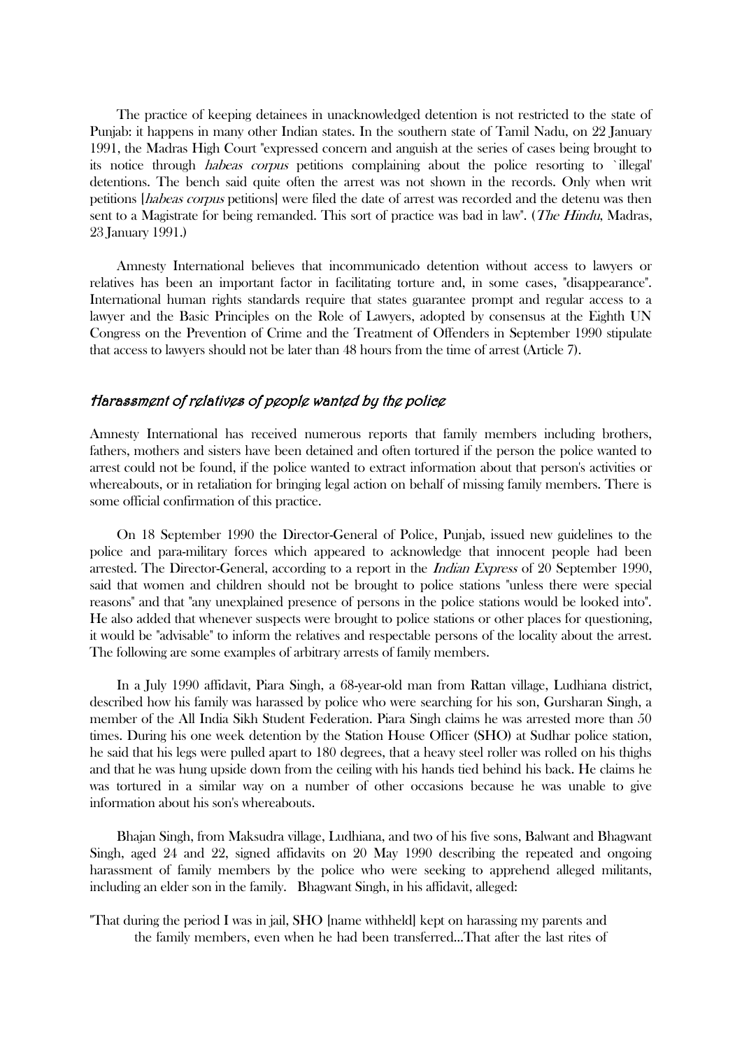The practice of keeping detainees in unacknowledged detention is not restricted to the state of Punjab: it happens in many other Indian states. In the southern state of Tamil Nadu, on 22 January 1991, the Madras High Court "expressed concern and anguish at the series of cases being brought to its notice through *habeas corpus* petitions complaining about the police resorting to `illegal' detentions. The bench said quite often the arrest was not shown in the records. Only when writ petitions [*habeas corpus* petitions] were filed the date of arrest was recorded and the detenu was then sent to a Magistrate for being remanded. This sort of practice was bad in law". (*The Hindu*, Madras, 23 January 1991.)

Amnesty International believes that incommunicado detention without access to lawyers or relatives has been an important factor in facilitating torture and, in some cases, "disappearance". International human rights standards require that states guarantee prompt and regular access to a lawyer and the Basic Principles on the Role of Lawyers, adopted by consensus at the Eighth UN Congress on the Prevention of Crime and the Treatment of Offenders in September 1990 stipulate that access to lawyers should not be later than 48 hours from the time of arrest (Article 7).

### *Harassment of relatives of people wanted by the police*

Amnesty International has received numerous reports that family members including brothers, fathers, mothers and sisters have been detained and often tortured if the person the police wanted to arrest could not be found, if the police wanted to extract information about that person's activities or whereabouts, or in retaliation for bringing legal action on behalf of missing family members. There is some official confirmation of this practice.

On 18 September 1990 the Director-General of Police, Punjab, issued new guidelines to the police and para-military forces which appeared to acknowledge that innocent people had been arrested. The Director-General, according to a report in the *Indian Express* of 20 September 1990, said that women and children should not be brought to police stations "unless there were special reasons" and that "any unexplained presence of persons in the police stations would be looked into". He also added that whenever suspects were brought to police stations or other places for questioning, it would be "advisable" to inform the relatives and respectable persons of the locality about the arrest. The following are some examples of arbitrary arrests of family members.

In a July 1990 affidavit, Piara Singh, a 68-year-old man from Rattan village, Ludhiana district, described how his family was harassed by police who were searching for his son, Gursharan Singh, a member of the All India Sikh Student Federation. Piara Singh claims he was arrested more than 50 times. During his one week detention by the Station House Officer (SHO) at Sudhar police station, he said that his legs were pulled apart to 180 degrees, that a heavy steel roller was rolled on his thighs and that he was hung upside down from the ceiling with his hands tied behind his back. He claims he was tortured in a similar way on a number of other occasions because he was unable to give information about his son's whereabouts.

Bhajan Singh, from Maksudra village, Ludhiana, and two of his five sons, Balwant and Bhagwant Singh, aged 24 and 22, signed affidavits on 20 May 1990 describing the repeated and ongoing harassment of family members by the police who were seeking to apprehend alleged militants, including an elder son in the family. Bhagwant Singh, in his affidavit, alleged:

> "That during the period I was in jail, SHO [name withheld] kept on harassing my parents and the family members, even when he had been transferred...That after the last rites of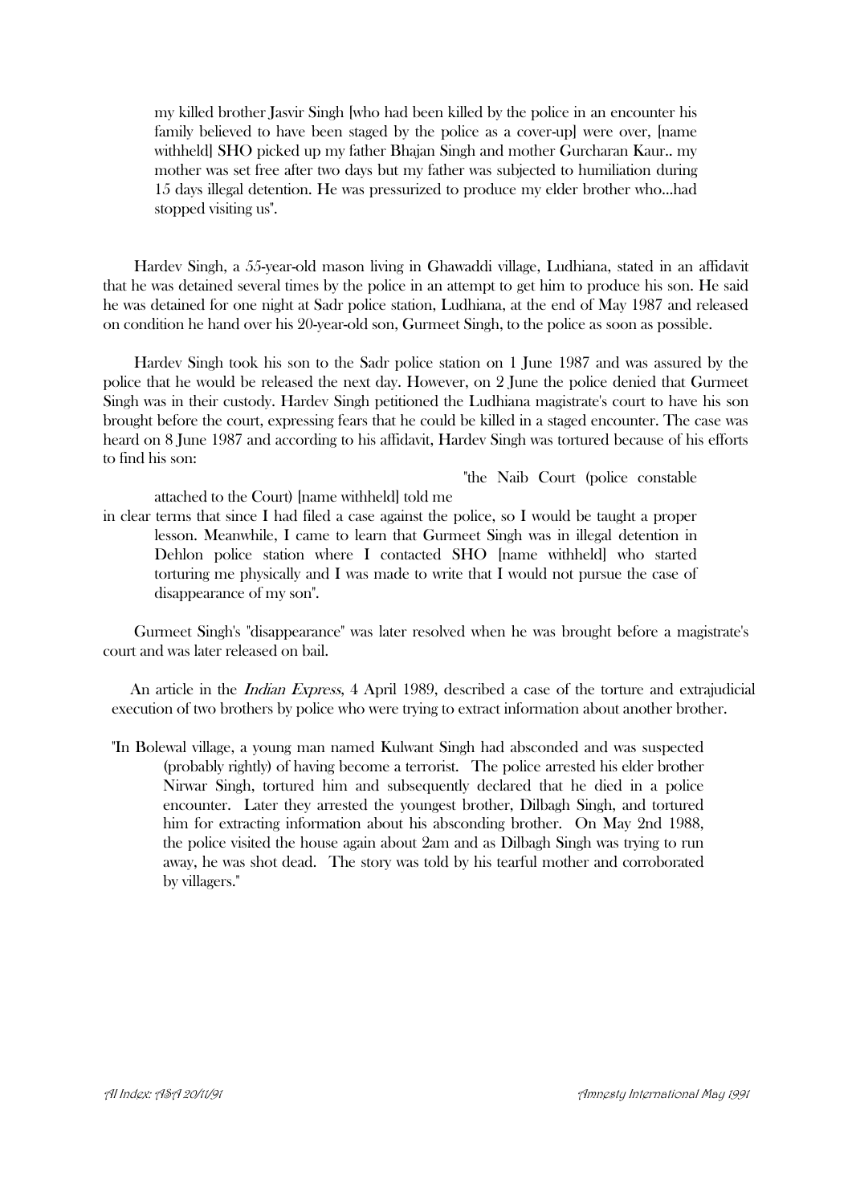> my killed brother Jasvir Singh [who had been killed by the police in an encounter his family believed to have been staged by the police as a cover-up] were over, [name withheld] SHO picked up my father Bhajan Singh and mother Gurcharan Kaur.. my mother was set free after two days but my father was subjected to humiliation during 15 days illegal detention. He was pressurized to produce my elder brother who...had stopped visiting us".

Hardev Singh, a 55-year-old mason living in Ghawaddi village, Ludhiana, stated in an affidavit that he was detained several times by the police in an attempt to get him to produce his son. He said he was detained for one night at Sadr police station, Ludhiana, at the end of May 1987 and released on condition he hand over his 20-year-old son, Gurmeet Singh, to the police as soon as possible.

Hardev Singh took his son to the Sadr police station on 1 June 1987 and was assured by the police that he would be released the next day. However, on 2 June the police denied that Gurmeet Singh was in their custody. Hardev Singh petitioned the Ludhiana magistrate's court to have his son brought before the court, expressing fears that he could be killed in a staged encounter. The case was heard on 8 June 1987 and according to his affidavit, Hardev Singh was tortured because of his efforts to find his son:

> "the Naib Court (police constable attached to the Court) [name withheld] told me in clear terms that since I had filed a case against the police, so I would be taught a proper lesson. Meanwhile, I came to learn that Gurmeet Singh was in illegal detention in Dehlon police station where I contacted SHO [name withheld] who started torturing me physically and I was made to write that I would not pursue the case of disappearance of my son".

Gurmeet Singh's "disappearance" was later resolved when he was brought before a magistrate's court and was later released on bail.

An article in the *Indian Express*, 4 April 1989, described a case of the torture and extrajudicial execution of two brothers by police who were trying to extract information about another brother.

> "In Bolewal village, a young man named Kulwant Singh had absconded and was suspected (probably rightly) of having become a terrorist. The police arrested his elder brother Nirwar Singh, tortured him and subsequently declared that he died in a police encounter. Later they arrested the youngest brother, Dilbagh Singh, and tortured him for extracting information about his absconding brother. On May 2nd 1988, the police visited the house again about 2am and as Dilbagh Singh was trying to run away, he was shot dead. The story was told by his tearful mother and corroborated by villagers."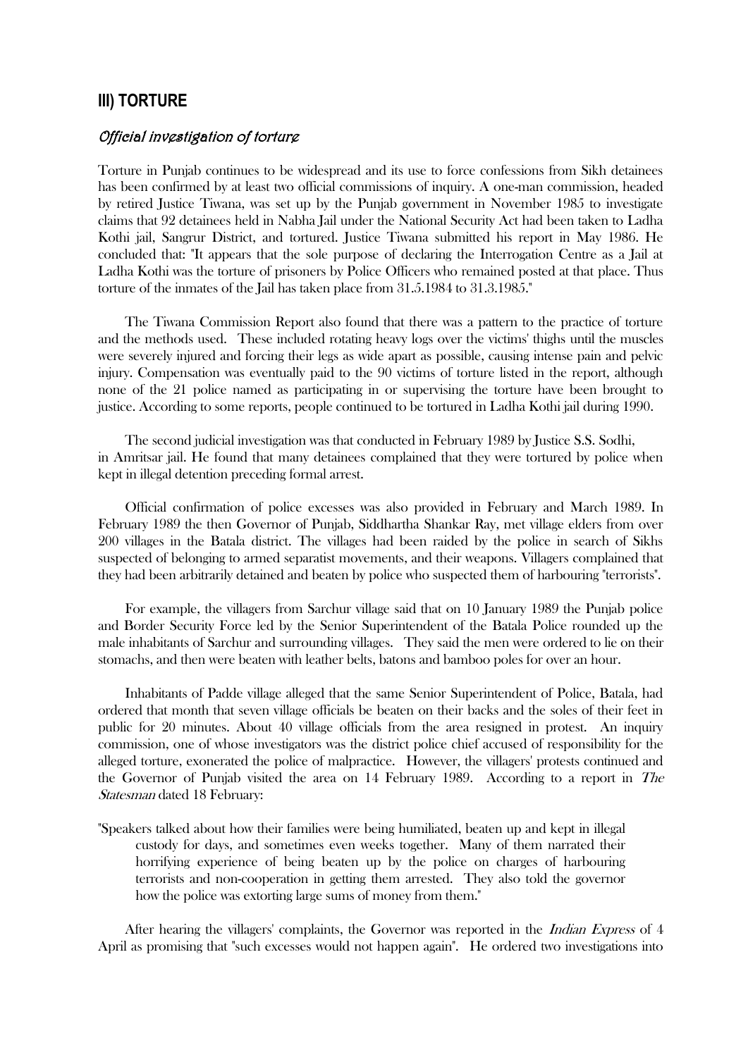## III) TORTURE

### *Official investigation of torture*

Torture in Punjab continues to be widespread and its use to force confessions from Sikh detainees has been confirmed by at least two official commissions of inquiry. A one-man commission, headed by retired Justice Tiwana, was set up by the Punjab government in November 1985 to investigate claims that 92 detainees held in Nabha Jail under the National Security Act had been taken to Ladha Kothi jail, Sangrur District, and tortured. Justice Tiwana submitted his report in May 1986. He concluded that: "It appears that the sole purpose of declaring the Interrogation Centre as a Jail at Ladha Kothi was the torture of prisoners by Police Officers who remained posted at that place. Thus torture of the inmates of the Jail has taken place from 31.5.1984 to 31.3.1985."

The Tiwana Commission Report also found that there was a pattern to the practice of torture and the methods used. These included rotating heavy logs over the victims' thighs until the muscles were severely injured and forcing their legs as wide apart as possible, causing intense pain and pelvic injury. Compensation was eventually paid to the 90 victims of torture listed in the report, although none of the 21 police named as participating in or supervising the torture have been brought to justice. According to some reports, people continued to be tortured in Ladha Kothi jail during 1990.

The second judicial investigation was that conducted in February 1989 by Justice S.S. Sodhi, in Amritsar jail. He found that many detainees complained that they were tortured by police when kept in illegal detention preceding formal arrest.

Official confirmation of police excesses was also provided in February and March 1989. In February 1989 the then Governor of Punjab, Siddhartha Shankar Ray, met village elders from over 200 villages in the Batala district. The villages had been raided by the police in search of Sikhs suspected of belonging to armed separatist movements, and their weapons. Villagers complained that they had been arbitrarily detained and beaten by police who suspected them of harbouring "terrorists".

For example, the villagers from Sarchur village said that on 10 January 1989 the Punjab police and Border Security Force led by the Senior Superintendent of the Batala Police rounded up the male inhabitants of Sarchur and surrounding villages. They said the men were ordered to lie on their stomachs, and then were beaten with leather belts, batons and bamboo poles for over an hour.

Inhabitants of Padde village alleged that the same Senior Superintendent of Police, Batala, had ordered that month that seven village officials be beaten on their backs and the soles of their feet in public for 20 minutes. About 40 village officials from the area resigned in protest. An inquiry commission, one of whose investigators was the district police chief accused of responsibility for the alleged torture, exonerated the police of malpractice. However, the villagers' protests continued and the Governor of Punjab visited the area on 14 February 1989. According to a report in *The Statesman* dated 18 February:

> "Speakers talked about how their families were being humiliated, beaten up and kept in illegal custody for days, and sometimes even weeks together. Many of them narrated their horrifying experience of being beaten up by the police on charges of harbouring terrorists and non-cooperation in getting them arrested. They also told the governor how the police was extorting large sums of money from them."

After hearing the villagers' complaints, the Governor was reported in the *Indian Express* of 4 April as promising that "such excesses would not happen again". He ordered two investigations into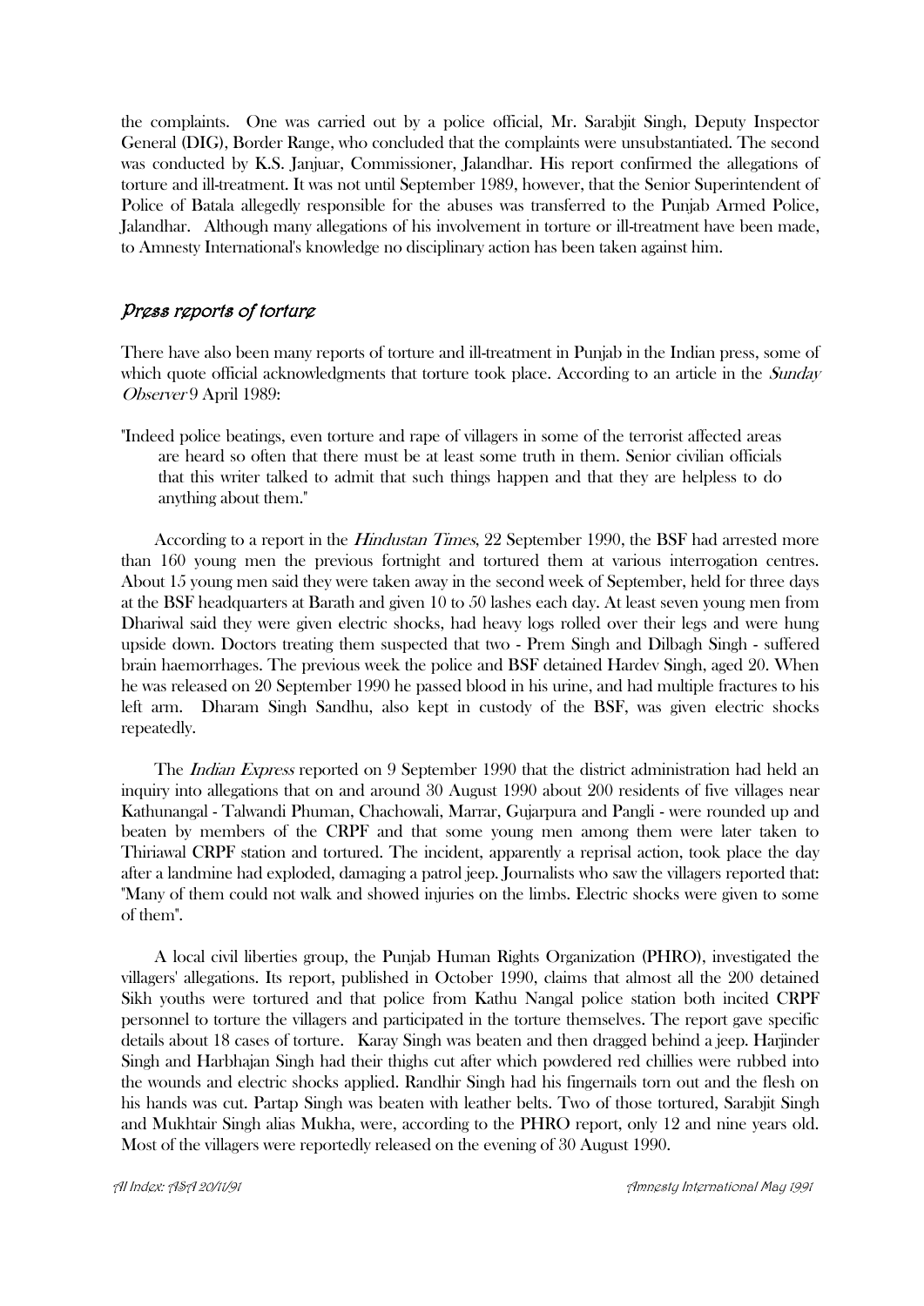the complaints. One was carried out by a police official, Mr. Sarabjit Singh, Deputy Inspector General (DIG), Border Range, who concluded that the complaints were unsubstantiated. The second was conducted by K.S. Janjuar, Commissioner, Jalandhar. His report confirmed the allegations of torture and ill-treatment. It was not until September 1989, however, that the Senior Superintendent of Police of Batala allegedly responsible for the abuses was transferred to the Punjab Armed Police, Jalandhar. Although many allegations of his involvement in torture or ill-treatment have been made, to Amnesty International's knowledge no disciplinary action has been taken against him.

### *Press reports of torture*

There have also been many reports of torture and ill-treatment in Punjab in the Indian press, some of which quote official acknowledgments that torture took place. According to an article in the *Sunday Observer* 9 April 1989:

> "Indeed police beatings, even torture and rape of villagers in some of the terrorist affected areas are heard so often that there must be at least some truth in them. Senior civilian officials that this writer talked to admit that such things happen and that they are helpless to do anything about them."

According to a report in the *Hindustan Times*, 22 September 1990, the BSF had arrested more than 160 young men the previous fortnight and tortured them at various interrogation centres. About 15 young men said they were taken away in the second week of September, held for three days at the BSF headquarters at Barath and given 10 to 50 lashes each day. At least seven young men from Dhariwal said they were given electric shocks, had heavy logs rolled over their legs and were hung upside down. Doctors treating them suspected that two - Prem Singh and Dilbagh Singh - suffered brain haemorrhages. The previous week the police and BSF detained Hardev Singh, aged 20. When he was released on 20 September 1990 he passed blood in his urine, and had multiple fractures to his left arm. Dharam Singh Sandhu, also kept in custody of the BSF, was given electric shocks repeatedly.

The *Indian Express* reported on 9 September 1990 that the district administration had held an inquiry into allegations that on and around 30 August 1990 about 200 residents of five villages near Kathunangal - Talwandi Phuman, Chachowali, Marrar, Gujarpura and Pangli - were rounded up and beaten by members of the CRPF and that some young men among them were later taken to Thiriawal CRPF station and tortured. The incident, apparently a reprisal action, took place the day after a landmine had exploded, damaging a patrol jeep. Journalists who saw the villagers reported that: "Many of them could not walk and showed injuries on the limbs. Electric shocks were given to some of them".

A local civil liberties group, the Punjab Human Rights Organization (PHRO), investigated the villagers' allegations. Its report, published in October 1990, claims that almost all the 200 detained Sikh youths were tortured and that police from Kathu Nangal police station both incited CRPF personnel to torture the villagers and participated in the torture themselves. The report gave specific details about 18 cases of torture. Karay Singh was beaten and then dragged behind a jeep. Harjinder Singh and Harbhajan Singh had their thighs cut after which powdered red chillies were rubbed into the wounds and electric shocks applied. Randhir Singh had his fingernails torn out and the flesh on his hands was cut. Partap Singh was beaten with leather belts. Two of those tortured, Sarabjit Singh and Mukhtair Singh alias Mukha, were, according to the PHRO report, only 12 and nine years old. Most of the villagers were reportedly released on the evening of 30 August 1990.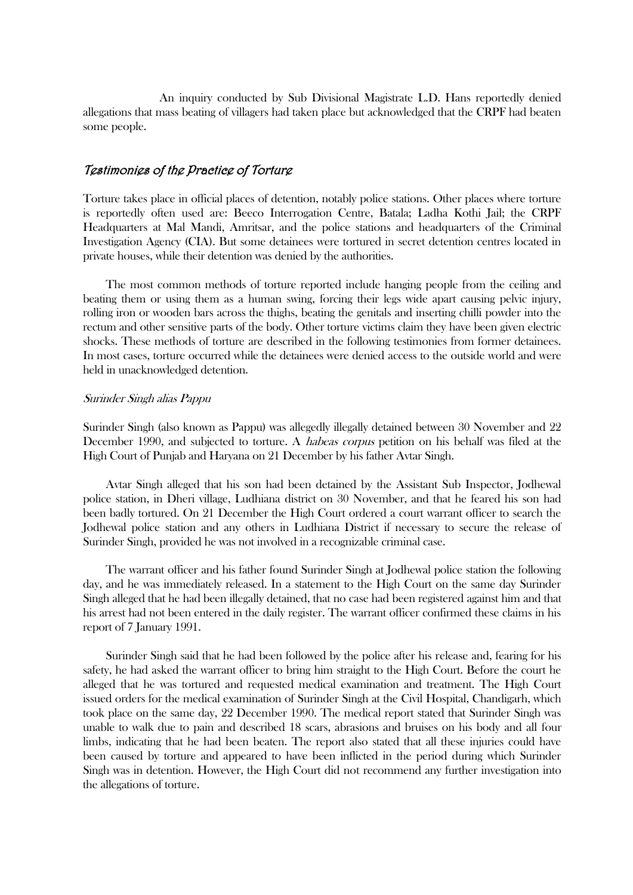An inquiry conducted by Sub Divisional Magistrate L.D. Hans reportedly denied allegations that mass beating of villagers had taken place but acknowledged that the CRPF had beaten some people.

## *Testimonies of the Practice of Torture*

Torture takes place in official places of detention, notably police stations. Other places where torture is reportedly often used are: Beeco Interrogation Centre, Batala; Ladha Kothi Jail; the CRPF Headquarters at Mal Mandi, Amritsar, and the police stations and headquarters of the Criminal Investigation Agency (CIA). But some detainees were tortured in secret detention centres located in private houses, while their detention was denied by the authorities.

The most common methods of torture reported include hanging people from the ceiling and beating them or using them as a human swing, forcing their legs wide apart causing pelvic injury, rolling iron or wooden bars across the thighs, beating the genitals and inserting chilli powder into the rectum and other sensitive parts of the body. Other torture victims claim they have been given electric shocks. These methods of torture are described in the following testimonies from former detainees. In most cases, torture occurred while the detainees were denied access to the outside world and were held in unacknowledged detention.

### *Surinder Singh alias Pappu*

Surinder Singh (also known as Pappu) was allegedly illegally detained between 30 November and 22 December 1990, and subjected to torture. A *habeas corpus* petition on his behalf was filed at the High Court of Punjab and Haryana on 21 December by his father Avtar Singh.

Avtar Singh alleged that his son had been detained by the Assistant Sub Inspector, Jodhewal police station, in Dheri village, Ludhiana district on 30 November, and that he feared his son had been badly tortured. On 21 December the High Court ordered a court warrant officer to search the Jodhewal police station and any others in Ludhiana District if necessary to secure the release of Surinder Singh, provided he was not involved in a recognizable criminal case.

The warrant officer and his father found Surinder Singh at Jodhewal police station the following day, and he was immediately released. In a statement to the High Court on the same day Surinder Singh alleged that he had been illegally detained, that no case had been registered against him and that his arrest had not been entered in the daily register. The warrant officer confirmed these claims in his report of 7 January 1991.

Surinder Singh said that he had been followed by the police after his release and, fearing for his safety, he had asked the warrant officer to bring him straight to the High Court. Before the court he alleged that he was tortured and requested medical examination and treatment. The High Court issued orders for the medical examination of Surinder Singh at the Civil Hospital, Chandigarh, which took place on the same day, 22 December 1990. The medical report stated that Surinder Singh was unable to walk due to pain and described 18 scars, abrasions and bruises on his body and all four limbs, indicating that he had been beaten. The report also stated that all these injuries could have been caused by torture and appeared to have been inflicted in the period during which Surinder Singh was in detention. However, the High Court did not recommend any further investigation into the allegations of torture.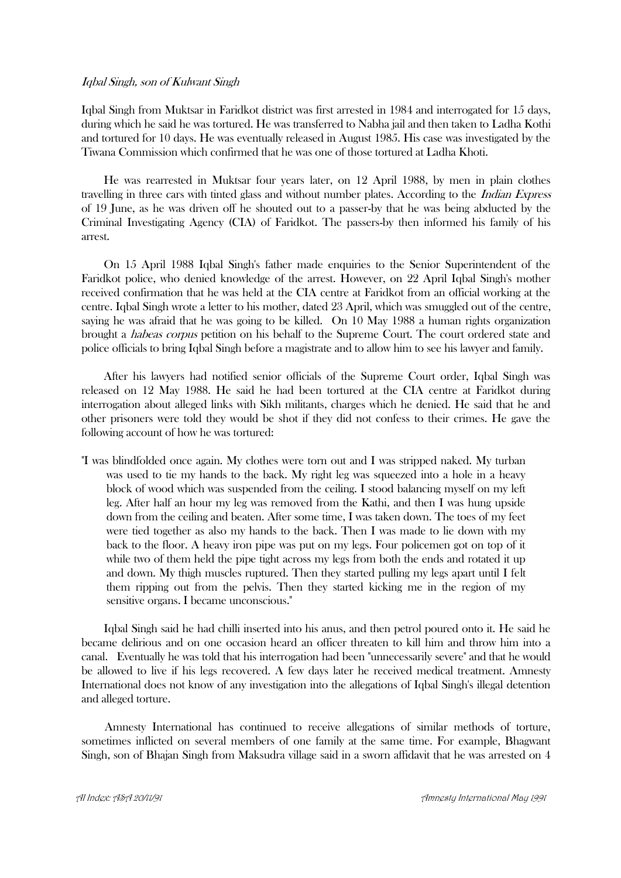*Iqbal Singh, son of Kulwant Singh*

Iqbal Singh from Muktsar in Faridkot district was first arrested in 1984 and interrogated for 15 days, during which he said he was tortured. He was transferred to Nabha jail and then taken to Ladha Kothi and tortured for 10 days. He was eventually released in August 1985. His case was investigated by the Tiwana Commission which confirmed that he was one of those tortured at Ladha Khoti.

He was rearrested in Muktsar four years later, on 12 April 1988, by men in plain clothes travelling in three cars with tinted glass and without number plates. According to the *Indian Express* of 19 June, as he was driven off he shouted out to a passer-by that he was being abducted by the Criminal Investigating Agency (CIA) of Faridkot. The passers-by then informed his family of his arrest.

On 15 April 1988 Iqbal Singh's father made enquiries to the Senior Superintendent of the Faridkot police, who denied knowledge of the arrest. However, on 22 April Iqbal Singh's mother received confirmation that he was held at the CIA centre at Faridkot from an official working at the centre. Iqbal Singh wrote a letter to his mother, dated 23 April, which was smuggled out of the centre, saying he was afraid that he was going to be killed. On 10 May 1988 a human rights organization brought a *habeas corpus* petition on his behalf to the Supreme Court. The court ordered state and police officials to bring Iqbal Singh before a magistrate and to allow him to see his lawyer and family.

After his lawyers had notified senior officials of the Supreme Court order, Iqbal Singh was released on 12 May 1988. He said he had been tortured at the CIA centre at Faridkot during interrogation about alleged links with Sikh militants, charges which he denied. He said that he and other prisoners were told they would be shot if they did not confess to their crimes. He gave the following account of how he was tortured:

> "I was blindfolded once again. My clothes were torn out and I was stripped naked. My turban was used to tie my hands to the back. My right leg was squeezed into a hole in a heavy block of wood which was suspended from the ceiling. I stood balancing myself on my left leg. After half an hour my leg was removed from the Kathi, and then I was hung upside down from the ceiling and beaten. After some time, I was taken down. The toes of my feet were tied together as also my hands to the back. Then I was made to lie down with my back to the floor. A heavy iron pipe was put on my legs. Four policemen got on top of it while two of them held the pipe tight across my legs from both the ends and rotated it up and down. My thigh muscles ruptured. Then they started pulling my legs apart until I felt them ripping out from the pelvis. Then they started kicking me in the region of my sensitive organs. I became unconscious."

Iqbal Singh said he had chilli inserted into his anus, and then petrol poured onto it. He said he became delirious and on one occasion heard an officer threaten to kill him and throw him into a canal. Eventually he was told that his interrogation had been "unnecessarily severe" and that he would be allowed to live if his legs recovered. A few days later he received medical treatment. Amnesty International does not know of any investigation into the allegations of Iqbal Singh's illegal detention and alleged torture.

Amnesty International has continued to receive allegations of similar methods of torture, sometimes inflicted on several members of one family at the same time. For example, Bhagwant Singh, son of Bhajan Singh from Maksudra village said in a sworn affidavit that he was arrested on 4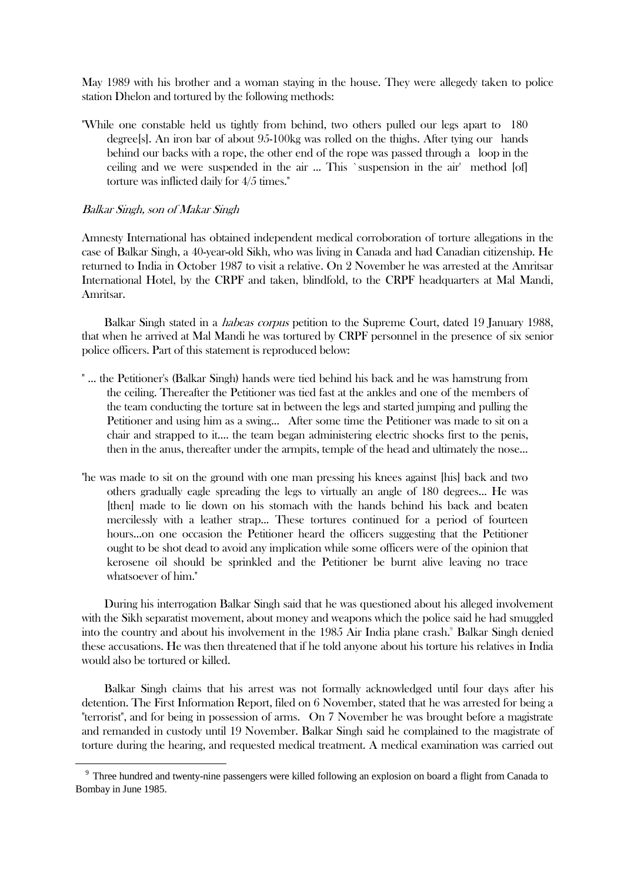May 1989 with his brother and a woman staying in the house. They were allegedy taken to police station Dhelon and tortured by the following methods:

> "While one constable held us tightly from behind, two others pulled our legs apart to 180 degree[s]. An iron bar of about 95-100kg was rolled on the thighs. After tying our hands behind our backs with a rope, the other end of the rope was passed through a loop in the ceiling and we were suspended in the air ... This `suspension in the air' method [of] torture was inflicted daily for 4/5 times."

*Balkar Singh, son of Makar Singh*

Amnesty International has obtained independent medical corroboration of torture allegations in the case of Balkar Singh, a 40-year-old Sikh, who was living in Canada and had Canadian citizenship. He returned to India in October 1987 to visit a relative. On 2 November he was arrested at the Amritsar International Hotel, by the CRPF and taken, blindfold, to the CRPF headquarters at Mal Mandi, Amritsar.

Balkar Singh stated in a *habeas corpus* petition to the Supreme Court, dated 19 January 1988, that when he arrived at Mal Mandi he was tortured by CRPF personnel in the presence of six senior police officers. Part of this statement is reproduced below:

> " ... the Petitioner's (Balkar Singh) hands were tied behind his back and he was hamstrung from the ceiling. Thereafter the Petitioner was tied fast at the ankles and one of the members of the team conducting the torture sat in between the legs and started jumping and pulling the Petitioner and using him as a swing... After some time the Petitioner was made to sit on a chair and strapped to it.... the team began administering electric shocks first to the penis, then in the anus, thereafter under the armpits, temple of the head and ultimately the nose...

> "he was made to sit on the ground with one man pressing his knees against [his] back and two others gradually eagle spreading the legs to virtually an angle of 180 degrees... He was [then] made to lie down on his stomach with the hands behind his back and beaten mercilessly with a leather strap... These tortures continued for a period of fourteen hours...on one occasion the Petitioner heard the officers suggesting that the Petitioner ought to be shot dead to avoid any implication while some officers were of the opinion that kerosene oil should be sprinkled and the Petitioner be burnt alive leaving no trace whatsoever of him."

During his interrogation Balkar Singh said that he was questioned about his alleged involvement with the Sikh separatist movement, about money and weapons which the police said he had smuggled into the country and about his involvement in the 1985 Air India plane crash.[9] Balkar Singh denied these accusations. He was then threatened that if he told anyone about his torture his relatives in India would also be tortured or killed.

Balkar Singh claims that his arrest was not formally acknowledged until four days after his detention. The First Information Report, filed on 6 November, stated that he was arrested for being a "terrorist", and for being in possession of arms. On 7 November he was brought before a magistrate and remanded in custody until 19 November. Balkar Singh said he complained to the magistrate of torture during the hearing, and requested medical treatment. A medical examination was carried out

---

[9] Three hundred and twenty-nine passengers were killed following an explosion on board a flight from Canada to Bombay in June 1985.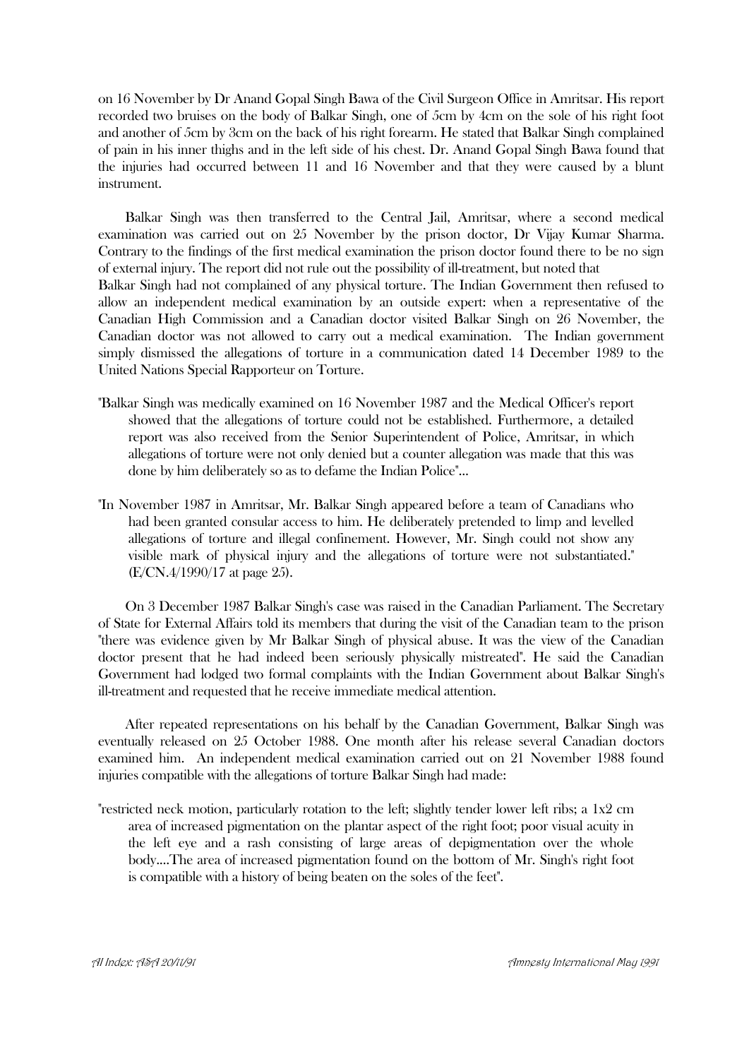on 16 November by Dr Anand Gopal Singh Bawa of the Civil Surgeon Office in Amritsar. His report recorded two bruises on the body of Balkar Singh, one of 5cm by 4cm on the sole of his right foot and another of 5cm by 3cm on the back of his right forearm. He stated that Balkar Singh complained of pain in his inner thighs and in the left side of his chest. Dr. Anand Gopal Singh Bawa found that the injuries had occurred between 11 and 16 November and that they were caused by a blunt instrument.

Balkar Singh was then transferred to the Central Jail, Amritsar, where a second medical examination was carried out on 25 November by the prison doctor, Dr Vijay Kumar Sharma. Contrary to the findings of the first medical examination the prison doctor found there to be no sign of external injury. The report did not rule out the possibility of ill-treatment, but noted that Balkar Singh had not complained of any physical torture. The Indian Government then refused to allow an independent medical examination by an outside expert: when a representative of the Canadian High Commission and a Canadian doctor visited Balkar Singh on 26 November, the Canadian doctor was not allowed to carry out a medical examination. The Indian government simply dismissed the allegations of torture in a communication dated 14 December 1989 to the United Nations Special Rapporteur on Torture.

> "Balkar Singh was medically examined on 16 November 1987 and the Medical Officer's report showed that the allegations of torture could not be established. Furthermore, a detailed report was also received from the Senior Superintendent of Police, Amritsar, in which allegations of torture were not only denied but a counter allegation was made that this was done by him deliberately so as to defame the Indian Police"...

> "In November 1987 in Amritsar, Mr. Balkar Singh appeared before a team of Canadians who had been granted consular access to him. He deliberately pretended to limp and levelled allegations of torture and illegal confinement. However, Mr. Singh could not show any visible mark of physical injury and the allegations of torture were not substantiated." (E/CN.4/1990/17 at page 25).

On 3 December 1987 Balkar Singh's case was raised in the Canadian Parliament. The Secretary of State for External Affairs told its members that during the visit of the Canadian team to the prison "there was evidence given by Mr Balkar Singh of physical abuse. It was the view of the Canadian doctor present that he had indeed been seriously physically mistreated". He said the Canadian Government had lodged two formal complaints with the Indian Government about Balkar Singh's ill-treatment and requested that he receive immediate medical attention.

After repeated representations on his behalf by the Canadian Government, Balkar Singh was eventually released on 25 October 1988. One month after his release several Canadian doctors examined him. An independent medical examination carried out on 21 November 1988 found injuries compatible with the allegations of torture Balkar Singh had made:

> "restricted neck motion, particularly rotation to the left; slightly tender lower left ribs; a 1x2 cm area of increased pigmentation on the plantar aspect of the right foot; poor visual acuity in the left eye and a rash consisting of large areas of depigmentation over the whole body....The area of increased pigmentation found on the bottom of Mr. Singh's right foot is compatible with a history of being beaten on the soles of the feet".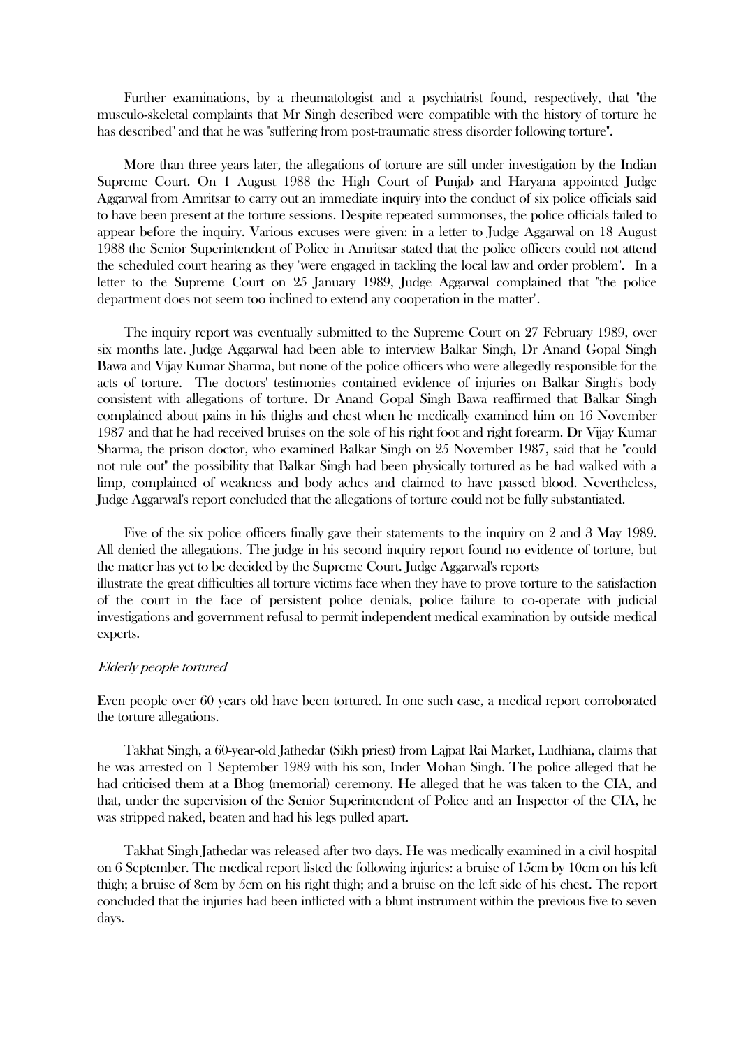Further examinations, by a rheumatologist and a psychiatrist found, respectively, that "the musculo-skeletal complaints that Mr Singh described were compatible with the history of torture he has described" and that he was "suffering from post-traumatic stress disorder following torture".

More than three years later, the allegations of torture are still under investigation by the Indian Supreme Court. On 1 August 1988 the High Court of Punjab and Haryana appointed Judge Aggarwal from Amritsar to carry out an immediate inquiry into the conduct of six police officials said to have been present at the torture sessions. Despite repeated summonses, the police officials failed to appear before the inquiry. Various excuses were given: in a letter to Judge Aggarwal on 18 August 1988 the Senior Superintendent of Police in Amritsar stated that the police officers could not attend the scheduled court hearing as they "were engaged in tackling the local law and order problem". In a letter to the Supreme Court on 25 January 1989, Judge Aggarwal complained that "the police department does not seem too inclined to extend any cooperation in the matter".

The inquiry report was eventually submitted to the Supreme Court on 27 February 1989, over six months late. Judge Aggarwal had been able to interview Balkar Singh, Dr Anand Gopal Singh Bawa and Vijay Kumar Sharma, but none of the police officers who were allegedly responsible for the acts of torture. The doctors' testimonies contained evidence of injuries on Balkar Singh's body consistent with allegations of torture. Dr Anand Gopal Singh Bawa reaffirmed that Balkar Singh complained about pains in his thighs and chest when he medically examined him on 16 November 1987 and that he had received bruises on the sole of his right foot and right forearm. Dr Vijay Kumar Sharma, the prison doctor, who examined Balkar Singh on 25 November 1987, said that he "could not rule out" the possibility that Balkar Singh had been physically tortured as he had walked with a limp, complained of weakness and body aches and claimed to have passed blood. Nevertheless, Judge Aggarwal's report concluded that the allegations of torture could not be fully substantiated.

Five of the six police officers finally gave their statements to the inquiry on 2 and 3 May 1989. All denied the allegations. The judge in his second inquiry report found no evidence of torture, but the matter has yet to be decided by the Supreme Court. Judge Aggarwal's reports illustrate the great difficulties all torture victims face when they have to prove torture to the satisfaction of the court in the face of persistent police denials, police failure to co-operate with judicial investigations and government refusal to permit independent medical examination by outside medical experts.

*Elderly people tortured*

Even people over 60 years old have been tortured. In one such case, a medical report corroborated the torture allegations.

Takhat Singh, a 60-year-old Jathedar (Sikh priest) from Lajpat Rai Market, Ludhiana, claims that he was arrested on 1 September 1989 with his son, Inder Mohan Singh. The police alleged that he had criticised them at a Bhog (memorial) ceremony. He alleged that he was taken to the CIA, and that, under the supervision of the Senior Superintendent of Police and an Inspector of the CIA, he was stripped naked, beaten and had his legs pulled apart.

Takhat Singh Jathedar was released after two days. He was medically examined in a civil hospital on 6 September. The medical report listed the following injuries: a bruise of 15cm by 10cm on his left thigh; a bruise of 8cm by 5cm on his right thigh; and a bruise on the left side of his chest. The report concluded that the injuries had been inflicted with a blunt instrument within the previous five to seven days.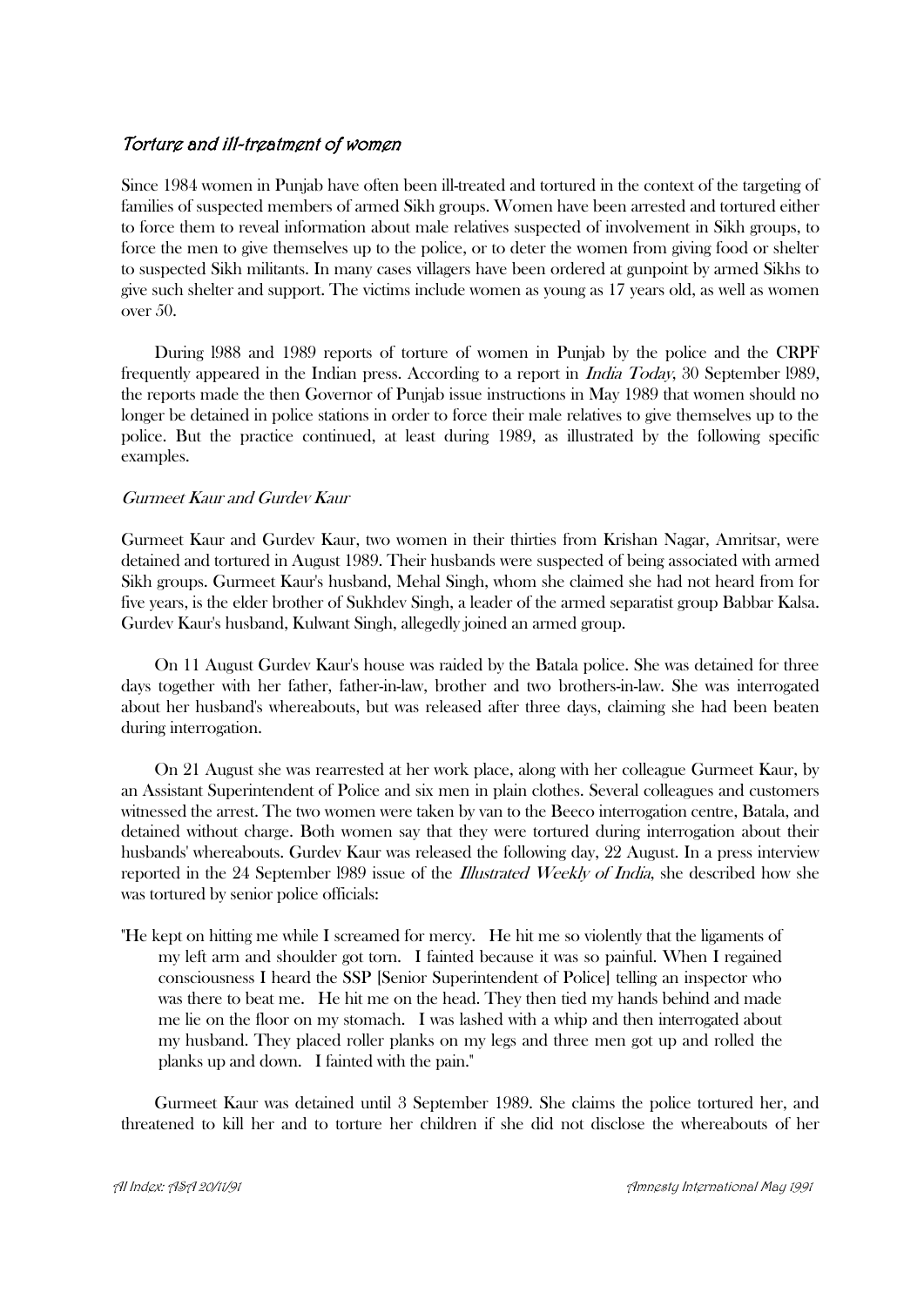## *Torture and ill-treatment of women*

Since 1984 women in Punjab have often been ill-treated and tortured in the context of the targeting of families of suspected members of armed Sikh groups. Women have been arrested and tortured either to force them to reveal information about male relatives suspected of involvement in Sikh groups, to force the men to give themselves up to the police, or to deter the women from giving food or shelter to suspected Sikh militants. In many cases villagers have been ordered at gunpoint by armed Sikhs to give such shelter and support. The victims include women as young as 17 years old, as well as women over 50.

During 1988 and 1989 reports of torture of women in Punjab by the police and the CRPF frequently appeared in the Indian press. According to a report in *India Today*, 30 September 1989, the reports made the then Governor of Punjab issue instructions in May 1989 that women should no longer be detained in police stations in order to force their male relatives to give themselves up to the police. But the practice continued, at least during 1989, as illustrated by the following specific examples.

### *Gurmeet Kaur and Gurdev Kaur*

Gurmeet Kaur and Gurdev Kaur, two women in their thirties from Krishan Nagar, Amritsar, were detained and tortured in August 1989. Their husbands were suspected of being associated with armed Sikh groups. Gurmeet Kaur's husband, Mehal Singh, whom she claimed she had not heard from for five years, is the elder brother of Sukhdev Singh, a leader of the armed separatist group Babbar Kalsa. Gurdev Kaur's husband, Kulwant Singh, allegedly joined an armed group.

On 11 August Gurdev Kaur's house was raided by the Batala police. She was detained for three days together with her father, father-in-law, brother and two brothers-in-law. She was interrogated about her husband's whereabouts, but was released after three days, claiming she had been beaten during interrogation.

On 21 August she was rearrested at her work place, along with her colleague Gurmeet Kaur, by an Assistant Superintendent of Police and six men in plain clothes. Several colleagues and customers witnessed the arrest. The two women were taken by van to the Beeco interrogation centre, Batala, and detained without charge. Both women say that they were tortured during interrogation about their husbands' whereabouts. Gurdev Kaur was released the following day, 22 August. In a press interview reported in the 24 September 1989 issue of the *Illustrated Weekly of India*, she described how she was tortured by senior police officials:

> "He kept on hitting me while I screamed for mercy. He hit me so violently that the ligaments of my left arm and shoulder got torn. I fainted because it was so painful. When I regained consciousness I heard the SSP [Senior Superintendent of Police] telling an inspector who was there to beat me. He hit me on the head. They then tied my hands behind and made me lie on the floor on my stomach. I was lashed with a whip and then interrogated about my husband. They placed roller planks on my legs and three men got up and rolled the planks up and down. I fainted with the pain."

Gurmeet Kaur was detained until 3 September 1989. She claims the police tortured her, and threatened to kill her and to torture her children if she did not disclose the whereabouts of her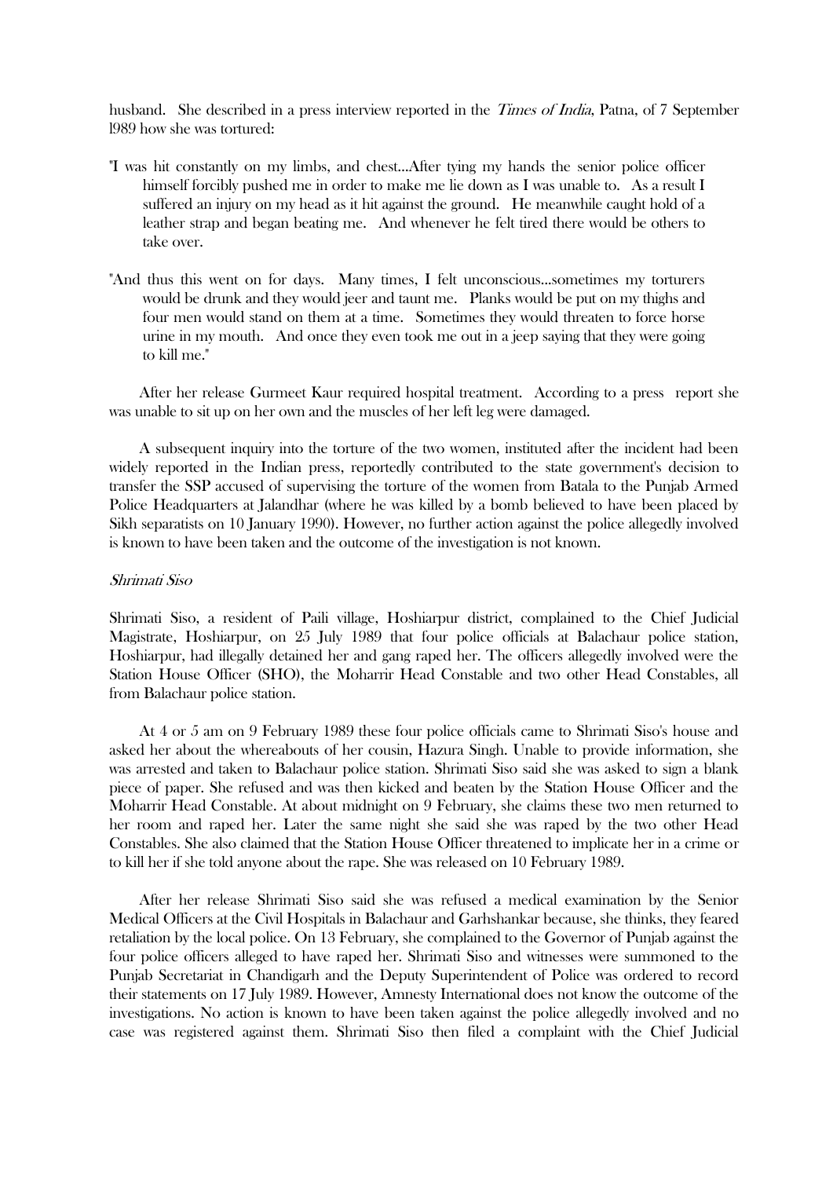husband. She described in a press interview reported in the *Times of India*, Patna, of 7 September 1989 how she was tortured:

> "I was hit constantly on my limbs, and chest...After tying my hands the senior police officer himself forcibly pushed me in order to make me lie down as I was unable to. As a result I suffered an injury on my head as it hit against the ground. He meanwhile caught hold of a leather strap and began beating me. And whenever he felt tired there would be others to take over.
>
> "And thus this went on for days. Many times, I felt unconscious...sometimes my torturers would be drunk and they would jeer and taunt me. Planks would be put on my thighs and four men would stand on them at a time. Sometimes they would threaten to force horse urine in my mouth. And once they even took me out in a jeep saying that they were going to kill me."

After her release Gurmeet Kaur required hospital treatment. According to a press report she was unable to sit up on her own and the muscles of her left leg were damaged.

A subsequent inquiry into the torture of the two women, instituted after the incident had been widely reported in the Indian press, reportedly contributed to the state government's decision to transfer the SSP accused of supervising the torture of the women from Batala to the Punjab Armed Police Headquarters at Jalandhar (where he was killed by a bomb believed to have been placed by Sikh separatists on 10 January 1990). However, no further action against the police allegedly involved is known to have been taken and the outcome of the investigation is not known.

*Shrimati Siso*

Shrimati Siso, a resident of Paili village, Hoshiarpur district, complained to the Chief Judicial Magistrate, Hoshiarpur, on 25 July 1989 that four police officials at Balachaur police station, Hoshiarpur, had illegally detained her and gang raped her. The officers allegedly involved were the Station House Officer (SHO), the Moharrir Head Constable and two other Head Constables, all from Balachaur police station.

At 4 or 5 am on 9 February 1989 these four police officials came to Shrimati Siso's house and asked her about the whereabouts of her cousin, Hazura Singh. Unable to provide information, she was arrested and taken to Balachaur police station. Shrimati Siso said she was asked to sign a blank piece of paper. She refused and was then kicked and beaten by the Station House Officer and the Moharrir Head Constable. At about midnight on 9 February, she claims these two men returned to her room and raped her. Later the same night she said she was raped by the two other Head Constables. She also claimed that the Station House Officer threatened to implicate her in a crime or to kill her if she told anyone about the rape. She was released on 10 February 1989.

After her release Shrimati Siso said she was refused a medical examination by the Senior Medical Officers at the Civil Hospitals in Balachaur and Garhshankar because, she thinks, they feared retaliation by the local police. On 13 February, she complained to the Governor of Punjab against the four police officers alleged to have raped her. Shrimati Siso and witnesses were summoned to the Punjab Secretariat in Chandigarh and the Deputy Superintendent of Police was ordered to record their statements on 17 July 1989. However, Amnesty International does not know the outcome of the investigations. No action is known to have been taken against the police allegedly involved and no case was registered against them. Shrimati Siso then filed a complaint with the Chief Judicial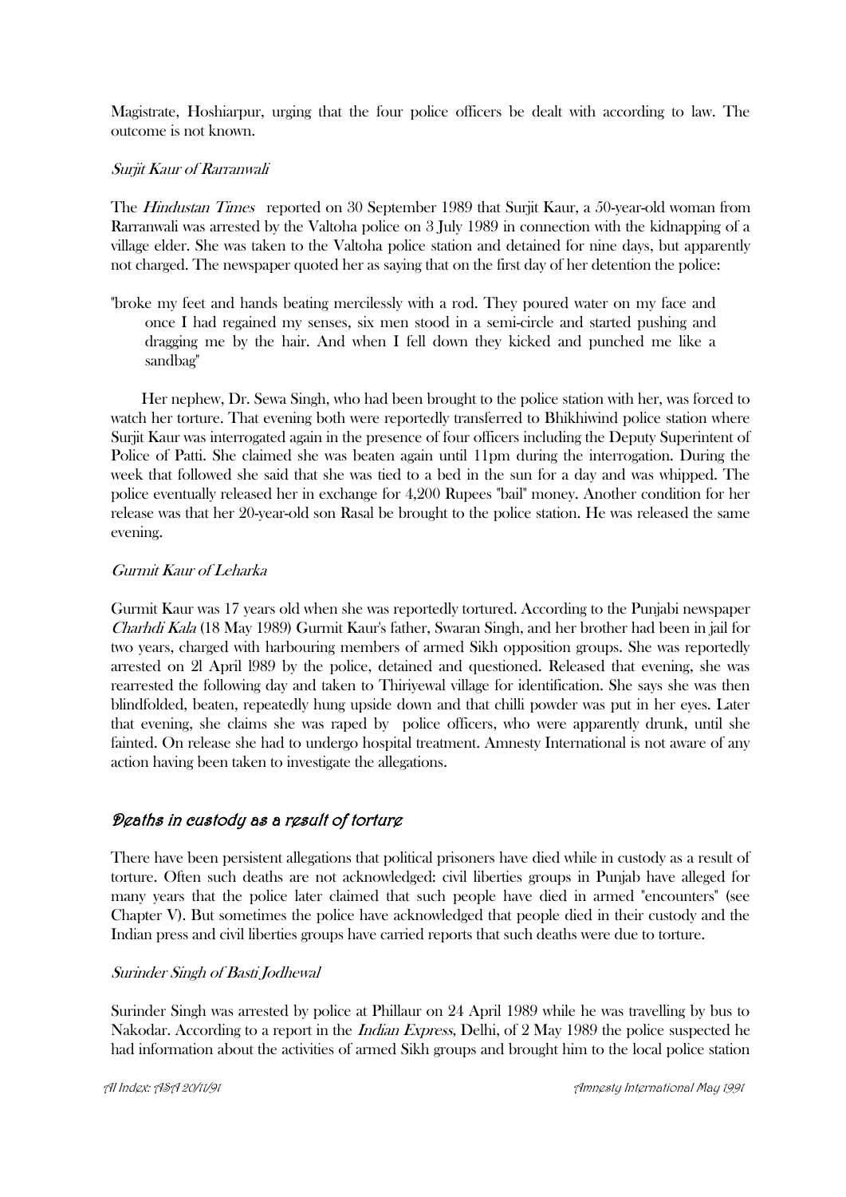Magistrate, Hoshiarpur, urging that the four police officers be dealt with according to law. The outcome is not known.

*Surjit Kaur of Rarranwali*

The *Hindustan Times* reported on 30 September 1989 that Surjit Kaur, a 50-year-old woman from Rarranwali was arrested by the Valtoha police on 3 July 1989 in connection with the kidnapping of a village elder. She was taken to the Valtoha police station and detained for nine days, but apparently not charged. The newspaper quoted her as saying that on the first day of her detention the police:

> "broke my feet and hands beating mercilessly with a rod. They poured water on my face and once I had regained my senses, six men stood in a semi-circle and started pushing and dragging me by the hair. And when I fell down they kicked and punched me like a sandbag"

Her nephew, Dr. Sewa Singh, who had been brought to the police station with her, was forced to watch her torture. That evening both were reportedly transferred to Bhikhiwind police station where Surjit Kaur was interrogated again in the presence of four officers including the Deputy Superintent of Police of Patti. She claimed she was beaten again until 11pm during the interrogation. During the week that followed she said that she was tied to a bed in the sun for a day and was whipped. The police eventually released her in exchange for 4,200 Rupees "bail" money. Another condition for her release was that her 20-year-old son Rasal be brought to the police station. He was released the same evening.

*Gurmit Kaur of Leharka*

Gurmit Kaur was 17 years old when she was reportedly tortured. According to the Punjabi newspaper *Charhdi Kala* (18 May 1989) Gurmit Kaur's father, Swaran Singh, and her brother had been in jail for two years, charged with harbouring members of armed Sikh opposition groups. She was reportedly arrested on 2l April l989 by the police, detained and questioned. Released that evening, she was rearrested the following day and taken to Thiriyewal village for identification. She says she was then blindfolded, beaten, repeatedly hung upside down and that chilli powder was put in her eyes. Later that evening, she claims she was raped by police officers, who were apparently drunk, until she fainted. On release she had to undergo hospital treatment. Amnesty International is not aware of any action having been taken to investigate the allegations.

## Deaths in custody as a result of torture

There have been persistent allegations that political prisoners have died while in custody as a result of torture. Often such deaths are not acknowledged: civil liberties groups in Punjab have alleged for many years that the police later claimed that such people have died in armed "encounters" (see Chapter V). But sometimes the police have acknowledged that people died in their custody and the Indian press and civil liberties groups have carried reports that such deaths were due to torture.

*Surinder Singh of Basti Jodhewal*

Surinder Singh was arrested by police at Phillaur on 24 April 1989 while he was travelling by bus to Nakodar. According to a report in the *Indian Express*, Delhi, of 2 May 1989 the police suspected he had information about the activities of armed Sikh groups and brought him to the local police station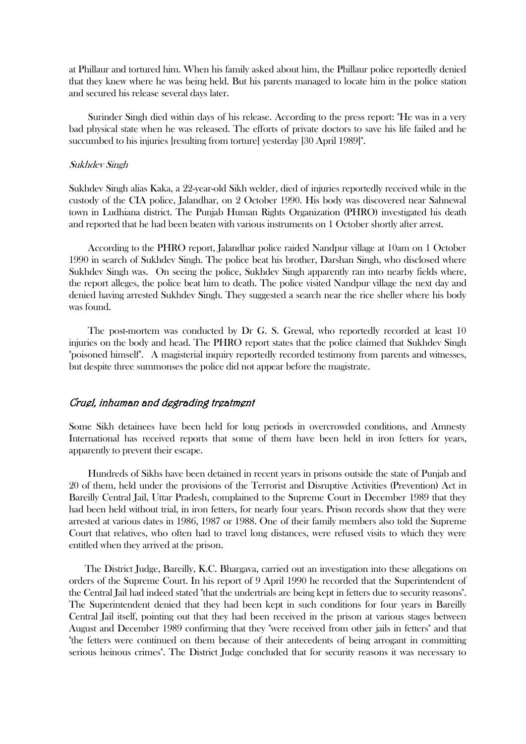at Phillaur and tortured him. When his family asked about him, the Phillaur police reportedly denied that they knew where he was being held. But his parents managed to locate him in the police station and secured his release several days later.

Surinder Singh died within days of his release. According to the press report: "He was in a very bad physical state when he was released. The efforts of private doctors to save his life failed and he succumbed to his injuries [resulting from torture] yesterday [30 April 1989]".

*Sukhdev Singh*

Sukhdev Singh alias Kaka, a 22-year-old Sikh welder, died of injuries reportedly received while in the custody of the CIA police, Jalandhar, on 2 October 1990. His body was discovered near Sahnewal town in Ludhiana district. The Punjab Human Rights Organization (PHRO) investigated his death and reported that he had been beaten with various instruments on 1 October shortly after arrest.

According to the PHRO report, Jalandhar police raided Nandpur village at 10am on 1 October 1990 in search of Sukhdev Singh. The police beat his brother, Darshan Singh, who disclosed where Sukhdev Singh was. On seeing the police, Sukhdev Singh apparently ran into nearby fields where, the report alleges, the police beat him to death. The police visited Nandpur village the next day and denied having arrested Sukhdev Singh. They suggested a search near the rice sheller where his body was found.

The post-mortem was conducted by Dr G. S. Grewal, who reportedly recorded at least 10 injuries on the body and head. The PHRO report states that the police claimed that Sukhdev Singh "poisoned himself". A magisterial inquiry reportedly recorded testimony from parents and witnesses, but despite three summonses the police did not appear before the magistrate.

## *Cruel, inhuman and degrading treatment*

Some Sikh detainees have been held for long periods in overcrowded conditions, and Amnesty International has received reports that some of them have been held in iron fetters for years, apparently to prevent their escape.

Hundreds of Sikhs have been detained in recent years in prisons outside the state of Punjab and 20 of them, held under the provisions of the Terrorist and Disruptive Activities (Prevention) Act in Bareilly Central Jail, Uttar Pradesh, complained to the Supreme Court in December 1989 that they had been held without trial, in iron fetters, for nearly four years. Prison records show that they were arrested at various dates in 1986, 1987 or 1988. One of their family members also told the Supreme Court that relatives, who often had to travel long distances, were refused visits to which they were entitled when they arrived at the prison.

The District Judge, Bareilly, K.C. Bhargava, carried out an investigation into these allegations on orders of the Supreme Court. In his report of 9 April 1990 he recorded that the Superintendent of the Central Jail had indeed stated "that the undertrials are being kept in fetters due to security reasons". The Superintendent denied that they had been kept in such conditions for four years in Bareilly Central Jail itself, pointing out that they had been received in the prison at various stages between August and December 1989 confirming that they "were received from other jails in fetters" and that "the fetters were continued on them because of their antecedents of being arrogant in committing serious heinous crimes". The District Judge concluded that for security reasons it was necessary to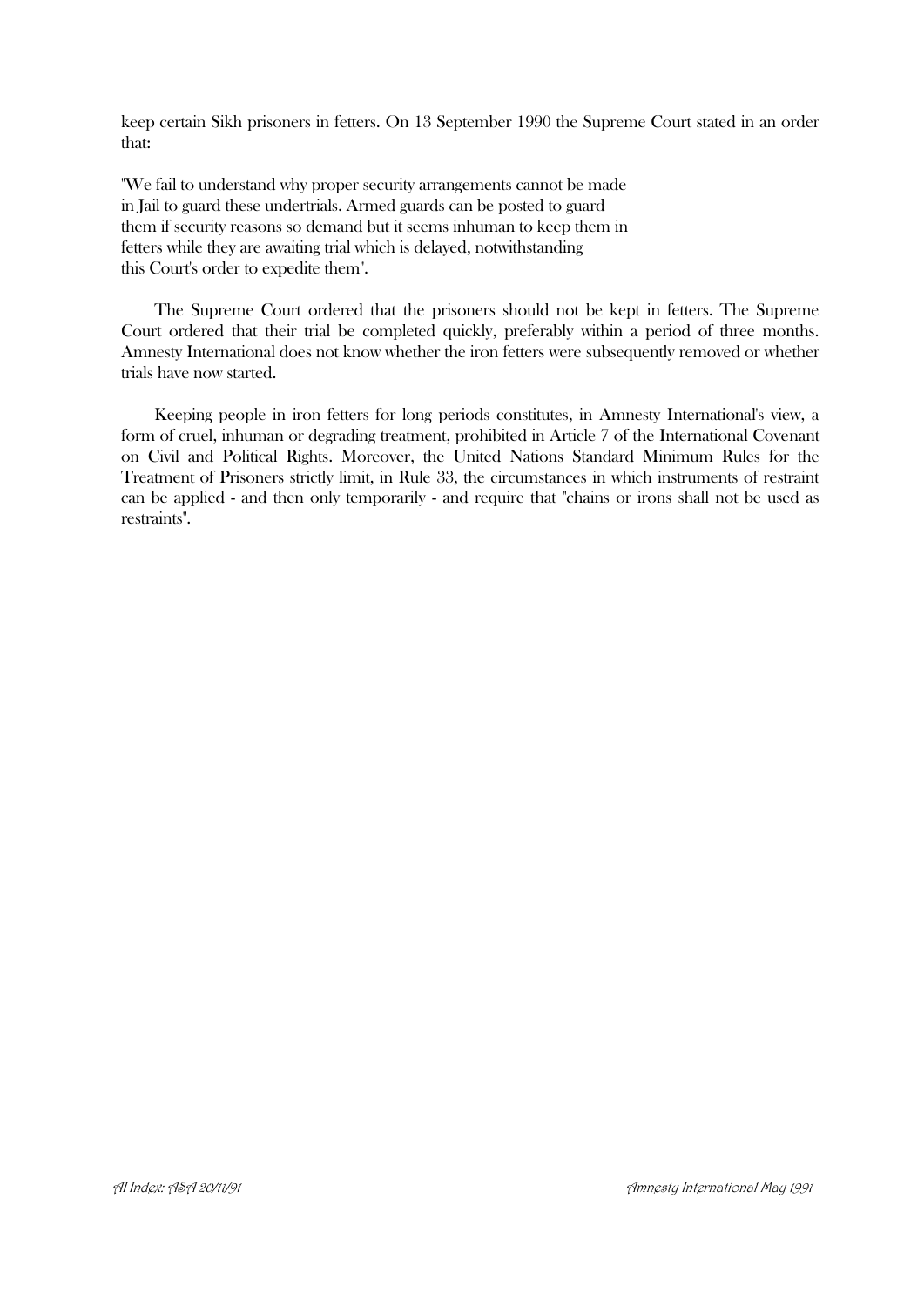keep certain Sikh prisoners in fetters. On 13 September 1990 the Supreme Court stated in an order that:

> "We fail to understand why proper security arrangements cannot be made in Jail to guard these undertrials. Armed guards can be posted to guard them if security reasons so demand but it seems inhuman to keep them in fetters while they are awaiting trial which is delayed, notwithstanding this Court's order to expedite them".

The Supreme Court ordered that the prisoners should not be kept in fetters. The Supreme Court ordered that their trial be completed quickly, preferably within a period of three months. Amnesty International does not know whether the iron fetters were subsequently removed or whether trials have now started.

Keeping people in iron fetters for long periods constitutes, in Amnesty International's view, a form of cruel, inhuman or degrading treatment, prohibited in Article 7 of the International Covenant on Civil and Political Rights. Moreover, the United Nations Standard Minimum Rules for the Treatment of Prisoners strictly limit, in Rule 33, the circumstances in which instruments of restraint can be applied - and then only temporarily - and require that "chains or irons shall not be used as restraints".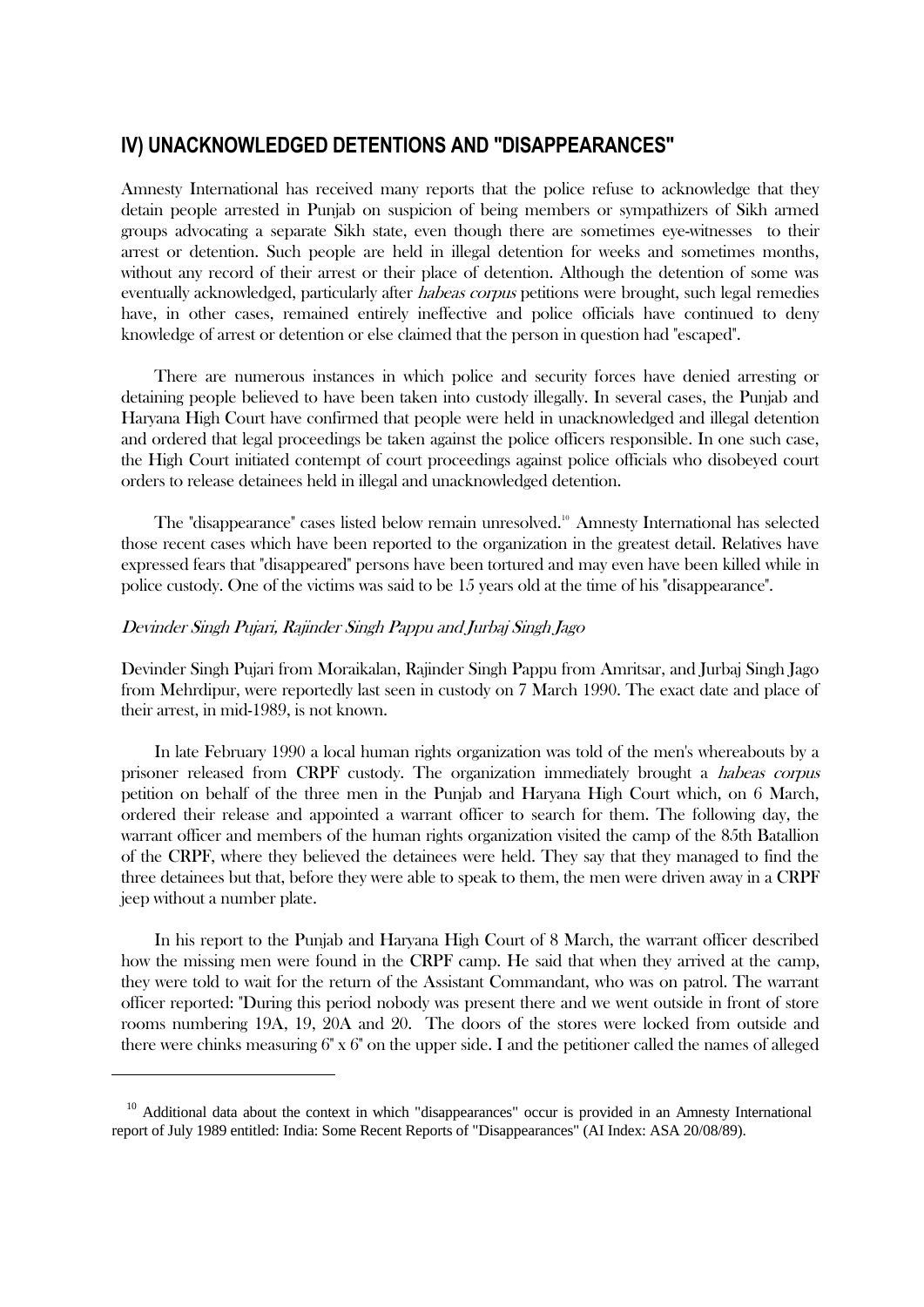## IV) UNACKNOWLEDGED DETENTIONS AND "DISAPPEARANCES"

Amnesty International has received many reports that the police refuse to acknowledge that they detain people arrested in Punjab on suspicion of being members or sympathizers of Sikh armed groups advocating a separate Sikh state, even though there are sometimes eye-witnesses to their arrest or detention. Such people are held in illegal detention for weeks and sometimes months, without any record of their arrest or their place of detention. Although the detention of some was eventually acknowledged, particularly after *habeas corpus* petitions were brought, such legal remedies have, in other cases, remained entirely ineffective and police officials have continued to deny knowledge of arrest or detention or else claimed that the person in question had "escaped".

There are numerous instances in which police and security forces have denied arresting or detaining people believed to have been taken into custody illegally. In several cases, the Punjab and Haryana High Court have confirmed that people were held in unacknowledged and illegal detention and ordered that legal proceedings be taken against the police officers responsible. In one such case, the High Court initiated contempt of court proceedings against police officials who disobeyed court orders to release detainees held in illegal and unacknowledged detention.

The "disappearance" cases listed below remain unresolved.[10] Amnesty International has selected those recent cases which have been reported to the organization in the greatest detail. Relatives have expressed fears that "disappeared" persons have been tortured and may even have been killed while in police custody. One of the victims was said to be 15 years old at the time of his "disappearance".

*Devinder Singh Pujari, Rajinder Singh Pappu and Jurbaj Singh Jago*

Devinder Singh Pujari from Moraikalan, Rajinder Singh Pappu from Amritsar, and Jurbaj Singh Jago from Mehrdipur, were reportedly last seen in custody on 7 March 1990. The exact date and place of their arrest, in mid-1989, is not known.

In late February 1990 a local human rights organization was told of the men's whereabouts by a prisoner released from CRPF custody. The organization immediately brought a *habeas corpus* petition on behalf of the three men in the Punjab and Haryana High Court which, on 6 March, ordered their release and appointed a warrant officer to search for them. The following day, the warrant officer and members of the human rights organization visited the camp of the 85th Batallion of the CRPF, where they believed the detainees were held. They say that they managed to find the three detainees but that, before they were able to speak to them, the men were driven away in a CRPF jeep without a number plate.

In his report to the Punjab and Haryana High Court of 8 March, the warrant officer described how the missing men were found in the CRPF camp. He said that when they arrived at the camp, they were told to wait for the return of the Assistant Commandant, who was on patrol. The warrant officer reported: "During this period nobody was present there and we went outside in front of store rooms numbering 19A, 19, 20A and 20. The doors of the stores were locked from outside and there were chinks measuring 6" x 6" on the upper side. I and the petitioner called the names of alleged

---

[10] Additional data about the context in which "disappearances" occur is provided in an Amnesty International report of July 1989 entitled: India: Some Recent Reports of "Disappearances" (AI Index: ASA 20/08/89).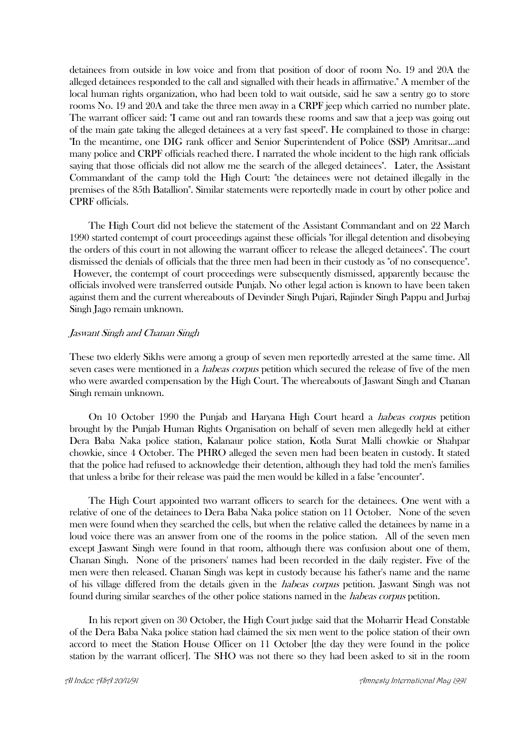detainees from outside in low voice and from that position of door of room No. 19 and 20A the alleged detainees responded to the call and signalled with their heads in affirmative." A member of the local human rights organization, who had been told to wait outside, said he saw a sentry go to store rooms No. 19 and 20A and take the three men away in a CRPF jeep which carried no number plate. The warrant officer said: "I came out and ran towards these rooms and saw that a jeep was going out of the main gate taking the alleged detainees at a very fast speed". He complained to those in charge: "In the meantime, one DIG rank officer and Senior Superintendent of Police (SSP) Amritsar...and many police and CRPF officials reached there. I narrated the whole incident to the high rank officials saying that those officials did not allow me the search of the alleged detainees". Later, the Assistant Commandant of the camp told the High Court: "the detainees were not detained illegally in the premises of the 85th Batallion". Similar statements were reportedly made in court by other police and CPRF officials.

The High Court did not believe the statement of the Assistant Commandant and on 22 March 1990 started contempt of court proceedings against these officials "for illegal detention and disobeying the orders of this court in not allowing the warrant officer to release the alleged detainees". The court dismissed the denials of officials that the three men had been in their custody as "of no consequence". However, the contempt of court proceedings were subsequently dismissed, apparently because the officials involved were transferred outside Punjab. No other legal action is known to have been taken against them and the current whereabouts of Devinder Singh Pujari, Rajinder Singh Pappu and Jurbaj Singh Jago remain unknown.

*Jaswant Singh and Chanan Singh*

These two elderly Sikhs were among a group of seven men reportedly arrested at the same time. All seven cases were mentioned in a *habeas corpus* petition which secured the release of five of the men who were awarded compensation by the High Court. The whereabouts of Jaswant Singh and Chanan Singh remain unknown.

On 10 October 1990 the Punjab and Haryana High Court heard a *habeas corpus* petition brought by the Punjab Human Rights Organisation on behalf of seven men allegedly held at either Dera Baba Naka police station, Kalanaur police station, Kotla Surat Malli chowkie or Shahpar chowkie, since 4 October. The PHRO alleged the seven men had been beaten in custody. It stated that the police had refused to acknowledge their detention, although they had told the men's families that unless a bribe for their release was paid the men would be killed in a false "encounter".

The High Court appointed two warrant officers to search for the detainees. One went with a relative of one of the detainees to Dera Baba Naka police station on 11 October. None of the seven men were found when they searched the cells, but when the relative called the detainees by name in a loud voice there was an answer from one of the rooms in the police station. All of the seven men except Jaswant Singh were found in that room, although there was confusion about one of them, Chanan Singh. None of the prisoners' names had been recorded in the daily register. Five of the men were then released. Chanan Singh was kept in custody because his father's name and the name of his village differed from the details given in the *habeas corpus* petition. Jaswant Singh was not found during similar searches of the other police stations named in the *habeas corpus* petition.

In his report given on 30 October, the High Court judge said that the Moharrir Head Constable of the Dera Baba Naka police station had claimed the six men went to the police station of their own accord to meet the Station House Officer on 11 October [the day they were found in the police station by the warrant officer]. The SHO was not there so they had been asked to sit in the room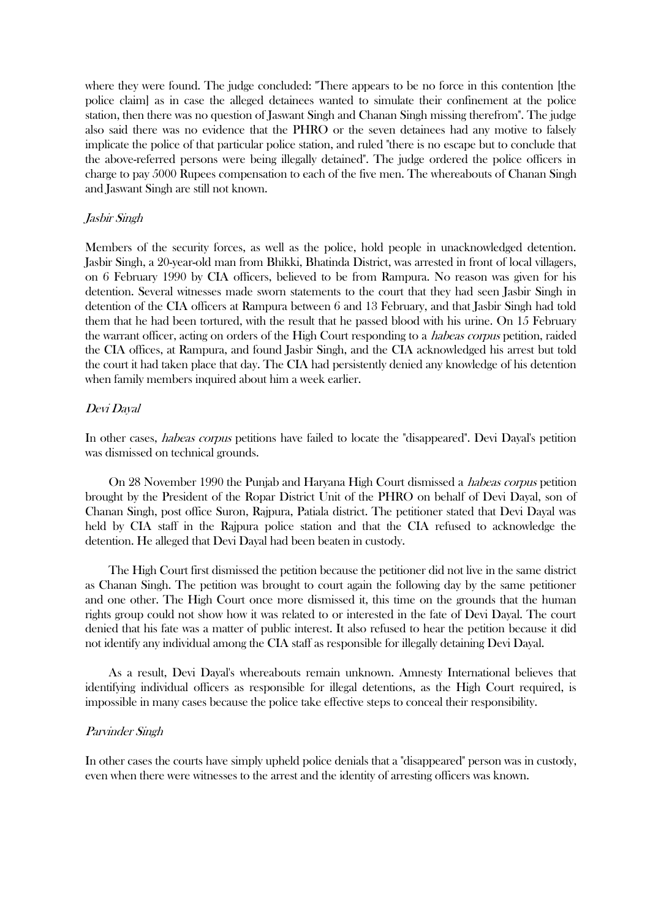where they were found. The judge concluded: "There appears to be no force in this contention [the police claim] as in case the alleged detainees wanted to simulate their confinement at the police station, then there was no question of Jaswant Singh and Chanan Singh missing therefrom". The judge also said there was no evidence that the PHRO or the seven detainees had any motive to falsely implicate the police of that particular police station, and ruled "there is no escape but to conclude that the above-referred persons were being illegally detained". The judge ordered the police officers in charge to pay 5000 Rupees compensation to each of the five men. The whereabouts of Chanan Singh and Jaswant Singh are still not known.

### *Jasbir Singh*

Members of the security forces, as well as the police, hold people in unacknowledged detention. Jasbir Singh, a 20-year-old man from Bhikki, Bhatinda District, was arrested in front of local villagers, on 6 February 1990 by CIA officers, believed to be from Rampura. No reason was given for his detention. Several witnesses made sworn statements to the court that they had seen Jasbir Singh in detention of the CIA officers at Rampura between 6 and 13 February, and that Jasbir Singh had told them that he had been tortured, with the result that he passed blood with his urine. On 15 February the warrant officer, acting on orders of the High Court responding to a *habeas corpus* petition, raided the CIA offices, at Rampura, and found Jasbir Singh, and the CIA acknowledged his arrest but told the court it had taken place that day. The CIA had persistently denied any knowledge of his detention when family members inquired about him a week earlier.

### *Devi Dayal*

In other cases, *habeas corpus* petitions have failed to locate the "disappeared". Devi Dayal's petition was dismissed on technical grounds.

On 28 November 1990 the Punjab and Haryana High Court dismissed a *habeas corpus* petition brought by the President of the Ropar District Unit of the PHRO on behalf of Devi Dayal, son of Chanan Singh, post office Suron, Rajpura, Patiala district. The petitioner stated that Devi Dayal was held by CIA staff in the Rajpura police station and that the CIA refused to acknowledge the detention. He alleged that Devi Dayal had been beaten in custody.

The High Court first dismissed the petition because the petitioner did not live in the same district as Chanan Singh. The petition was brought to court again the following day by the same petitioner and one other. The High Court once more dismissed it, this time on the grounds that the human rights group could not show how it was related to or interested in the fate of Devi Dayal. The court denied that his fate was a matter of public interest. It also refused to hear the petition because it did not identify any individual among the CIA staff as responsible for illegally detaining Devi Dayal.

As a result, Devi Dayal's whereabouts remain unknown. Amnesty International believes that identifying individual officers as responsible for illegal detentions, as the High Court required, is impossible in many cases because the police take effective steps to conceal their responsibility.

### *Parvinder Singh*

In other cases the courts have simply upheld police denials that a "disappeared" person was in custody, even when there were witnesses to the arrest and the identity of arresting officers was known.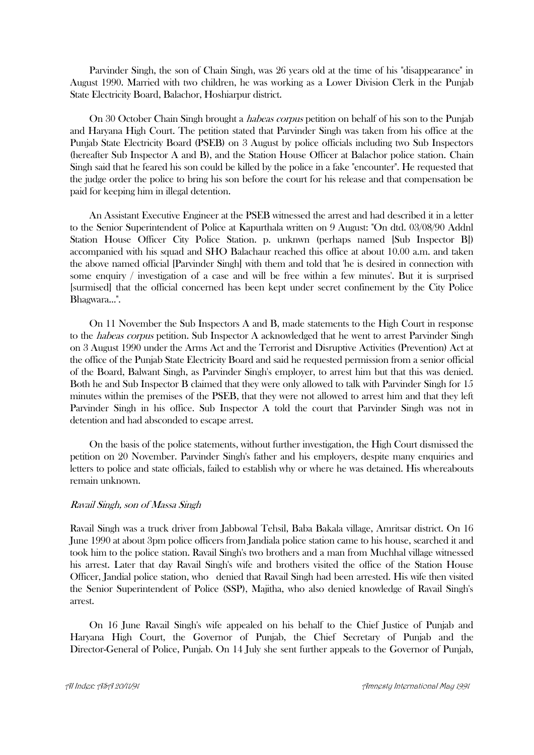Parvinder Singh, the son of Chain Singh, was 26 years old at the time of his "disappearance" in August 1990. Married with two children, he was working as a Lower Division Clerk in the Punjab State Electricity Board, Balachor, Hoshiarpur district.

On 30 October Chain Singh brought a *habeas corpus* petition on behalf of his son to the Punjab and Haryana High Court. The petition stated that Parvinder Singh was taken from his office at the Punjab State Electricity Board (PSEB) on 3 August by police officials including two Sub Inspectors (hereafter Sub Inspector A and B), and the Station House Officer at Balachor police station. Chain Singh said that he feared his son could be killed by the police in a fake "encounter". He requested that the judge order the police to bring his son before the court for his release and that compensation be paid for keeping him in illegal detention.

An Assistant Executive Engineer at the PSEB witnessed the arrest and had described it in a letter to the Senior Superintendent of Police at Kapurthala written on 9 August: "On dtd. 03/08/90 Addnl Station House Officer City Police Station. p. unknwn (perhaps named [Sub Inspector B]) accompanied with his squad and SHO Balachaur reached this office at about 10.00 a.m. and taken the above named official [Parvinder Singh] with them and told that 'he is desired in connection with some enquiry / investigation of a case and will be free within a few minutes'. But it is surprised [surmised] that the official concerned has been kept under secret confinement by the City Police Bhagwara...".

On 11 November the Sub Inspectors A and B, made statements to the High Court in response to the *habeas corpus* petition. Sub Inspector A acknowledged that he went to arrest Parvinder Singh on 3 August 1990 under the Arms Act and the Terrorist and Disruptive Activities (Prevention) Act at the office of the Punjab State Electricity Board and said he requested permission from a senior official of the Board, Balwant Singh, as Parvinder Singh's employer, to arrest him but that this was denied. Both he and Sub Inspector B claimed that they were only allowed to talk with Parvinder Singh for 15 minutes within the premises of the PSEB, that they were not allowed to arrest him and that they left Parvinder Singh in his office. Sub Inspector A told the court that Parvinder Singh was not in detention and had absconded to escape arrest.

On the basis of the police statements, without further investigation, the High Court dismissed the petition on 20 November. Parvinder Singh's father and his employers, despite many enquiries and letters to police and state officials, failed to establish why or where he was detained. His whereabouts remain unknown.

*Ravail Singh, son of Massa Singh*

Ravail Singh was a truck driver from Jabbowal Tehsil, Baba Bakala village, Amritsar district. On 16 June 1990 at about 3pm police officers from Jandiala police station came to his house, searched it and took him to the police station. Ravail Singh's two brothers and a man from Muchhal village witnessed his arrest. Later that day Ravail Singh's wife and brothers visited the office of the Station House Officer, Jandial police station, who denied that Ravail Singh had been arrested. His wife then visited the Senior Superintendent of Police (SSP), Majitha, who also denied knowledge of Ravail Singh's arrest.

On 16 June Ravail Singh's wife appealed on his behalf to the Chief Justice of Punjab and Haryana High Court, the Governor of Punjab, the Chief Secretary of Punjab and the Director-General of Police, Punjab. On 14 July she sent further appeals to the Governor of Punjab,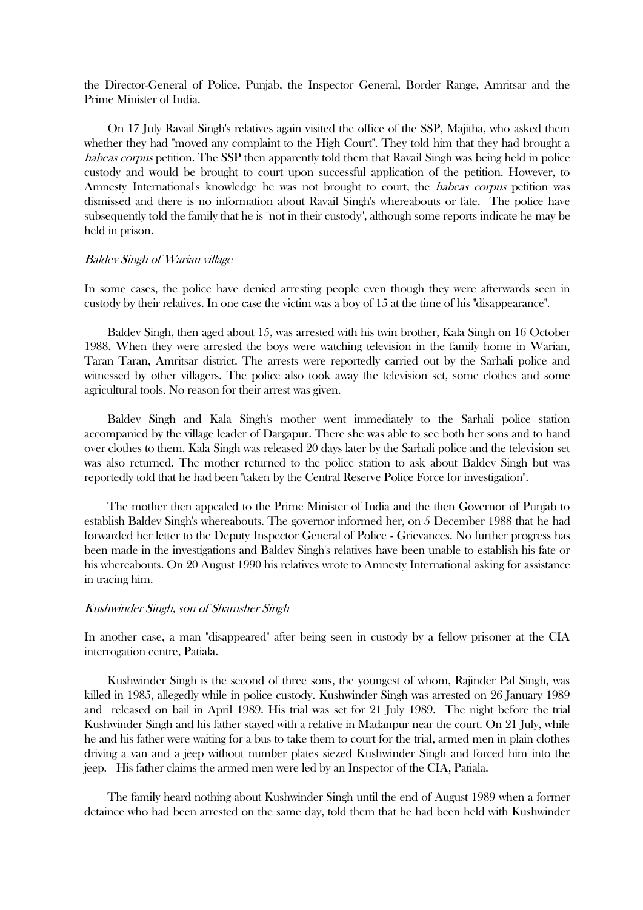the Director-General of Police, Punjab, the Inspector General, Border Range, Amritsar and the Prime Minister of India.

On 17 July Ravail Singh's relatives again visited the office of the SSP, Majitha, who asked them whether they had "moved any complaint to the High Court". They told him that they had brought a *habeas corpus* petition. The SSP then apparently told them that Ravail Singh was being held in police custody and would be brought to court upon successful application of the petition. However, to Amnesty International's knowledge he was not brought to court, the *habeas corpus* petition was dismissed and there is no information about Ravail Singh's whereabouts or fate. The police have subsequently told the family that he is "not in their custody", although some reports indicate he may be held in prison.

*Baldev Singh of Warian village*

In some cases, the police have denied arresting people even though they were afterwards seen in custody by their relatives. In one case the victim was a boy of 15 at the time of his "disappearance".

Baldev Singh, then aged about 15, was arrested with his twin brother, Kala Singh on 16 October 1988. When they were arrested the boys were watching television in the family home in Warian, Taran Taran, Amritsar district. The arrests were reportedly carried out by the Sarhali police and witnessed by other villagers. The police also took away the television set, some clothes and some agricultural tools. No reason for their arrest was given.

Baldev Singh and Kala Singh's mother went immediately to the Sarhali police station accompanied by the village leader of Dargapur. There she was able to see both her sons and to hand over clothes to them. Kala Singh was released 20 days later by the Sarhali police and the television set was also returned. The mother returned to the police station to ask about Baldev Singh but was reportedly told that he had been "taken by the Central Reserve Police Force for investigation".

The mother then appealed to the Prime Minister of India and the then Governor of Punjab to establish Baldev Singh's whereabouts. The governor informed her, on 5 December 1988 that he had forwarded her letter to the Deputy Inspector General of Police - Grievances. No further progress has been made in the investigations and Baldev Singh's relatives have been unable to establish his fate or his whereabouts. On 20 August 1990 his relatives wrote to Amnesty International asking for assistance in tracing him.

*Kushwinder Singh, son of Shamsher Singh*

In another case, a man "disappeared" after being seen in custody by a fellow prisoner at the CIA interrogation centre, Patiala.

Kushwinder Singh is the second of three sons, the youngest of whom, Rajinder Pal Singh, was killed in 1985, allegedly while in police custody. Kushwinder Singh was arrested on 26 January 1989 and released on bail in April 1989. His trial was set for 21 July 1989. The night before the trial Kushwinder Singh and his father stayed with a relative in Madanpur near the court. On 21 July, while he and his father were waiting for a bus to take them to court for the trial, armed men in plain clothes driving a van and a jeep without number plates siezed Kushwinder Singh and forced him into the jeep. His father claims the armed men were led by an Inspector of the CIA, Patiala.

The family heard nothing about Kushwinder Singh until the end of August 1989 when a former detainee who had been arrested on the same day, told them that he had been held with Kushwinder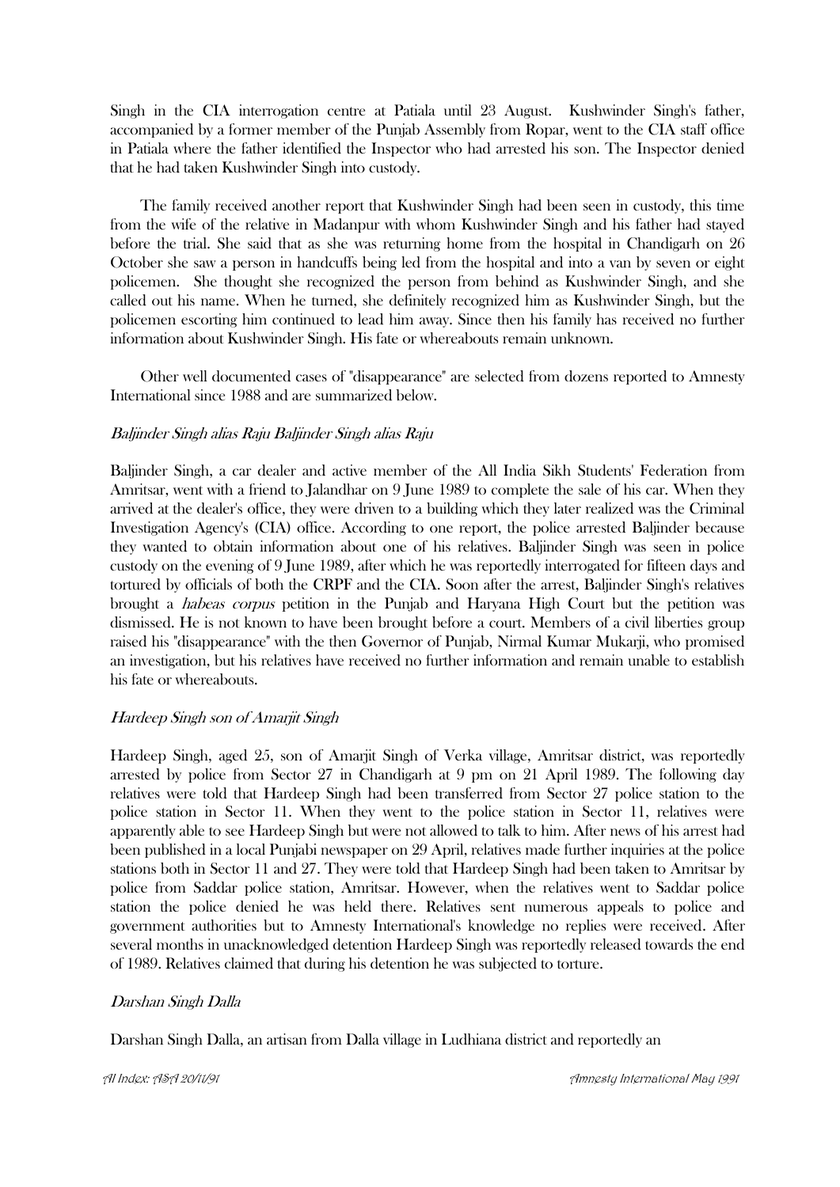Singh in the CIA interrogation centre at Patiala until 23 August. Kushwinder Singh's father, accompanied by a former member of the Punjab Assembly from Ropar, went to the CIA staff office in Patiala where the father identified the Inspector who had arrested his son. The Inspector denied that he had taken Kushwinder Singh into custody.

The family received another report that Kushwinder Singh had been seen in custody, this time from the wife of the relative in Madanpur with whom Kushwinder Singh and his father had stayed before the trial. She said that as she was returning home from the hospital in Chandigarh on 26 October she saw a person in handcuffs being led from the hospital and into a van by seven or eight policemen. She thought she recognized the person from behind as Kushwinder Singh, and she called out his name. When he turned, she definitely recognized him as Kushwinder Singh, but the policemen escorting him continued to lead him away. Since then his family has received no further information about Kushwinder Singh. His fate or whereabouts remain unknown.

Other well documented cases of "disappearance" are selected from dozens reported to Amnesty International since 1988 and are summarized below.

*Baljinder Singh alias Raju Baljinder Singh alias Raju*

Baljinder Singh, a car dealer and active member of the All India Sikh Students' Federation from Amritsar, went with a friend to Jalandhar on 9 June 1989 to complete the sale of his car. When they arrived at the dealer's office, they were driven to a building which they later realized was the Criminal Investigation Agency's (CIA) office. According to one report, the police arrested Baljinder because they wanted to obtain information about one of his relatives. Baljinder Singh was seen in police custody on the evening of 9 June 1989, after which he was reportedly interrogated for fifteen days and tortured by officials of both the CRPF and the CIA. Soon after the arrest, Baljinder Singh's relatives brought a *habeas corpus* petition in the Punjab and Haryana High Court but the petition was dismissed. He is not known to have been brought before a court. Members of a civil liberties group raised his "disappearance" with the then Governor of Punjab, Nirmal Kumar Mukarji, who promised an investigation, but his relatives have received no further information and remain unable to establish his fate or whereabouts.

*Hardeep Singh son of Amarjit Singh*

Hardeep Singh, aged 25, son of Amarjit Singh of Verka village, Amritsar district, was reportedly arrested by police from Sector 27 in Chandigarh at 9 pm on 21 April 1989. The following day relatives were told that Hardeep Singh had been transferred from Sector 27 police station to the police station in Sector 11. When they went to the police station in Sector 11, relatives were apparently able to see Hardeep Singh but were not allowed to talk to him. After news of his arrest had been published in a local Punjabi newspaper on 29 April, relatives made further inquiries at the police stations both in Sector 11 and 27. They were told that Hardeep Singh had been taken to Amritsar by police from Saddar police station, Amritsar. However, when the relatives went to Saddar police station the police denied he was held there. Relatives sent numerous appeals to police and government authorities but to Amnesty International's knowledge no replies were received. After several months in unacknowledged detention Hardeep Singh was reportedly released towards the end of 1989. Relatives claimed that during his detention he was subjected to torture.

*Darshan Singh Dalla*

Darshan Singh Dalla, an artisan from Dalla village in Ludhiana district and reportedly an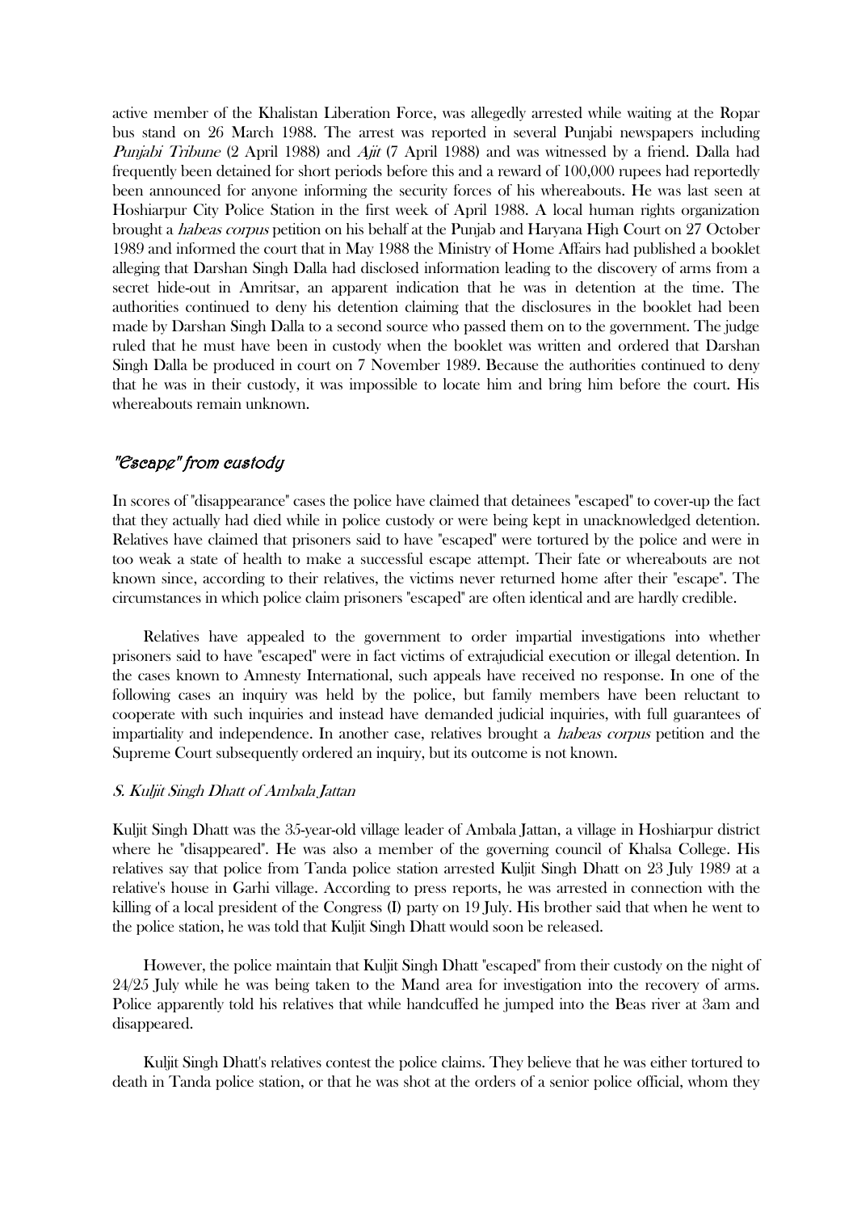active member of the Khalistan Liberation Force, was allegedly arrested while waiting at the Ropar bus stand on 26 March 1988. The arrest was reported in several Punjabi newspapers including *Punjabi Tribune* (2 April 1988) and *Ajit* (7 April 1988) and was witnessed by a friend. Dalla had frequently been detained for short periods before this and a reward of 100,000 rupees had reportedly been announced for anyone informing the security forces of his whereabouts. He was last seen at Hoshiarpur City Police Station in the first week of April 1988. A local human rights organization brought a *habeas corpus* petition on his behalf at the Punjab and Haryana High Court on 27 October 1989 and informed the court that in May 1988 the Ministry of Home Affairs had published a booklet alleging that Darshan Singh Dalla had disclosed information leading to the discovery of arms from a secret hide-out in Amritsar, an apparent indication that he was in detention at the time. The authorities continued to deny his detention claiming that the disclosures in the booklet had been made by Darshan Singh Dalla to a second source who passed them on to the government. The judge ruled that he must have been in custody when the booklet was written and ordered that Darshan Singh Dalla be produced in court on 7 November 1989. Because the authorities continued to deny that he was in their custody, it was impossible to locate him and bring him before the court. His whereabouts remain unknown.

## *"Escape" from custody*

In scores of "disappearance" cases the police have claimed that detainees "escaped" to cover-up the fact that they actually had died while in police custody or were being kept in unacknowledged detention. Relatives have claimed that prisoners said to have "escaped" were tortured by the police and were in too weak a state of health to make a successful escape attempt. Their fate or whereabouts are not known since, according to their relatives, the victims never returned home after their "escape". The circumstances in which police claim prisoners "escaped" are often identical and are hardly credible.

Relatives have appealed to the government to order impartial investigations into whether prisoners said to have "escaped" were in fact victims of extrajudicial execution or illegal detention. In the cases known to Amnesty International, such appeals have received no response. In one of the following cases an inquiry was held by the police, but family members have been reluctant to cooperate with such inquiries and instead have demanded judicial inquiries, with full guarantees of impartiality and independence. In another case, relatives brought a *habeas corpus* petition and the Supreme Court subsequently ordered an inquiry, but its outcome is not known.

### *S. Kuljit Singh Dhatt of Ambala Jattan*

Kuljit Singh Dhatt was the 35-year-old village leader of Ambala Jattan, a village in Hoshiarpur district where he "disappeared". He was also a member of the governing council of Khalsa College. His relatives say that police from Tanda police station arrested Kuljit Singh Dhatt on 23 July 1989 at a relative's house in Garhi village. According to press reports, he was arrested in connection with the killing of a local president of the Congress (I) party on 19 July. His brother said that when he went to the police station, he was told that Kuljit Singh Dhatt would soon be released.

However, the police maintain that Kuljit Singh Dhatt "escaped" from their custody on the night of 24/25 July while he was being taken to the Mand area for investigation into the recovery of arms. Police apparently told his relatives that while handcuffed he jumped into the Beas river at 3am and disappeared.

Kuljit Singh Dhatt's relatives contest the police claims. They believe that he was either tortured to death in Tanda police station, or that he was shot at the orders of a senior police official, whom they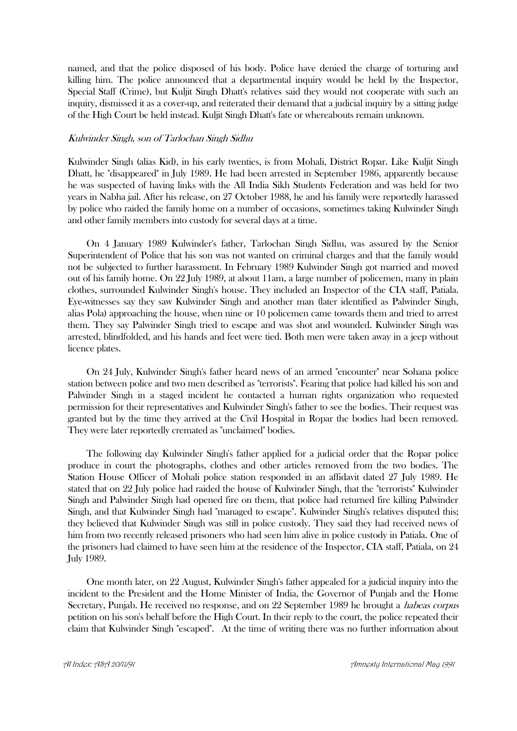named, and that the police disposed of his body. Police have denied the charge of torturing and killing him. The police announced that a departmental inquiry would be held by the Inspector, Special Staff (Crime), but Kuljit Singh Dhatt's relatives said they would not cooperate with such an inquiry, dismissed it as a cover-up, and reiterated their demand that a judicial inquiry by a sitting judge of the High Court be held instead. Kuljit Singh Dhatt's fate or whereabouts remain unknown.

*Kulwinder Singh, son of Tarlochan Singh Sidhu*

Kulwinder Singh (alias Kid), in his early twenties, is from Mohali, District Ropar. Like Kuljit Singh Dhatt, he "disappeared" in July 1989. He had been arrested in September 1986, apparently because he was suspected of having links with the All India Sikh Students Federation and was held for two years in Nabha jail. After his release, on 27 October 1988, he and his family were reportedly harassed by police who raided the family home on a number of occasions, sometimes taking Kulwinder Singh and other family members into custody for several days at a time.

On 4 January 1989 Kulwinder's father, Tarlochan Singh Sidhu, was assured by the Senior Superintendent of Police that his son was not wanted on criminal charges and that the family would not be subjected to further harassment. In February 1989 Kulwinder Singh got married and moved out of his family home. On 22 July 1989, at about 11am, a large number of policemen, many in plain clothes, surrounded Kulwinder Singh's house. They included an Inspector of the CIA staff, Patiala. Eye-witnesses say they saw Kulwinder Singh and another man (later identified as Palwinder Singh, alias Pola) approaching the house, when nine or 10 policemen came towards them and tried to arrest them. They say Palwinder Singh tried to escape and was shot and wounded. Kulwinder Singh was arrested, blindfolded, and his hands and feet were tied. Both men were taken away in a jeep without licence plates.

On 24 July, Kulwinder Singh's father heard news of an armed "encounter" near Sohana police station between police and two men described as "terrorists". Fearing that police had killed his son and Palwinder Singh in a staged incident he contacted a human rights organization who requested permission for their representatives and Kulwinder Singh's father to see the bodies. Their request was granted but by the time they arrived at the Civil Hospital in Ropar the bodies had been removed. They were later reportedly cremated as "unclaimed" bodies.

The following day Kulwinder Singh's father applied for a judicial order that the Ropar police produce in court the photographs, clothes and other articles removed from the two bodies. The Station House Officer of Mohali police station responded in an affidavit dated 27 July 1989. He stated that on 22 July police had raided the house of Kulwinder Singh, that the "terrorists" Kulwinder Singh and Palwinder Singh had opened fire on them, that police had returned fire killing Palwinder Singh, and that Kulwinder Singh had "managed to escape". Kulwinder Singh's relatives disputed this; they believed that Kulwinder Singh was still in police custody. They said they had received news of him from two recently released prisoners who had seen him alive in police custody in Patiala. One of the prisoners had claimed to have seen him at the residence of the Inspector, CIA staff, Patiala, on 24 July 1989.

One month later, on 22 August, Kulwinder Singh's father appealed for a judicial inquiry into the incident to the President and the Home Minister of India, the Governor of Punjab and the Home Secretary, Punjab. He received no response, and on 22 September 1989 he brought a *habeas corpus* petition on his son's behalf before the High Court. In their reply to the court, the police repeated their claim that Kulwinder Singh "escaped". At the time of writing there was no further information about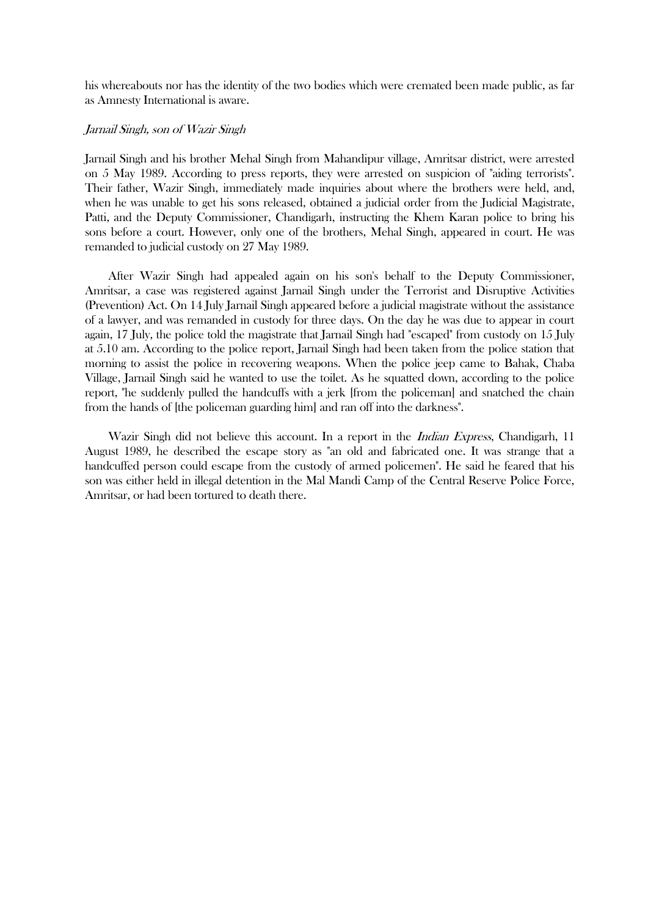his whereabouts nor has the identity of the two bodies which were cremated been made public, as far as Amnesty International is aware.

*Jarnail Singh, son of Wazir Singh*

Jarnail Singh and his brother Mehal Singh from Mahandipur village, Amritsar district, were arrested on 5 May 1989. According to press reports, they were arrested on suspicion of "aiding terrorists". Their father, Wazir Singh, immediately made inquiries about where the brothers were held, and, when he was unable to get his sons released, obtained a judicial order from the Judicial Magistrate, Patti, and the Deputy Commissioner, Chandigarh, instructing the Khem Karan police to bring his sons before a court. However, only one of the brothers, Mehal Singh, appeared in court. He was remanded to judicial custody on 27 May 1989.

After Wazir Singh had appealed again on his son's behalf to the Deputy Commissioner, Amritsar, a case was registered against Jarnail Singh under the Terrorist and Disruptive Activities (Prevention) Act. On 14 July Jarnail Singh appeared before a judicial magistrate without the assistance of a lawyer, and was remanded in custody for three days. On the day he was due to appear in court again, 17 July, the police told the magistrate that Jarnail Singh had "escaped" from custody on 15 July at 5.10 am. According to the police report, Jarnail Singh had been taken from the police station that morning to assist the police in recovering weapons. When the police jeep came to Bahak, Chaba Village, Jarnail Singh said he wanted to use the toilet. As he squatted down, according to the police report, "he suddenly pulled the handcuffs with a jerk [from the policeman] and snatched the chain from the hands of [the policeman guarding him] and ran off into the darkness".

Wazir Singh did not believe this account. In a report in the *Indian Express*, Chandigarh, 11 August 1989, he described the escape story as "an old and fabricated one. It was strange that a handcuffed person could escape from the custody of armed policemen". He said he feared that his son was either held in illegal detention in the Mal Mandi Camp of the Central Reserve Police Force, Amritsar, or had been tortured to death there.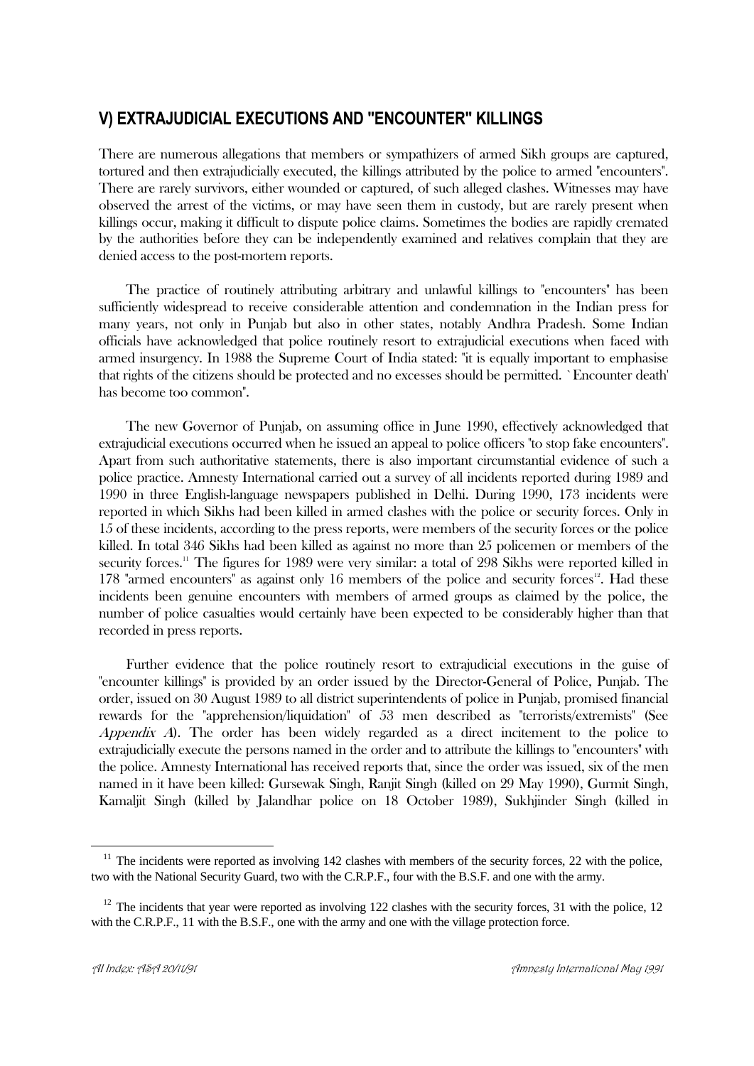## V) EXTRAJUDICIAL EXECUTIONS AND "ENCOUNTER" KILLINGS

There are numerous allegations that members or sympathizers of armed Sikh groups are captured, tortured and then extrajudicially executed, the killings attributed by the police to armed "encounters". There are rarely survivors, either wounded or captured, of such alleged clashes. Witnesses may have observed the arrest of the victims, or may have seen them in custody, but are rarely present when killings occur, making it difficult to dispute police claims. Sometimes the bodies are rapidly cremated by the authorities before they can be independently examined and relatives complain that they are denied access to the post-mortem reports.

The practice of routinely attributing arbitrary and unlawful killings to "encounters" has been sufficiently widespread to receive considerable attention and condemnation in the Indian press for many years, not only in Punjab but also in other states, notably Andhra Pradesh. Some Indian officials have acknowledged that police routinely resort to extrajudicial executions when faced with armed insurgency. In 1988 the Supreme Court of India stated: "it is equally important to emphasise that rights of the citizens should be protected and no excesses should be permitted. `Encounter death' has become too common".

The new Governor of Punjab, on assuming office in June 1990, effectively acknowledged that extrajudicial executions occurred when he issued an appeal to police officers "to stop fake encounters". Apart from such authoritative statements, there is also important circumstantial evidence of such a police practice. Amnesty International carried out a survey of all incidents reported during 1989 and 1990 in three English-language newspapers published in Delhi. During 1990, 173 incidents were reported in which Sikhs had been killed in armed clashes with the police or security forces. Only in 15 of these incidents, according to the press reports, were members of the security forces or the police killed. In total 346 Sikhs had been killed as against no more than 25 policemen or members of the security forces.[11] The figures for 1989 were very similar: a total of 298 Sikhs were reported killed in 178 "armed encounters" as against only 16 members of the police and security forces[12]. Had these incidents been genuine encounters with members of armed groups as claimed by the police, the number of police casualties would certainly have been expected to be considerably higher than that recorded in press reports.

Further evidence that the police routinely resort to extrajudicial executions in the guise of "encounter killings" is provided by an order issued by the Director-General of Police, Punjab. The order, issued on 30 August 1989 to all district superintendents of police in Punjab, promised financial rewards for the "apprehension/liquidation" of 53 men described as "terrorists/extremists" (See *Appendix A*). The order has been widely regarded as a direct incitement to the police to extrajudicially execute the persons named in the order and to attribute the killings to "encounters" with the police. Amnesty International has received reports that, since the order was issued, six of the men named in it have been killed: Gursewak Singh, Ranjit Singh (killed on 29 May 1990), Gurmit Singh, Kamaljit Singh (killed by Jalandhar police on 18 October 1989), Sukhjinder Singh (killed in

[11] The incidents were reported as involving 142 clashes with members of the security forces, 22 with the police, two with the National Security Guard, two with the C.R.P.F., four with the B.S.F. and one with the army.

[12] The incidents that year were reported as involving 122 clashes with the security forces, 31 with the police, 12 with the C.R.P.F., 11 with the B.S.F., one with the army and one with the village protection force.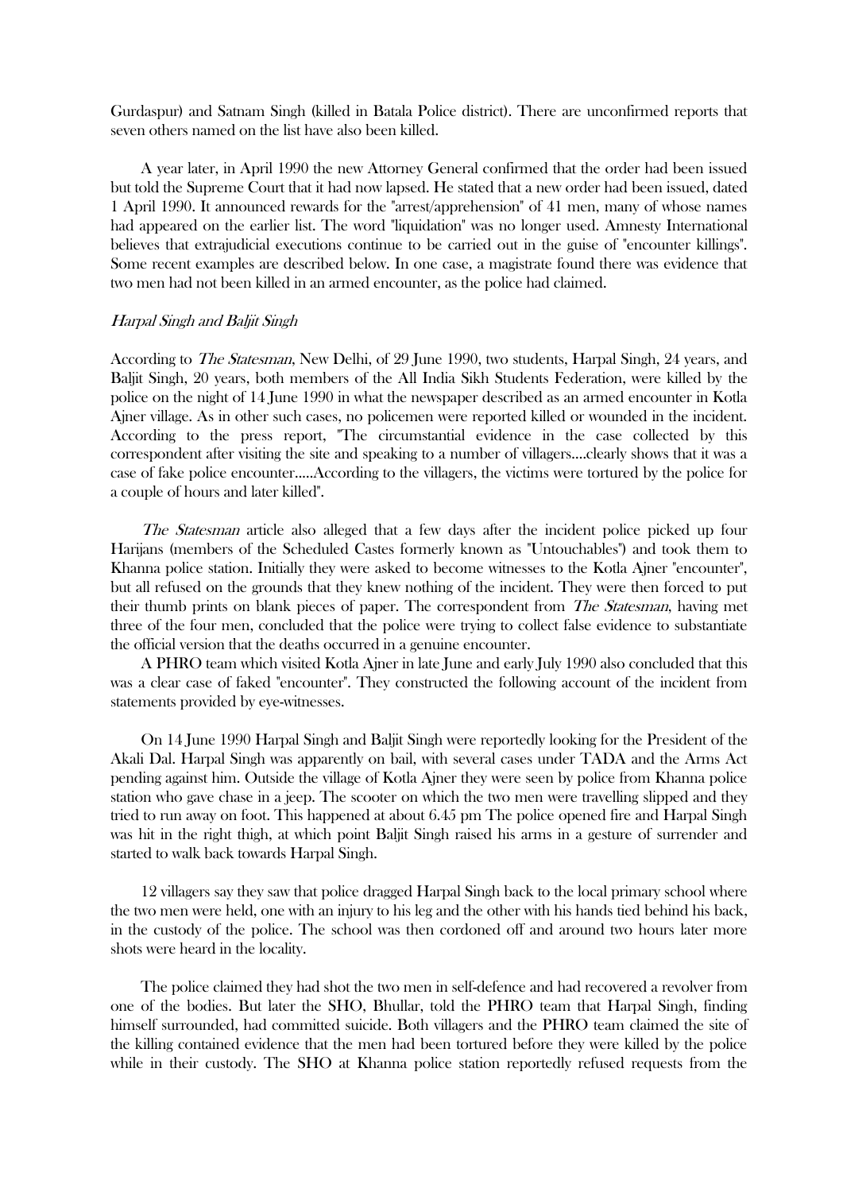Gurdaspur) and Satnam Singh (killed in Batala Police district). There are unconfirmed reports that seven others named on the list have also been killed.

A year later, in April 1990 the new Attorney General confirmed that the order had been issued but told the Supreme Court that it had now lapsed. He stated that a new order had been issued, dated 1 April 1990. It announced rewards for the "arrest/apprehension" of 41 men, many of whose names had appeared on the earlier list. The word "liquidation" was no longer used. Amnesty International believes that extrajudicial executions continue to be carried out in the guise of "encounter killings". Some recent examples are described below. In one case, a magistrate found there was evidence that two men had not been killed in an armed encounter, as the police had claimed.

*Harpal Singh and Baljit Singh*

According to *The Statesman*, New Delhi, of 29 June 1990, two students, Harpal Singh, 24 years, and Baljit Singh, 20 years, both members of the All India Sikh Students Federation, were killed by the police on the night of 14 June 1990 in what the newspaper described as an armed encounter in Kotla Ajner village. As in other such cases, no policemen were reported killed or wounded in the incident. According to the press report, "The circumstantial evidence in the case collected by this correspondent after visiting the site and speaking to a number of villagers....clearly shows that it was a case of fake police encounter.....According to the villagers, the victims were tortured by the police for a couple of hours and later killed".

*The Statesman* article also alleged that a few days after the incident police picked up four Harijans (members of the Scheduled Castes formerly known as "Untouchables") and took them to Khanna police station. Initially they were asked to become witnesses to the Kotla Ajner "encounter", but all refused on the grounds that they knew nothing of the incident. They were then forced to put their thumb prints on blank pieces of paper. The correspondent from *The Statesman*, having met three of the four men, concluded that the police were trying to collect false evidence to substantiate the official version that the deaths occurred in a genuine encounter.

A PHRO team which visited Kotla Ajner in late June and early July 1990 also concluded that this was a clear case of faked "encounter". They constructed the following account of the incident from statements provided by eye-witnesses.

On 14 June 1990 Harpal Singh and Baljit Singh were reportedly looking for the President of the Akali Dal. Harpal Singh was apparently on bail, with several cases under TADA and the Arms Act pending against him. Outside the village of Kotla Ajner they were seen by police from Khanna police station who gave chase in a jeep. The scooter on which the two men were travelling slipped and they tried to run away on foot. This happened at about 6.45 pm The police opened fire and Harpal Singh was hit in the right thigh, at which point Baljit Singh raised his arms in a gesture of surrender and started to walk back towards Harpal Singh.

12 villagers say they saw that police dragged Harpal Singh back to the local primary school where the two men were held, one with an injury to his leg and the other with his hands tied behind his back, in the custody of the police. The school was then cordoned off and around two hours later more shots were heard in the locality.

The police claimed they had shot the two men in self-defence and had recovered a revolver from one of the bodies. But later the SHO, Bhullar, told the PHRO team that Harpal Singh, finding himself surrounded, had committed suicide. Both villagers and the PHRO team claimed the site of the killing contained evidence that the men had been tortured before they were killed by the police while in their custody. The SHO at Khanna police station reportedly refused requests from the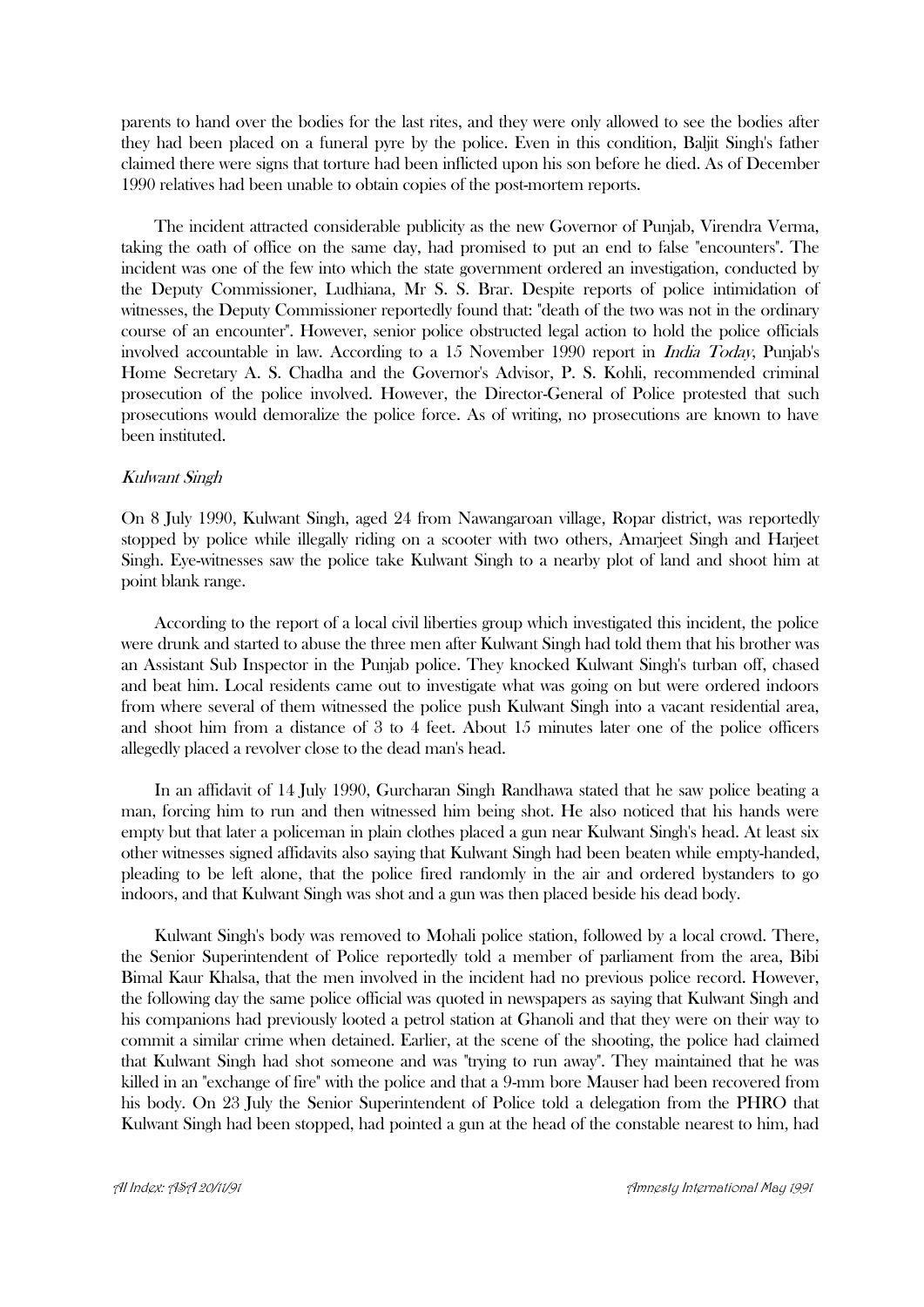parents to hand over the bodies for the last rites, and they were only allowed to see the bodies after they had been placed on a funeral pyre by the police. Even in this condition, Baljit Singh's father claimed there were signs that torture had been inflicted upon his son before he died. As of December 1990 relatives had been unable to obtain copies of the post-mortem reports.

The incident attracted considerable publicity as the new Governor of Punjab, Virendra Verma, taking the oath of office on the same day, had promised to put an end to false "encounters". The incident was one of the few into which the state government ordered an investigation, conducted by the Deputy Commissioner, Ludhiana, Mr S. S. Brar. Despite reports of police intimidation of witnesses, the Deputy Commissioner reportedly found that: "death of the two was not in the ordinary course of an encounter". However, senior police obstructed legal action to hold the police officials involved accountable in law. According to a 15 November 1990 report in *India Today*, Punjab's Home Secretary A. S. Chadha and the Governor's Advisor, P. S. Kohli, recommended criminal prosecution of the police involved. However, the Director-General of Police protested that such prosecutions would demoralize the police force. As of writing, no prosecutions are known to have been instituted.

*Kulwant Singh*

On 8 July 1990, Kulwant Singh, aged 24 from Nawangaroan village, Ropar district, was reportedly stopped by police while illegally riding on a scooter with two others, Amarjeet Singh and Harjeet Singh. Eye-witnesses saw the police take Kulwant Singh to a nearby plot of land and shoot him at point blank range.

According to the report of a local civil liberties group which investigated this incident, the police were drunk and started to abuse the three men after Kulwant Singh had told them that his brother was an Assistant Sub Inspector in the Punjab police. They knocked Kulwant Singh's turban off, chased and beat him. Local residents came out to investigate what was going on but were ordered indoors from where several of them witnessed the police push Kulwant Singh into a vacant residential area, and shoot him from a distance of 3 to 4 feet. About 15 minutes later one of the police officers allegedly placed a revolver close to the dead man's head.

In an affidavit of 14 July 1990, Gurcharan Singh Randhawa stated that he saw police beating a man, forcing him to run and then witnessed him being shot. He also noticed that his hands were empty but that later a policeman in plain clothes placed a gun near Kulwant Singh's head. At least six other witnesses signed affidavits also saying that Kulwant Singh had been beaten while empty-handed, pleading to be left alone, that the police fired randomly in the air and ordered bystanders to go indoors, and that Kulwant Singh was shot and a gun was then placed beside his dead body.

Kulwant Singh's body was removed to Mohali police station, followed by a local crowd. There, the Senior Superintendent of Police reportedly told a member of parliament from the area, Bibi Bimal Kaur Khalsa, that the men involved in the incident had no previous police record. However, the following day the same police official was quoted in newspapers as saying that Kulwant Singh and his companions had previously looted a petrol station at Ghanoli and that they were on their way to commit a similar crime when detained. Earlier, at the scene of the shooting, the police had claimed that Kulwant Singh had shot someone and was "trying to run away". They maintained that he was killed in an "exchange of fire" with the police and that a 9-mm bore Mauser had been recovered from his body. On 23 July the Senior Superintendent of Police told a delegation from the PHRO that Kulwant Singh had been stopped, had pointed a gun at the head of the constable nearest to him, had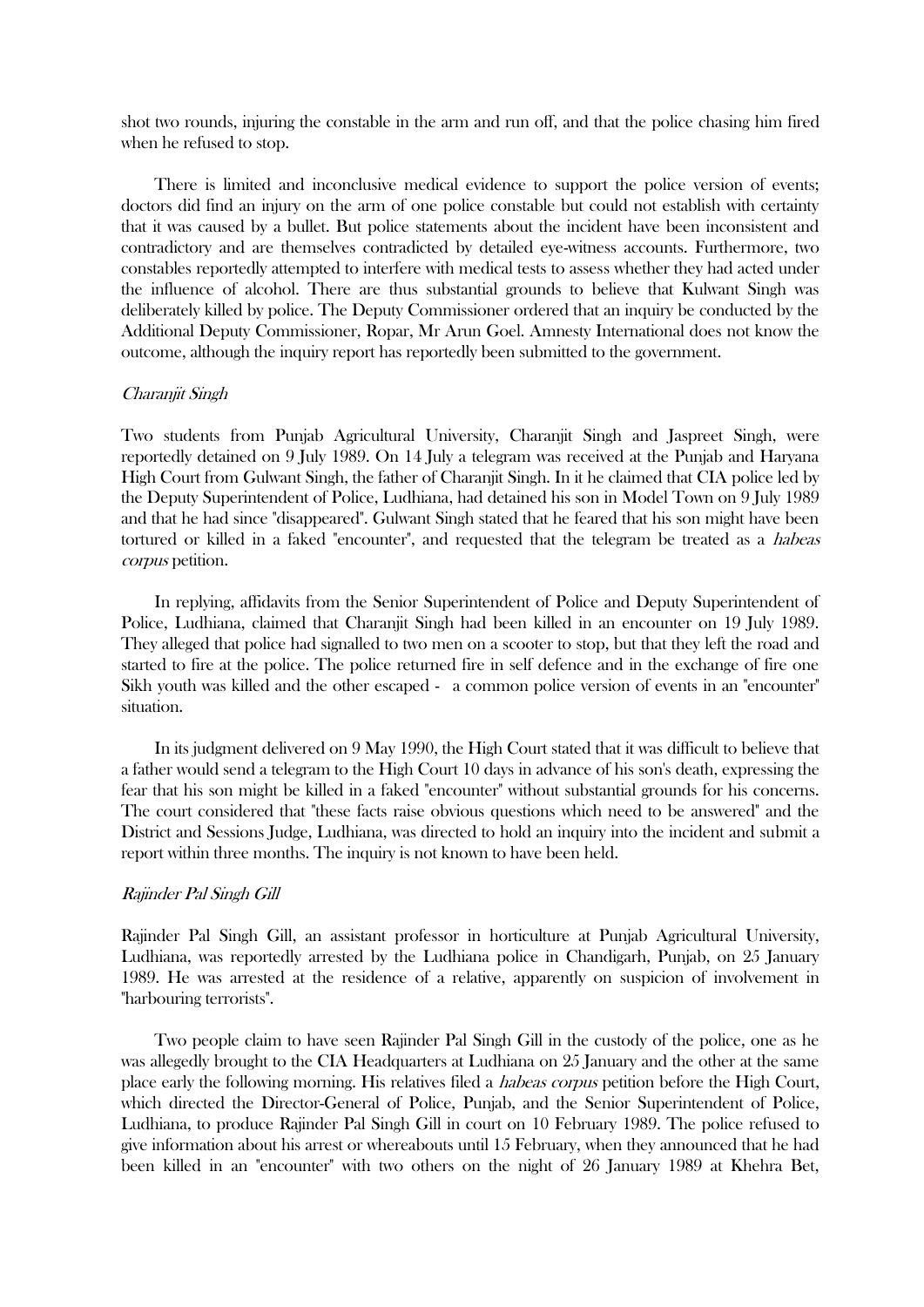shot two rounds, injuring the constable in the arm and run off, and that the police chasing him fired when he refused to stop.

There is limited and inconclusive medical evidence to support the police version of events; doctors did find an injury on the arm of one police constable but could not establish with certainty that it was caused by a bullet. But police statements about the incident have been inconsistent and contradictory and are themselves contradicted by detailed eye-witness accounts. Furthermore, two constables reportedly attempted to interfere with medical tests to assess whether they had acted under the influence of alcohol. There are thus substantial grounds to believe that Kulwant Singh was deliberately killed by police. The Deputy Commissioner ordered that an inquiry be conducted by the Additional Deputy Commissioner, Ropar, Mr Arun Goel. Amnesty International does not know the outcome, although the inquiry report has reportedly been submitted to the government.

*Charanjit Singh*

Two students from Punjab Agricultural University, Charanjit Singh and Jaspreet Singh, were reportedly detained on 9 July 1989. On 14 July a telegram was received at the Punjab and Haryana High Court from Gulwant Singh, the father of Charanjit Singh. In it he claimed that CIA police led by the Deputy Superintendent of Police, Ludhiana, had detained his son in Model Town on 9 July 1989 and that he had since "disappeared". Gulwant Singh stated that he feared that his son might have been tortured or killed in a faked "encounter", and requested that the telegram be treated as a *habeas corpus* petition.

In replying, affidavits from the Senior Superintendent of Police and Deputy Superintendent of Police, Ludhiana, claimed that Charanjit Singh had been killed in an encounter on 19 July 1989. They alleged that police had signalled to two men on a scooter to stop, but that they left the road and started to fire at the police. The police returned fire in self defence and in the exchange of fire one Sikh youth was killed and the other escaped - a common police version of events in an "encounter" situation.

In its judgment delivered on 9 May 1990, the High Court stated that it was difficult to believe that a father would send a telegram to the High Court 10 days in advance of his son's death, expressing the fear that his son might be killed in a faked "encounter" without substantial grounds for his concerns. The court considered that "these facts raise obvious questions which need to be answered" and the District and Sessions Judge, Ludhiana, was directed to hold an inquiry into the incident and submit a report within three months. The inquiry is not known to have been held.

*Rajinder Pal Singh Gill*

Rajinder Pal Singh Gill, an assistant professor in horticulture at Punjab Agricultural University, Ludhiana, was reportedly arrested by the Ludhiana police in Chandigarh, Punjab, on 25 January 1989. He was arrested at the residence of a relative, apparently on suspicion of involvement in "harbouring terrorists".

Two people claim to have seen Rajinder Pal Singh Gill in the custody of the police, one as he was allegedly brought to the CIA Headquarters at Ludhiana on 25 January and the other at the same place early the following morning. His relatives filed a *habeas corpus* petition before the High Court, which directed the Director-General of Police, Punjab, and the Senior Superintendent of Police, Ludhiana, to produce Rajinder Pal Singh Gill in court on 10 February 1989. The police refused to give information about his arrest or whereabouts until 15 February, when they announced that he had been killed in an "encounter" with two others on the night of 26 January 1989 at Khehra Bet,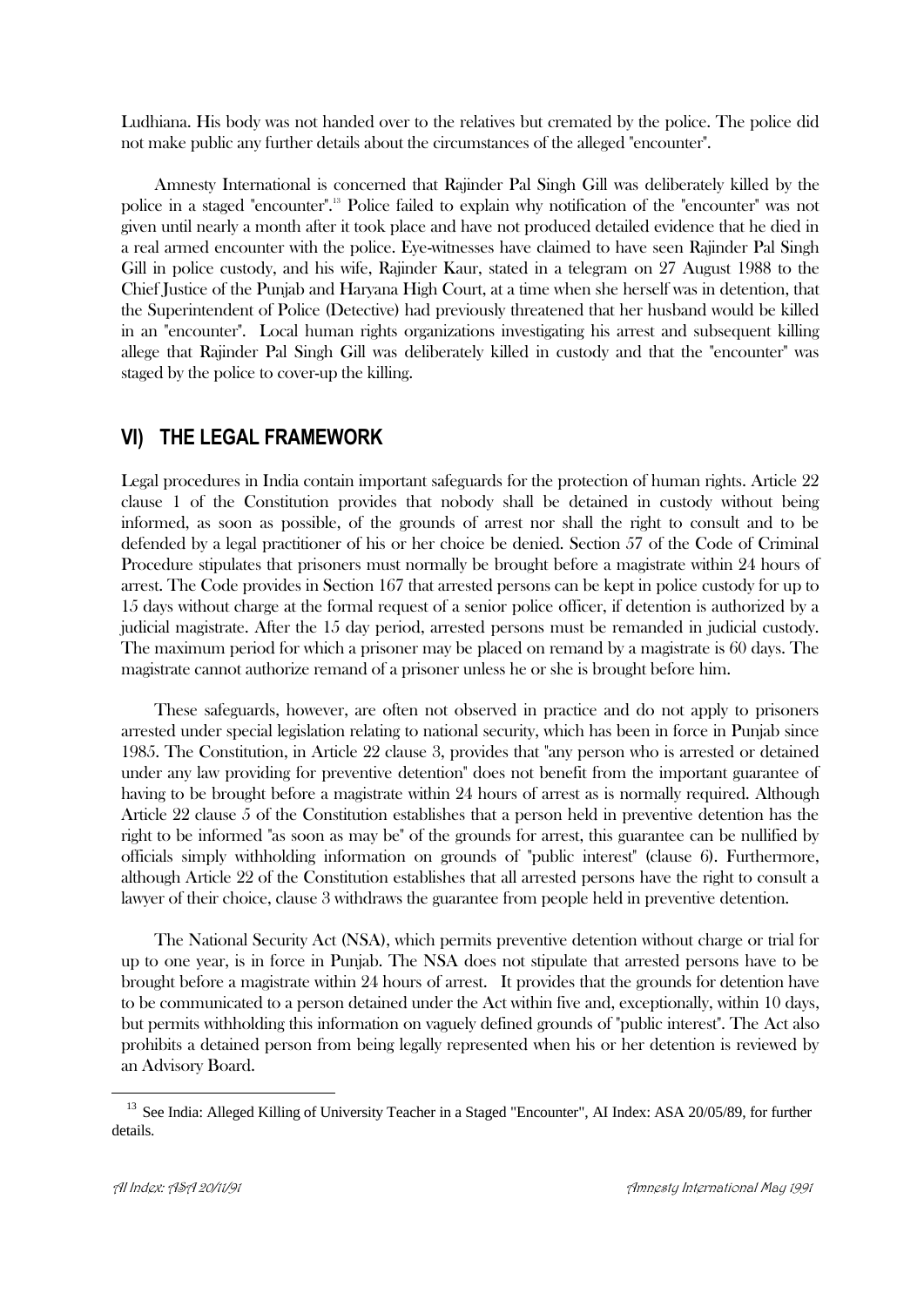Ludhiana. His body was not handed over to the relatives but cremated by the police. The police did not make public any further details about the circumstances of the alleged "encounter".

Amnesty International is concerned that Rajinder Pal Singh Gill was deliberately killed by the police in a staged "encounter".[13] Police failed to explain why notification of the "encounter" was not given until nearly a month after it took place and have not produced detailed evidence that he died in a real armed encounter with the police. Eye-witnesses have claimed to have seen Rajinder Pal Singh Gill in police custody, and his wife, Rajinder Kaur, stated in a telegram on 27 August 1988 to the Chief Justice of the Punjab and Haryana High Court, at a time when she herself was in detention, that the Superintendent of Police (Detective) had previously threatened that her husband would be killed in an "encounter". Local human rights organizations investigating his arrest and subsequent killing allege that Rajinder Pal Singh Gill was deliberately killed in custody and that the "encounter" was staged by the police to cover-up the killing.

## VI) THE LEGAL FRAMEWORK

Legal procedures in India contain important safeguards for the protection of human rights. Article 22 clause 1 of the Constitution provides that nobody shall be detained in custody without being informed, as soon as possible, of the grounds of arrest nor shall the right to consult and to be defended by a legal practitioner of his or her choice be denied. Section 57 of the Code of Criminal Procedure stipulates that prisoners must normally be brought before a magistrate within 24 hours of arrest. The Code provides in Section 167 that arrested persons can be kept in police custody for up to 15 days without charge at the formal request of a senior police officer, if detention is authorized by a judicial magistrate. After the 15 day period, arrested persons must be remanded in judicial custody. The maximum period for which a prisoner may be placed on remand by a magistrate is 60 days. The magistrate cannot authorize remand of a prisoner unless he or she is brought before him.

These safeguards, however, are often not observed in practice and do not apply to prisoners arrested under special legislation relating to national security, which has been in force in Punjab since 1985. The Constitution, in Article 22 clause 3, provides that "any person who is arrested or detained under any law providing for preventive detention" does not benefit from the important guarantee of having to be brought before a magistrate within 24 hours of arrest as is normally required. Although Article 22 clause 5 of the Constitution establishes that a person held in preventive detention has the right to be informed "as soon as may be" of the grounds for arrest, this guarantee can be nullified by officials simply withholding information on grounds of "public interest" (clause 6). Furthermore, although Article 22 of the Constitution establishes that all arrested persons have the right to consult a lawyer of their choice, clause 3 withdraws the guarantee from people held in preventive detention.

The National Security Act (NSA), which permits preventive detention without charge or trial for up to one year, is in force in Punjab. The NSA does not stipulate that arrested persons have to be brought before a magistrate within 24 hours of arrest. It provides that the grounds for detention have to be communicated to a person detained under the Act within five and, exceptionally, within 10 days, but permits withholding this information on vaguely defined grounds of "public interest". The Act also prohibits a detained person from being legally represented when his or her detention is reviewed by an Advisory Board.

---

[13] See India: Alleged Killing of University Teacher in a Staged "Encounter", AI Index: ASA 20/05/89, for further details.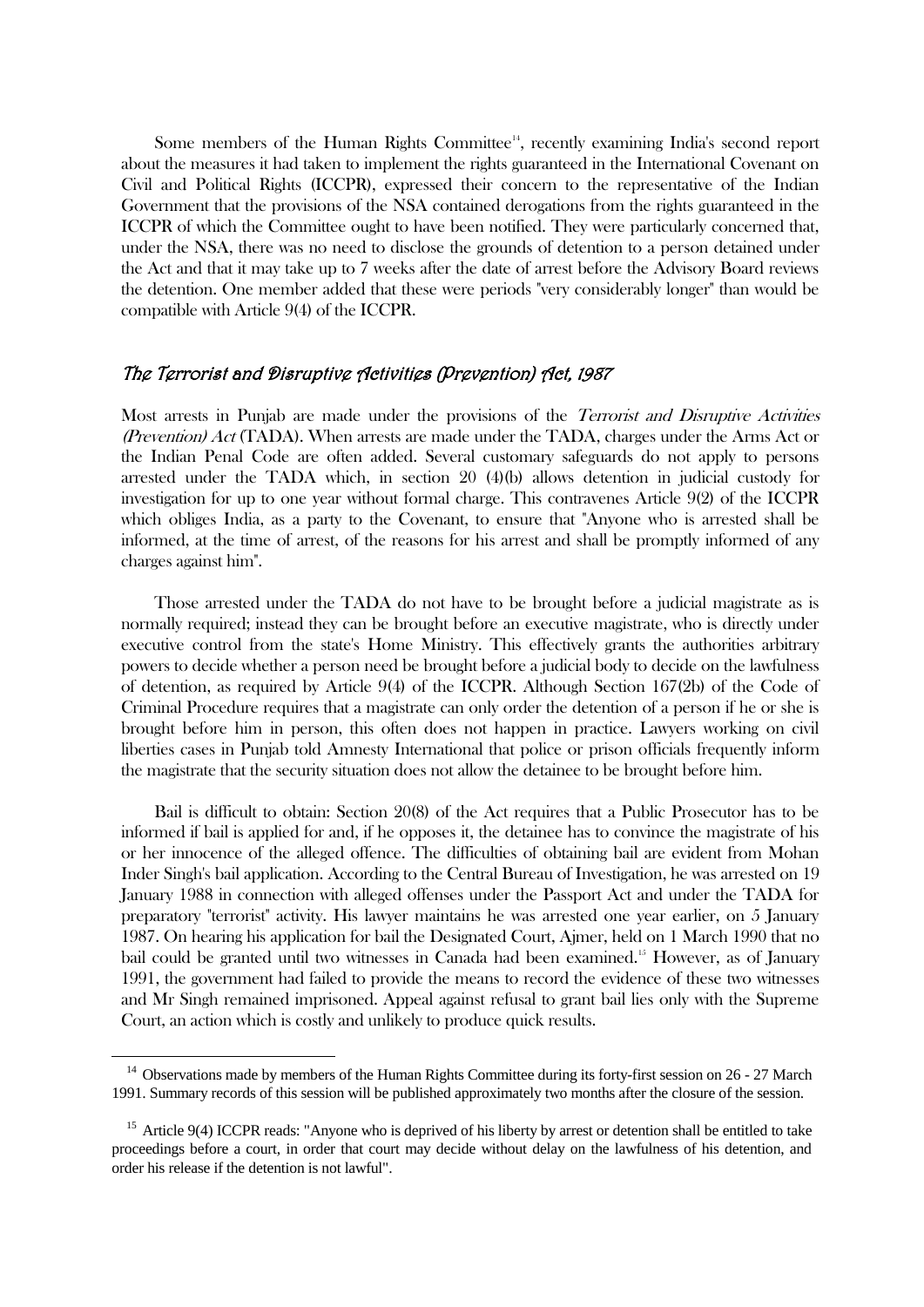Some members of the Human Rights Committee[14], recently examining India's second report about the measures it had taken to implement the rights guaranteed in the International Covenant on Civil and Political Rights (ICCPR), expressed their concern to the representative of the Indian Government that the provisions of the NSA contained derogations from the rights guaranteed in the ICCPR of which the Committee ought to have been notified. They were particularly concerned that, under the NSA, there was no need to disclose the grounds of detention to a person detained under the Act and that it may take up to 7 weeks after the date of arrest before the Advisory Board reviews the detention. One member added that these were periods "very considerably longer" than would be compatible with Article 9(4) of the ICCPR.

## *The Terrorist and Disruptive Activities (Prevention) Act, 1987*

Most arrests in Punjab are made under the provisions of the *Terrorist and Disruptive Activities (Prevention) Act* (TADA). When arrests are made under the TADA, charges under the Arms Act or the Indian Penal Code are often added. Several customary safeguards do not apply to persons arrested under the TADA which, in section 20 (4)(b) allows detention in judicial custody for investigation for up to one year without formal charge. This contravenes Article 9(2) of the ICCPR which obliges India, as a party to the Covenant, to ensure that "Anyone who is arrested shall be informed, at the time of arrest, of the reasons for his arrest and shall be promptly informed of any charges against him".

Those arrested under the TADA do not have to be brought before a judicial magistrate as is normally required; instead they can be brought before an executive magistrate, who is directly under executive control from the state's Home Ministry. This effectively grants the authorities arbitrary powers to decide whether a person need be brought before a judicial body to decide on the lawfulness of detention, as required by Article 9(4) of the ICCPR. Although Section 167(2b) of the Code of Criminal Procedure requires that a magistrate can only order the detention of a person if he or she is brought before him in person, this often does not happen in practice. Lawyers working on civil liberties cases in Punjab told Amnesty International that police or prison officials frequently inform the magistrate that the security situation does not allow the detainee to be brought before him.

Bail is difficult to obtain: Section 20(8) of the Act requires that a Public Prosecutor has to be informed if bail is applied for and, if he opposes it, the detainee has to convince the magistrate of his or her innocence of the alleged offence. The difficulties of obtaining bail are evident from Mohan Inder Singh's bail application. According to the Central Bureau of Investigation, he was arrested on 19 January 1988 in connection with alleged offenses under the Passport Act and under the TADA for preparatory "terrorist" activity. His lawyer maintains he was arrested one year earlier, on 5 January 1987. On hearing his application for bail the Designated Court, Ajmer, held on 1 March 1990 that no bail could be granted until two witnesses in Canada had been examined.[15] However, as of January 1991, the government had failed to provide the means to record the evidence of these two witnesses and Mr Singh remained imprisoned. Appeal against refusal to grant bail lies only with the Supreme Court, an action which is costly and unlikely to produce quick results.

---

[14] Observations made by members of the Human Rights Committee during its forty-first session on 26 - 27 March 1991. Summary records of this session will be published approximately two months after the closure of the session.

[15] Article 9(4) ICCPR reads: "Anyone who is deprived of his liberty by arrest or detention shall be entitled to take proceedings before a court, in order that court may decide without delay on the lawfulness of his detention, and order his release if the detention is not lawful".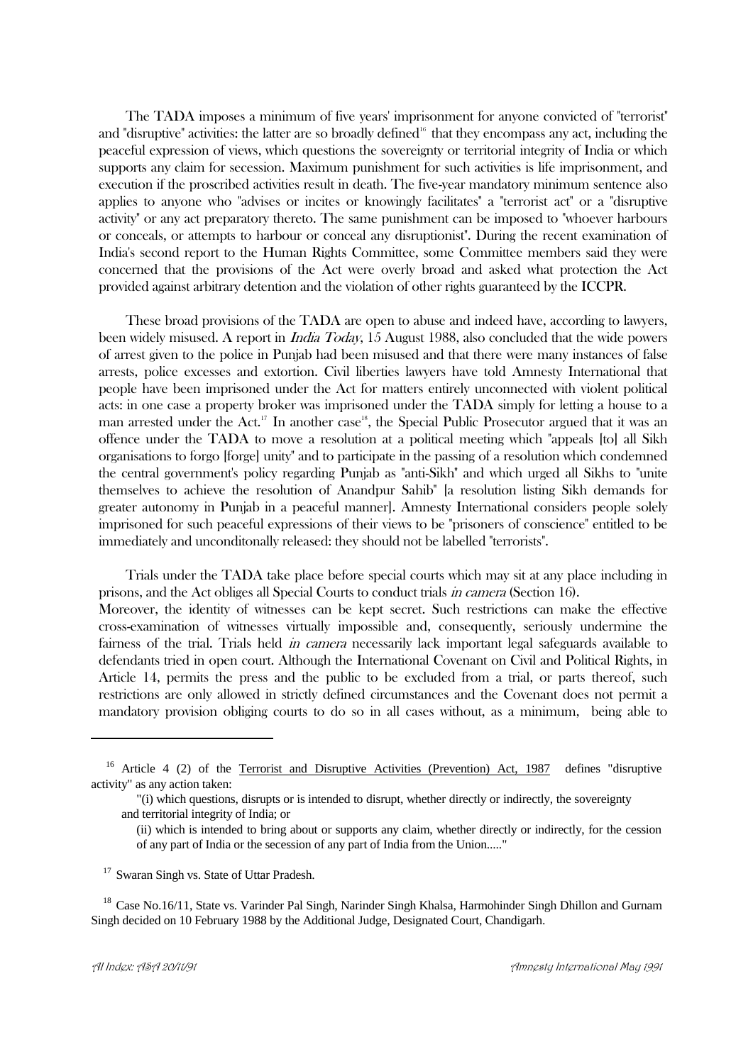The TADA imposes a minimum of five years' imprisonment for anyone convicted of "terrorist" and "disruptive" activities: the latter are so broadly defined[16] that they encompass any act, including the peaceful expression of views, which questions the sovereignty or territorial integrity of India or which supports any claim for secession. Maximum punishment for such activities is life imprisonment, and execution if the proscribed activities result in death. The five-year mandatory minimum sentence also applies to anyone who "advises or incites or knowingly facilitates" a "terrorist act" or a "disruptive activity" or any act preparatory thereto. The same punishment can be imposed to "whoever harbours or conceals, or attempts to harbour or conceal any disruptionist". During the recent examination of India's second report to the Human Rights Committee, some Committee members said they were concerned that the provisions of the Act were overly broad and asked what protection the Act provided against arbitrary detention and the violation of other rights guaranteed by the ICCPR.

These broad provisions of the TADA are open to abuse and indeed have, according to lawyers, been widely misused. A report in *India Today*, 15 August 1988, also concluded that the wide powers of arrest given to the police in Punjab had been misused and that there were many instances of false arrests, police excesses and extortion. Civil liberties lawyers have told Amnesty International that people have been imprisoned under the Act for matters entirely unconnected with violent political acts: in one case a property broker was imprisoned under the TADA simply for letting a house to a man arrested under the Act.[17] In another case[18], the Special Public Prosecutor argued that it was an offence under the TADA to move a resolution at a political meeting which "appeals [to] all Sikh organisations to forgo [forge] unity" and to participate in the passing of a resolution which condemned the central government's policy regarding Punjab as "anti-Sikh" and which urged all Sikhs to "unite themselves to achieve the resolution of Anandpur Sahib" [a resolution listing Sikh demands for greater autonomy in Punjab in a peaceful manner]. Amnesty International considers people solely imprisoned for such peaceful expressions of their views to be "prisoners of conscience" entitled to be immediately and uncondtionally released: they should not be labelled "terrorists".

Trials under the TADA take place before special courts which may sit at any place including in prisons, and the Act obliges all Special Courts to conduct trials *in camera* (Section 16). Moreover, the identity of witnesses can be kept secret. Such restrictions can make the effective cross-examination of witnesses virtually impossible and, consequently, seriously undermine the fairness of the trial. Trials held *in camera* necessarily lack important legal safeguards available to defendants tried in open court. Although the International Covenant on Civil and Political Rights, in Article 14, permits the press and the public to be excluded from a trial, or parts thereof, such restrictions are only allowed in strictly defined circumstances and the Covenant does not permit a mandatory provision obliging courts to do so in all cases without, as a minimum, being able to

---

[16] Article 4 (2) of the Terrorist and Disruptive Activities (Prevention) Act, 1987 defines "disruptive activity" as any action taken:

"(i) which questions, disrupts or is intended to disrupt, whether directly or indirectly, the sovereignty and territorial integrity of India; or

(ii) which is intended to bring about or supports any claim, whether directly or indirectly, for the cession of any part of India or the secession of any part of India from the Union....."

[17] Swaran Singh vs. State of Uttar Pradesh.

[18] Case No.16/11, State vs. Varinder Pal Singh, Narinder Singh Khalsa, Harmohinder Singh Dhillon and Gurnam Singh decided on 10 February 1988 by the Additional Judge, Designated Court, Chandigarh.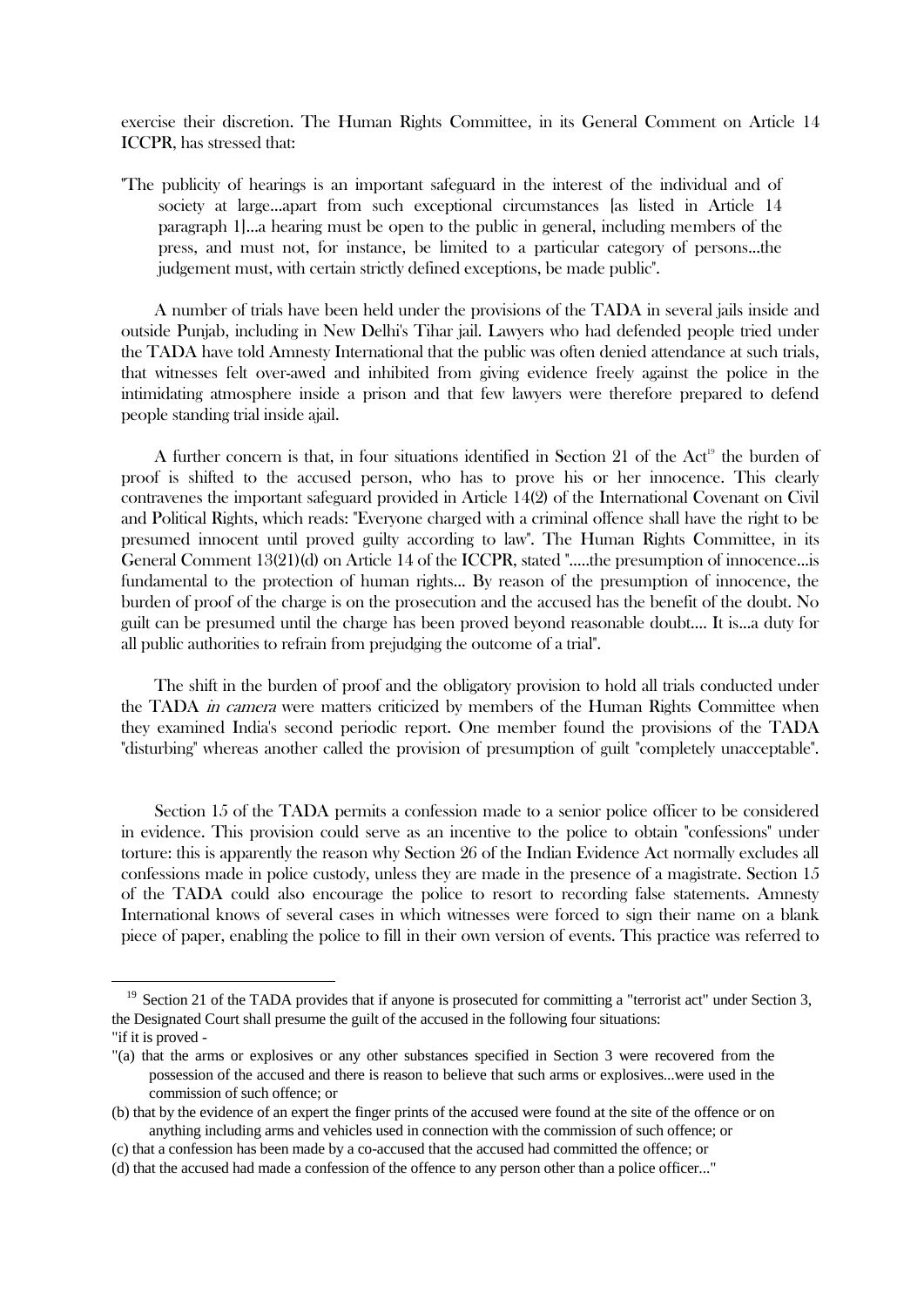exercise their discretion. The Human Rights Committee, in its General Comment on Article 14 ICCPR, has stressed that:

"The publicity of hearings is an important safeguard in the interest of the individual and of society at large...apart from such exceptional circumstances [as listed in Article 14 paragraph 1]...a hearing must be open to the public in general, including members of the press, and must not, for instance, be limited to a particular category of persons...the judgement must, with certain strictly defined exceptions, be made public".

A number of trials have been held under the provisions of the TADA in several jails inside and outside Punjab, including in New Delhi's Tihar jail. Lawyers who had defended people tried under the TADA have told Amnesty International that the public was often denied attendance at such trials, that witnesses felt over-awed and inhibited from giving evidence freely against the police in the intimidating atmosphere inside a prison and that few lawyers were therefore prepared to defend people standing trial inside ajail.

A further concern is that, in four situations identified in Section 21 of the Act[19] the burden of proof is shifted to the accused person, who has to prove his or her innocence. This clearly contravenes the important safeguard provided in Article 14(2) of the International Covenant on Civil and Political Rights, which reads: "Everyone charged with a criminal offence shall have the right to be presumed innocent until proved guilty according to law". The Human Rights Committee, in its General Comment 13(21)(d) on Article 14 of the ICCPR, stated ".....the presumption of innocence...is fundamental to the protection of human rights... By reason of the presumption of innocence, the burden of proof of the charge is on the prosecution and the accused has the benefit of the doubt. No guilt can be presumed until the charge has been proved beyond reasonable doubt.... It is...a duty for all public authorities to refrain from prejudging the outcome of a trial".

The shift in the burden of proof and the obligatory provision to hold all trials conducted under the TADA *in camera* were matters criticized by members of the Human Rights Committee when they examined India's second periodic report. One member found the provisions of the TADA "disturbing" whereas another called the provision of presumption of guilt "completely unacceptable".

Section 15 of the TADA permits a confession made to a senior police officer to be considered in evidence. This provision could serve as an incentive to the police to obtain "confessions" under torture: this is apparently the reason why Section 26 of the Indian Evidence Act normally excludes all confessions made in police custody, unless they are made in the presence of a magistrate. Section 15 of the TADA could also encourage the police to resort to recording false statements. Amnesty International knows of several cases in which witnesses were forced to sign their name on a blank piece of paper, enabling the police to fill in their own version of events. This practice was referred to

---

[19] Section 21 of the TADA provides that if anyone is prosecuted for committing a "terrorist act" under Section 3, the Designated Court shall presume the guilt of the accused in the following four situations:
"if it is proved -
"(a) that the arms or explosives or any other substances specified in Section 3 were recovered from the possession of the accused and there is reason to believe that such arms or explosives...were used in the commission of such offence; or
(b) that by the evidence of an expert the finger prints of the accused were found at the site of the offence or on anything including arms and vehicles used in connection with the commission of such offence; or
(c) that a confession has been made by a co-accused that the accused had committed the offence; or
(d) that the accused had made a confession of the offence to any person other than a police officer..."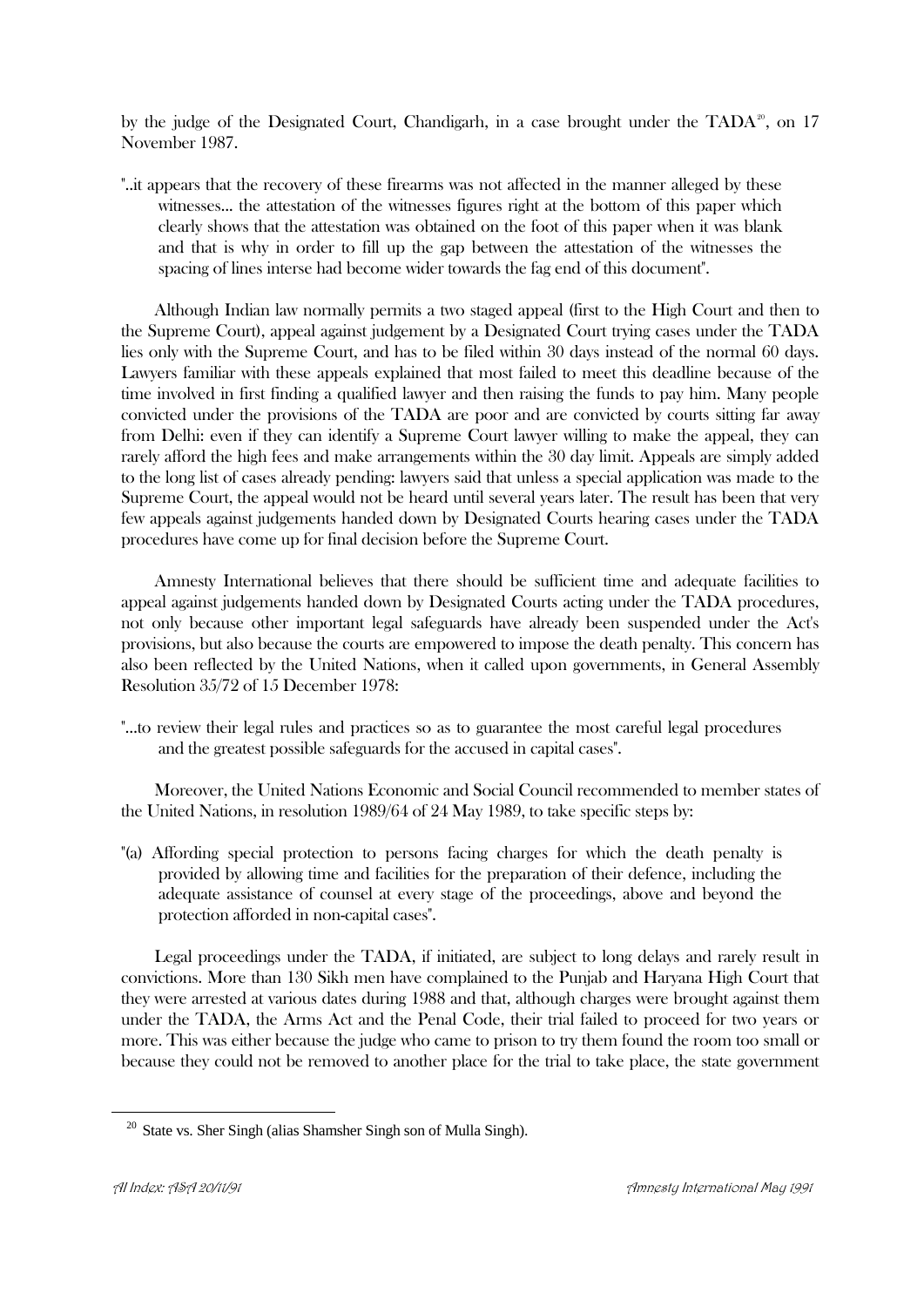by the judge of the Designated Court, Chandigarh, in a case brought under the TADA[20], on 17 November 1987.

"..it appears that the recovery of these firearms was not affected in the manner alleged by these witnesses... the attestation of the witnesses figures right at the bottom of this paper which clearly shows that the attestation was obtained on the foot of this paper when it was blank and that is why in order to fill up the gap between the attestation of the witnesses the spacing of lines interse had become wider towards the fag end of this document".

Although Indian law normally permits a two staged appeal (first to the High Court and then to the Supreme Court), appeal against judgement by a Designated Court trying cases under the TADA lies only with the Supreme Court, and has to be filed within 30 days instead of the normal 60 days. Lawyers familiar with these appeals explained that most failed to meet this deadline because of the time involved in first finding a qualified lawyer and then raising the funds to pay him. Many people convicted under the provisions of the TADA are poor and are convicted by courts sitting far away from Delhi: even if they can identify a Supreme Court lawyer willing to make the appeal, they can rarely afford the high fees and make arrangements within the 30 day limit. Appeals are simply added to the long list of cases already pending: lawyers said that unless a special application was made to the Supreme Court, the appeal would not be heard until several years later. The result has been that very few appeals against judgements handed down by Designated Courts hearing cases under the TADA procedures have come up for final decision before the Supreme Court.

Amnesty International believes that there should be sufficient time and adequate facilities to appeal against judgements handed down by Designated Courts acting under the TADA procedures, not only because other important legal safeguards have already been suspended under the Act's provisions, but also because the courts are empowered to impose the death penalty. This concern has also been reflected by the United Nations, when it called upon governments, in General Assembly Resolution 35/72 of 15 December 1978:

"...to review their legal rules and practices so as to guarantee the most careful legal procedures and the greatest possible safeguards for the accused in capital cases".

Moreover, the United Nations Economic and Social Council recommended to member states of the United Nations, in resolution 1989/64 of 24 May 1989, to take specific steps by:

"(a) Affording special protection to persons facing charges for which the death penalty is provided by allowing time and facilities for the preparation of their defence, including the adequate assistance of counsel at every stage of the proceedings, above and beyond the protection afforded in non-capital cases".

Legal proceedings under the TADA, if initiated, are subject to long delays and rarely result in convictions. More than 130 Sikh men have complained to the Punjab and Haryana High Court that they were arrested at various dates during 1988 and that, although charges were brought against them under the TADA, the Arms Act and the Penal Code, their trial failed to proceed for two years or more. This was either because the judge who came to prison to try them found the room too small or because they could not be removed to another place for the trial to take place, the state government

---

[20] State vs. Sher Singh (alias Shamsher Singh son of Mulla Singh).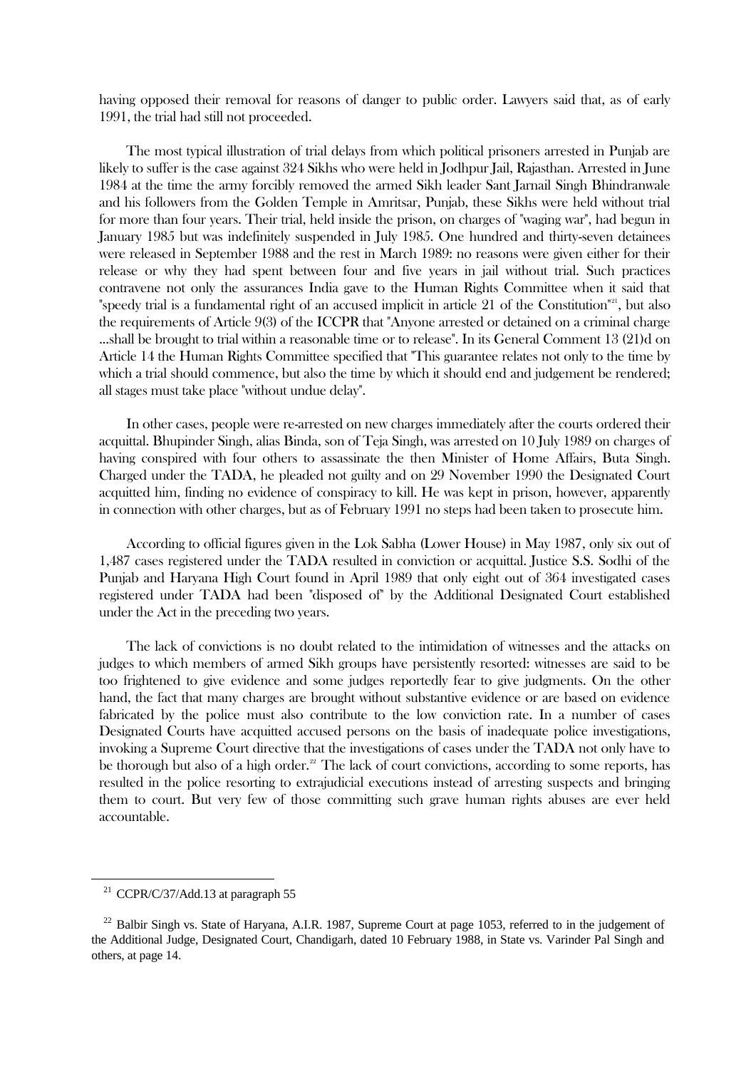having opposed their removal for reasons of danger to public order. Lawyers said that, as of early 1991, the trial had still not proceeded.

The most typical illustration of trial delays from which political prisoners arrested in Punjab are likely to suffer is the case against 324 Sikhs who were held in Jodhpur Jail, Rajasthan. Arrested in June 1984 at the time the army forcibly removed the armed Sikh leader Sant Jarnail Singh Bhindranwale and his followers from the Golden Temple in Amritsar, Punjab, these Sikhs were held without trial for more than four years. Their trial, held inside the prison, on charges of "waging war", had begun in January 1985 but was indefinitely suspended in July 1985. One hundred and thirty-seven detainees were released in September 1988 and the rest in March 1989: no reasons were given either for their release or why they had spent between four and five years in jail without trial. Such practices contravene not only the assurances India gave to the Human Rights Committee when it said that "speedy trial is a fundamental right of an accused implicit in article 21 of the Constitution"[21], but also the requirements of Article 9(3) of the ICCPR that "Anyone arrested or detained on a criminal charge ...shall be brought to trial within a reasonable time or to release". In its General Comment 13 (21)d on Article 14 the Human Rights Committee specified that "This guarantee relates not only to the time by which a trial should commence, but also the time by which it should end and judgement be rendered; all stages must take place "without undue delay".

In other cases, people were re-arrested on new charges immediately after the courts ordered their acquittal. Bhupinder Singh, alias Binda, son of Teja Singh, was arrested on 10 July 1989 on charges of having conspired with four others to assassinate the then Minister of Home Affairs, Buta Singh. Charged under the TADA, he pleaded not guilty and on 29 November 1990 the Designated Court acquitted him, finding no evidence of conspiracy to kill. He was kept in prison, however, apparently in connection with other charges, but as of February 1991 no steps had been taken to prosecute him.

According to official figures given in the Lok Sabha (Lower House) in May 1987, only six out of 1,487 cases registered under the TADA resulted in conviction or acquittal. Justice S.S. Sodhi of the Punjab and Haryana High Court found in April 1989 that only eight out of 364 investigated cases registered under TADA had been "disposed of" by the Additional Designated Court established under the Act in the preceding two years.

The lack of convictions is no doubt related to the intimidation of witnesses and the attacks on judges to which members of armed Sikh groups have persistently resorted: witnesses are said to be too frightened to give evidence and some judges reportedly fear to give judgments. On the other hand, the fact that many charges are brought without substantive evidence or are based on evidence fabricated by the police must also contribute to the low conviction rate. In a number of cases Designated Courts have acquitted accused persons on the basis of inadequate police investigations, invoking a Supreme Court directive that the investigations of cases under the TADA not only have to be thorough but also of a high order.[22] The lack of court convictions, according to some reports, has resulted in the police resorting to extrajudicial executions instead of arresting suspects and bringing them to court. But very few of those committing such grave human rights abuses are ever held accountable.

---

[21] CCPR/C/37/Add.13 at paragraph 55

[22] Balbir Singh vs. State of Haryana, A.I.R. 1987, Supreme Court at page 1053, referred to in the judgement of the Additional Judge, Designated Court, Chandigarh, dated 10 February 1988, in State vs. Varinder Pal Singh and others, at page 14.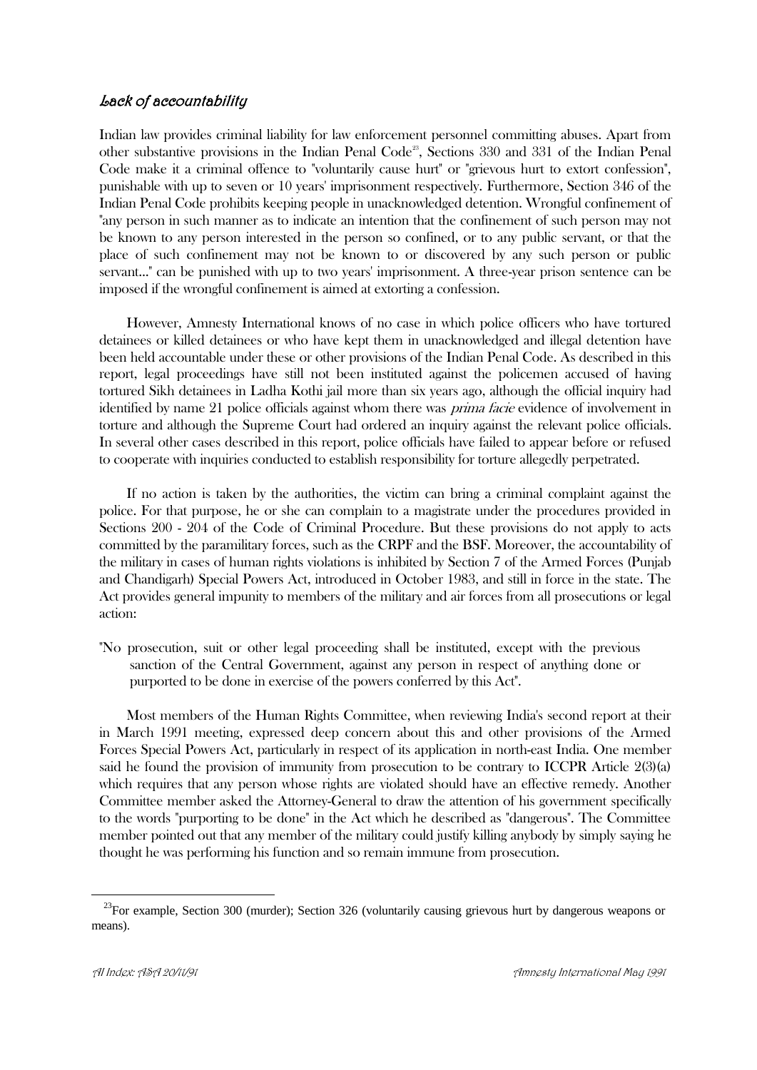## *Lack of accountability*

Indian law provides criminal liability for law enforcement personnel committing abuses. Apart from other substantive provisions in the Indian Penal Code[23], Sections 330 and 331 of the Indian Penal Code make it a criminal offence to "voluntarily cause hurt" or "grievous hurt to extort confession", punishable with up to seven or 10 years' imprisonment respectively. Furthermore, Section 346 of the Indian Penal Code prohibits keeping people in unacknowledged detention. Wrongful confinement of "any person in such manner as to indicate an intention that the confinement of such person may not be known to any person interested in the person so confined, or to any public servant, or that the place of such confinement may not be known to or discovered by any such person or public servant..." can be punished with up to two years' imprisonment. A three-year prison sentence can be imposed if the wrongful confinement is aimed at extorting a confession.

However, Amnesty International knows of no case in which police officers who have tortured detainees or killed detainees or who have kept them in unacknowledged and illegal detention have been held accountable under these or other provisions of the Indian Penal Code. As described in this report, legal proceedings have still not been instituted against the policemen accused of having tortured Sikh detainees in Ladha Kothi jail more than six years ago, although the official inquiry had identified by name 21 police officials against whom there was *prima facie* evidence of involvement in torture and although the Supreme Court had ordered an inquiry against the relevant police officials. In several other cases described in this report, police officials have failed to appear before or refused to cooperate with inquiries conducted to establish responsibility for torture allegedly perpetrated.

If no action is taken by the authorities, the victim can bring a criminal complaint against the police. For that purpose, he or she can complain to a magistrate under the procedures provided in Sections 200 - 204 of the Code of Criminal Procedure. But these provisions do not apply to acts committed by the paramilitary forces, such as the CRPF and the BSF. Moreover, the accountability of the military in cases of human rights violations is inhibited by Section 7 of the Armed Forces (Punjab and Chandigarh) Special Powers Act, introduced in October 1983, and still in force in the state. The Act provides general impunity to members of the military and air forces from all prosecutions or legal action:

> "No prosecution, suit or other legal proceeding shall be instituted, except with the previous sanction of the Central Government, against any person in respect of anything done or purported to be done in exercise of the powers conferred by this Act".

Most members of the Human Rights Committee, when reviewing India's second report at their in March 1991 meeting, expressed deep concern about this and other provisions of the Armed Forces Special Powers Act, particularly in respect of its application in north-east India. One member said he found the provision of immunity from prosecution to be contrary to ICCPR Article 2(3)(a) which requires that any person whose rights are violated should have an effective remedy. Another Committee member asked the Attorney-General to draw the attention of his government specifically to the words "purporting to be done" in the Act which he described as "dangerous". The Committee member pointed out that any member of the military could justify killing anybody by simply saying he thought he was performing his function and so remain immune from prosecution.

---

[23] For example, Section 300 (murder); Section 326 (voluntarily causing grievous hurt by dangerous weapons or means).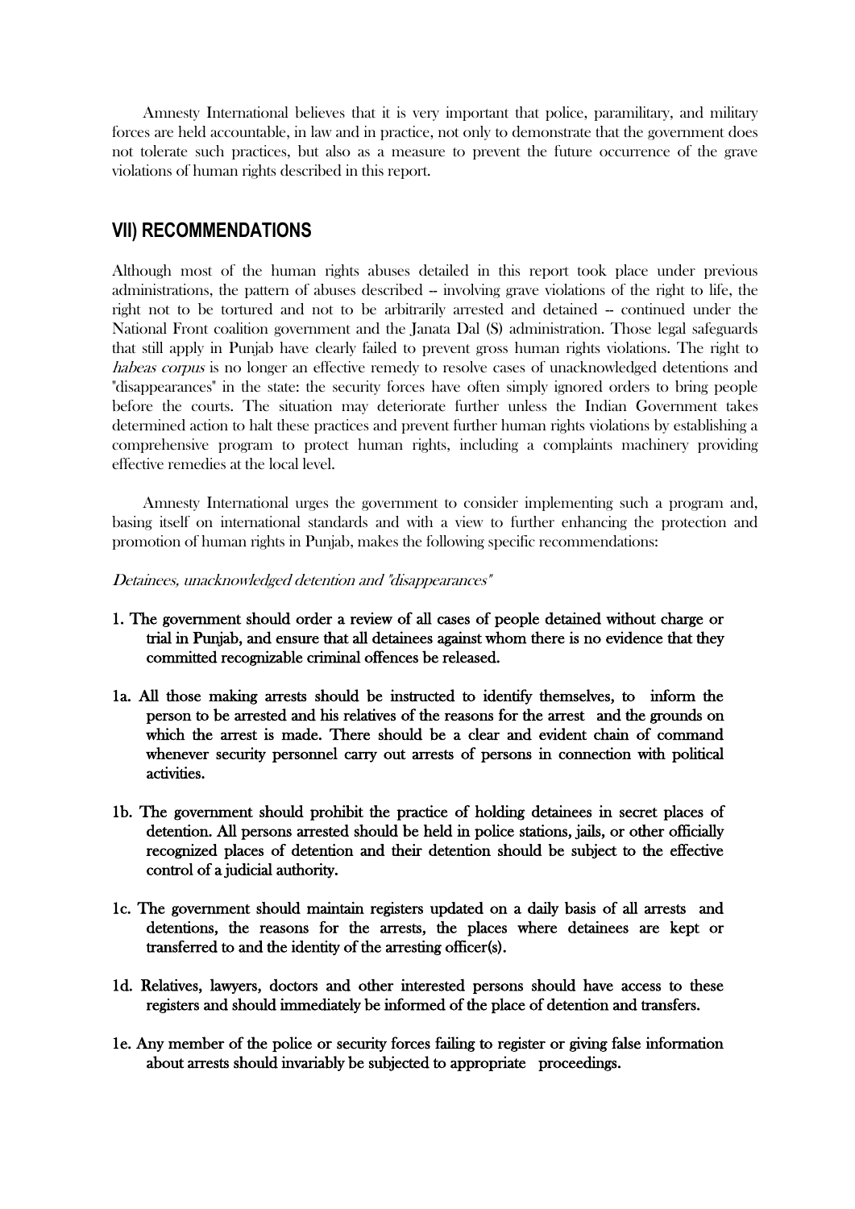Amnesty International believes that it is very important that police, paramilitary, and military forces are held accountable, in law and in practice, not only to demonstrate that the government does not tolerate such practices, but also as a measure to prevent the future occurrence of the grave violations of human rights described in this report.

## VII) RECOMMENDATIONS

Although most of the human rights abuses detailed in this report took place under previous administrations, the pattern of abuses described -- involving grave violations of the right to life, the right not to be tortured and not to be arbitrarily arrested and detained -- continued under the National Front coalition government and the Janata Dal (S) administration. Those legal safeguards that still apply in Punjab have clearly failed to prevent gross human rights violations. The right to *habeas corpus* is no longer an effective remedy to resolve cases of unacknowledged detentions and "disappearances" in the state: the security forces have often simply ignored orders to bring people before the courts. The situation may deteriorate further unless the Indian Government takes determined action to halt these practices and prevent further human rights violations by establishing a comprehensive program to protect human rights, including a complaints machinery providing effective remedies at the local level.

Amnesty International urges the government to consider implementing such a program and, basing itself on international standards and with a view to further enhancing the protection and promotion of human rights in Punjab, makes the following specific recommendations:

*Detainees, unacknowledged detention and "disappearances"*

**1. The government should order a review of all cases of people detained without charge or trial in Punjab, and ensure that all detainees against whom there is no evidence that they committed recognizable criminal offences be released.**

**1a. All those making arrests should be instructed to identify themselves, to inform the person to be arrested and his relatives of the reasons for the arrest and the grounds on which the arrest is made. There should be a clear and evident chain of command whenever security personnel carry out arrests of persons in connection with political activities.**

**1b. The government should prohibit the practice of holding detainees in secret places of detention. All persons arrested should be held in police stations, jails, or other officially recognized places of detention and their detention should be subject to the effective control of a judicial authority.**

**1c. The government should maintain registers updated on a daily basis of all arrests and detentions, the reasons for the arrests, the places where detainees are kept or transferred to and the identity of the arresting officer(s).**

**1d. Relatives, lawyers, doctors and other interested persons should have access to these registers and should immediately be informed of the place of detention and transfers.**

**1e. Any member of the police or security forces failing to register or giving false information about arrests should invariably be subjected to appropriate proceedings.**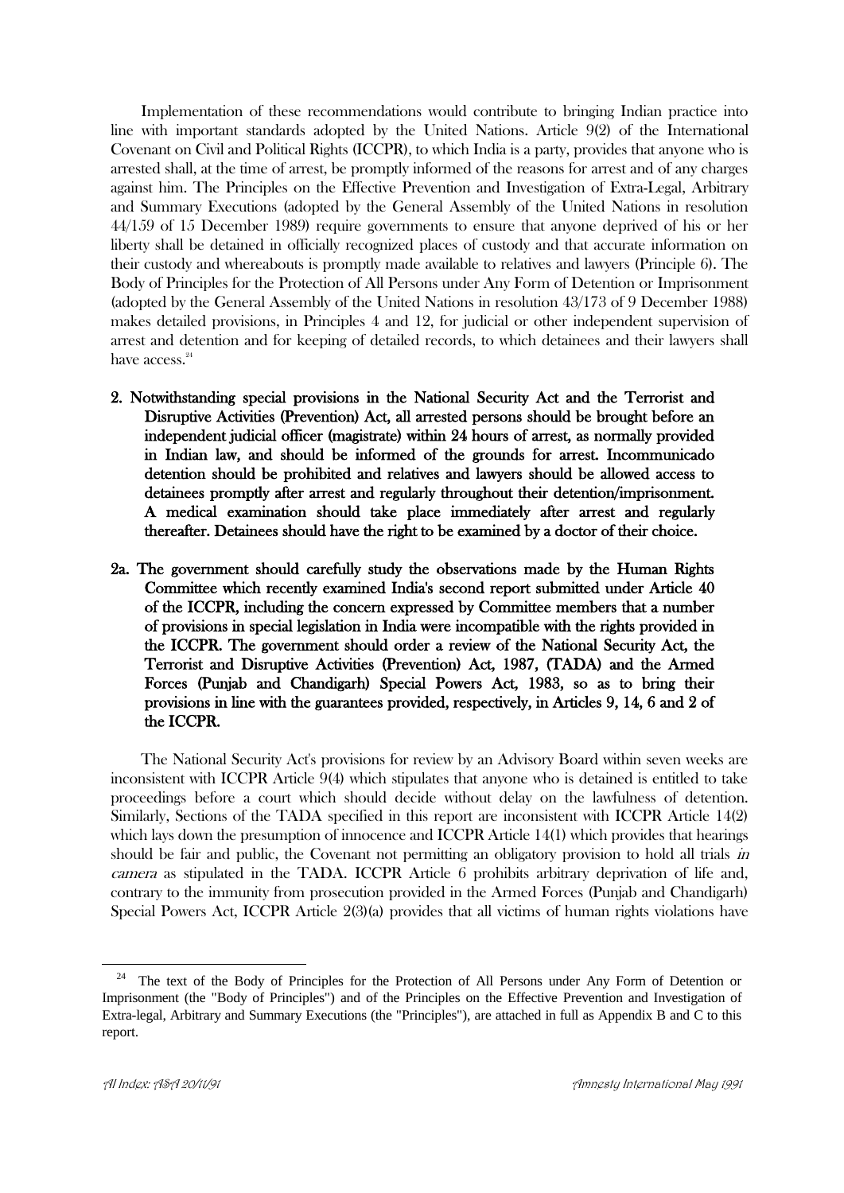Implementation of these recommendations would contribute to bringing Indian practice into line with important standards adopted by the United Nations. Article 9(2) of the International Covenant on Civil and Political Rights (ICCPR), to which India is a party, provides that anyone who is arrested shall, at the time of arrest, be promptly informed of the reasons for arrest and of any charges against him. The Principles on the Effective Prevention and Investigation of Extra-Legal, Arbitrary and Summary Executions (adopted by the General Assembly of the United Nations in resolution 44/159 of 15 December 1989) require governments to ensure that anyone deprived of his or her liberty shall be detained in officially recognized places of custody and that accurate information on their custody and whereabouts is promptly made available to relatives and lawyers (Principle 6). The Body of Principles for the Protection of All Persons under Any Form of Detention or Imprisonment (adopted by the General Assembly of the United Nations in resolution 43/173 of 9 December 1988) makes detailed provisions, in Principles 4 and 12, for judicial or other independent supervision of arrest and detention and for keeping of detailed records, to which detainees and their lawyers shall have access.[24]

**2. Notwithstanding special provisions in the National Security Act and the Terrorist and Disruptive Activities (Prevention) Act, all arrested persons should be brought before an independent judicial officer (magistrate) within 24 hours of arrest, as normally provided in Indian law, and should be informed of the grounds for arrest. Incommunicado detention should be prohibited and relatives and lawyers should be allowed access to detainees promptly after arrest and regularly throughout their detention/imprisonment. A medical examination should take place immediately after arrest and regularly thereafter. Detainees should have the right to be examined by a doctor of their choice.**

**2a. The government should carefully study the observations made by the Human Rights Committee which recently examined India's second report submitted under Article 40 of the ICCPR, including the concern expressed by Committee members that a number of provisions in special legislation in India were incompatible with the rights provided in the ICCPR. The government should order a review of the National Security Act, the Terrorist and Disruptive Activities (Prevention) Act, 1987, (TADA) and the Armed Forces (Punjab and Chandigarh) Special Powers Act, 1983, so as to bring their provisions in line with the guarantees provided, respectively, in Articles 9, 14, 6 and 2 of the ICCPR.**

The National Security Act's provisions for review by an Advisory Board within seven weeks are inconsistent with ICCPR Article 9(4) which stipulates that anyone who is detained is entitled to take proceedings before a court which should decide without delay on the lawfulness of detention. Similarly, Sections of the TADA specified in this report are inconsistent with ICCPR Article 14(2) which lays down the presumption of innocence and ICCPR Article 14(1) which provides that hearings should be fair and public, the Covenant not permitting an obligatory provision to hold all trials *in camera* as stipulated in the TADA. ICCPR Article 6 prohibits arbitrary deprivation of life and, contrary to the immunity from prosecution provided in the Armed Forces (Punjab and Chandigarh) Special Powers Act, ICCPR Article 2(3)(a) provides that all victims of human rights violations have

---

[24] The text of the Body of Principles for the Protection of All Persons under Any Form of Detention or Imprisonment (the "Body of Principles") and of the Principles on the Effective Prevention and Investigation of Extra-legal, Arbitrary and Summary Executions (the "Principles"), are attached in full as Appendix B and C to this report.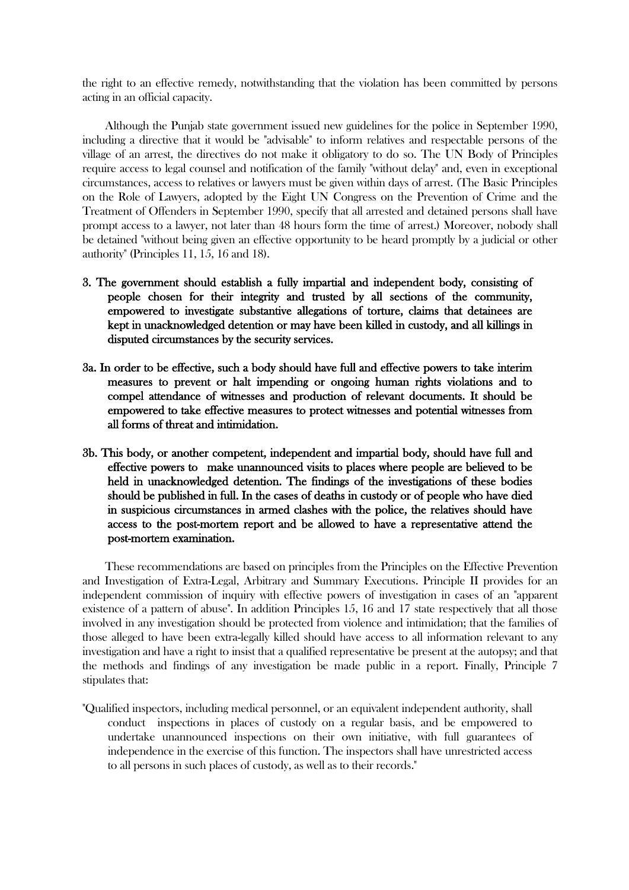the right to an effective remedy, notwithstanding that the violation has been committed by persons acting in an official capacity.

Although the Punjab state government issued new guidelines for the police in September 1990, including a directive that it would be "advisable" to inform relatives and respectable persons of the village of an arrest, the directives do not make it obligatory to do so. The UN Body of Principles require access to legal counsel and notification of the family "without delay" and, even in exceptional circumstances, access to relatives or lawyers must be given within days of arrest. (The Basic Principles on the Role of Lawyers, adopted by the Eight UN Congress on the Prevention of Crime and the Treatment of Offenders in September 1990, specify that all arrested and detained persons shall have prompt access to a lawyer, not later than 48 hours form the time of arrest.) Moreover, nobody shall be detained "without being given an effective opportunity to be heard promptly by a judicial or other authority" (Principles 11, 15, 16 and 18).

**3. The government should establish a fully impartial and independent body, consisting of people chosen for their integrity and trusted by all sections of the community, empowered to investigate substantive allegations of torture, claims that detainees are kept in unacknowledged detention or may have been killed in custody, and all killings in disputed circumstances by the security services.**

**3a. In order to be effective, such a body should have full and effective powers to take interim measures to prevent or halt impending or ongoing human rights violations and to compel attendance of witnesses and production of relevant documents. It should be empowered to take effective measures to protect witnesses and potential witnesses from all forms of threat and intimidation.**

**3b. This body, or another competent, independent and impartial body, should have full and effective powers to make unannounced visits to places where people are believed to be held in unacknowledged detention. The findings of the investigations of these bodies should be published in full. In the cases of deaths in custody or of people who have died in suspicious circumstances in armed clashes with the police, the relatives should have access to the post-mortem report and be allowed to have a representative attend the post-mortem examination.**

These recommendations are based on principles from the Principles on the Effective Prevention and Investigation of Extra-Legal, Arbitrary and Summary Executions. Principle II provides for an independent commission of inquiry with effective powers of investigation in cases of an "apparent existence of a pattern of abuse". In addition Principles 15, 16 and 17 state respectively that all those involved in any investigation should be protected from violence and intimidation; that the families of those alleged to have been extra-legally killed should have access to all information relevant to any investigation and have a right to insist that a qualified representative be present at the autopsy; and that the methods and findings of any investigation be made public in a report. Finally, Principle 7 stipulates that:

"Qualified inspectors, including medical personnel, or an equivalent independent authority, shall conduct inspections in places of custody on a regular basis, and be empowered to undertake unannounced inspections on their own initiative, with full guarantees of independence in the exercise of this function. The inspectors shall have unrestricted access to all persons in such places of custody, as well as to their records."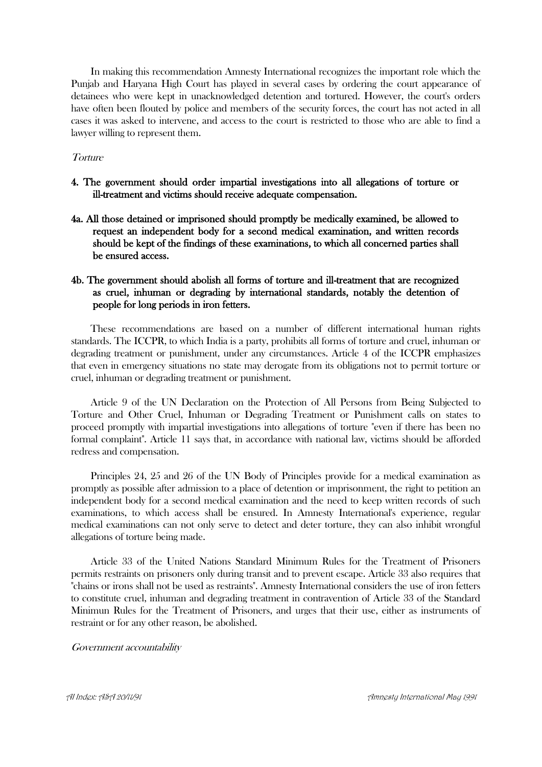In making this recommendation Amnesty International recognizes the important role which the Punjab and Haryana High Court has played in several cases by ordering the court appearance of detainees who were kept in unacknowledged detention and tortured. However, the court's orders have often been flouted by police and members of the security forces, the court has not acted in all cases it was asked to intervene, and access to the court is restricted to those who are able to find a lawyer willing to represent them.

*Torture*

**4. The government should order impartial investigations into all allegations of torture or ill-treatment and victims should receive adequate compensation.**

**4a. All those detained or imprisoned should promptly be medically examined, be allowed to request an independent body for a second medical examination, and written records should be kept of the findings of these examinations, to which all concerned parties shall be ensured access.**

**4b. The government should abolish all forms of torture and ill-treatment that are recognized as cruel, inhuman or degrading by international standards, notably the detention of people for long periods in iron fetters.**

These recommendations are based on a number of different international human rights standards. The ICCPR, to which India is a party, prohibits all forms of torture and cruel, inhuman or degrading treatment or punishment, under any circumstances. Article 4 of the ICCPR emphasizes that even in emergency situations no state may derogate from its obligations not to permit torture or cruel, inhuman or degrading treatment or punishment.

Article 9 of the UN Declaration on the Protection of All Persons from Being Subjected to Torture and Other Cruel, Inhuman or Degrading Treatment or Punishment calls on states to proceed promptly with impartial investigations into allegations of torture "even if there has been no formal complaint". Article 11 says that, in accordance with national law, victims should be afforded redress and compensation.

Principles 24, 25 and 26 of the UN Body of Principles provide for a medical examination as promptly as possible after admission to a place of detention or imprisonment, the right to petition an independent body for a second medical examination and the need to keep written records of such examinations, to which access shall be ensured. In Amnesty International's experience, regular medical examinations can not only serve to detect and deter torture, they can also inhibit wrongful allegations of torture being made.

Article 33 of the United Nations Standard Minimum Rules for the Treatment of Prisoners permits restraints on prisoners only during transit and to prevent escape. Article 33 also requires that "chains or irons shall not be used as restraints". Amnesty International considers the use of iron fetters to constitute cruel, inhuman and degrading treatment in contravention of Article 33 of the Standard Minimun Rules for the Treatment of Prisoners, and urges that their use, either as instruments of restraint or for any other reason, be abolished.

*Government accountability*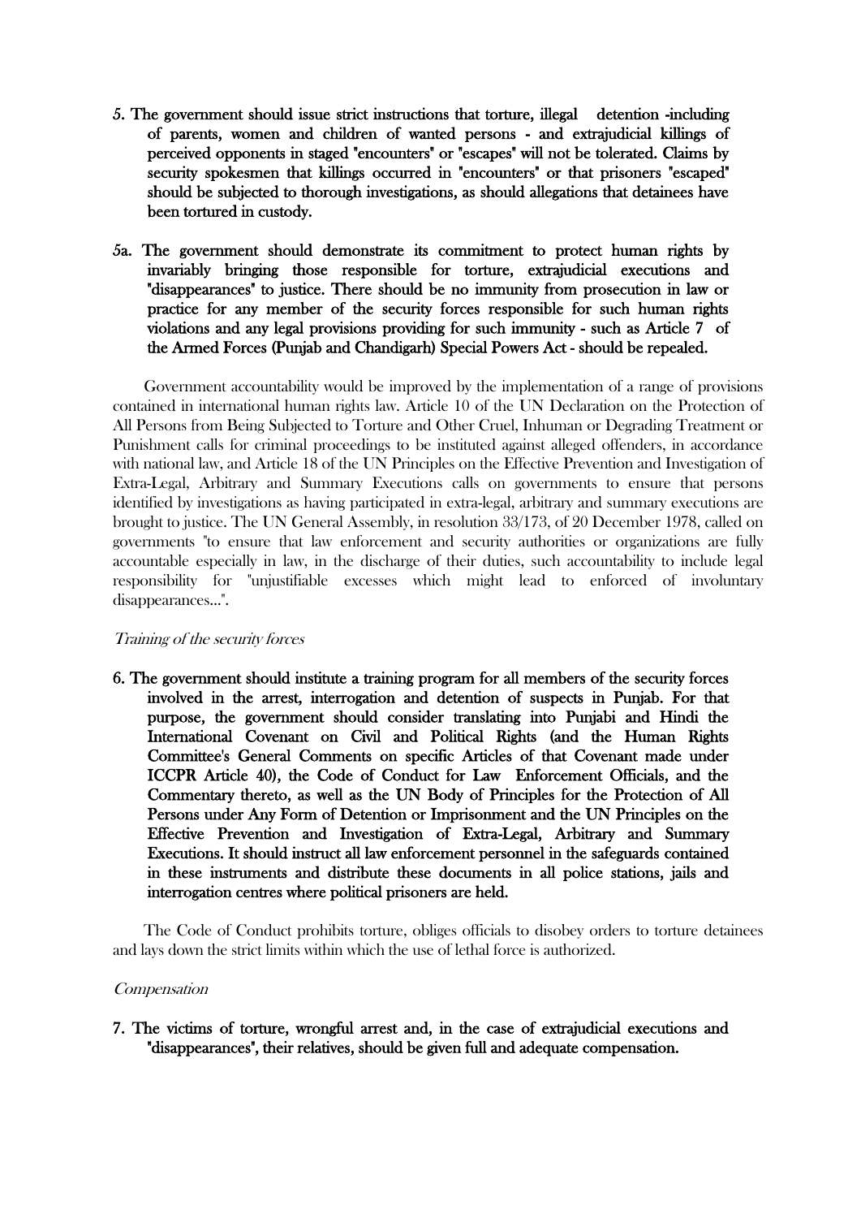**5. The government should issue strict instructions that torture, illegal detention -including of parents, women and children of wanted persons - and extrajudicial killings of perceived opponents in staged "encounters" or "escapes" will not be tolerated. Claims by security spokesmen that killings occurred in "encounters" or that prisoners "escaped" should be subjected to thorough investigations, as should allegations that detainees have been tortured in custody.**

**5a. The government should demonstrate its commitment to protect human rights by invariably bringing those responsible for torture, extrajudicial executions and "disappearances" to justice. There should be no immunity from prosecution in law or practice for any member of the security forces responsible for such human rights violations and any legal provisions providing for such immunity - such as Article 7 of the Armed Forces (Punjab and Chandigarh) Special Powers Act - should be repealed.**

Government accountability would be improved by the implementation of a range of provisions contained in international human rights law. Article 10 of the UN Declaration on the Protection of All Persons from Being Subjected to Torture and Other Cruel, Inhuman or Degrading Treatment or Punishment calls for criminal proceedings to be instituted against alleged offenders, in accordance with national law, and Article 18 of the UN Principles on the Effective Prevention and Investigation of Extra-Legal, Arbitrary and Summary Executions calls on governments to ensure that persons identified by investigations as having participated in extra-legal, arbitrary and summary executions are brought to justice. The UN General Assembly, in resolution 33/173, of 20 December 1978, called on governments "to ensure that law enforcement and security authorities or organizations are fully accountable especially in law, in the discharge of their duties, such accountability to include legal responsibility for "unjustifiable excesses which might lead to enforced of involuntary disappearances...".

*Training of the security forces*

**6. The government should institute a training program for all members of the security forces involved in the arrest, interrogation and detention of suspects in Punjab. For that purpose, the government should consider translating into Punjabi and Hindi the International Covenant on Civil and Political Rights (and the Human Rights Committee's General Comments on specific Articles of that Covenant made under ICCPR Article 40), the Code of Conduct for Law Enforcement Officials, and the Commentary thereto, as well as the UN Body of Principles for the Protection of All Persons under Any Form of Detention or Imprisonment and the UN Principles on the Effective Prevention and Investigation of Extra-Legal, Arbitrary and Summary Executions. It should instruct all law enforcement personnel in the safeguards contained in these instruments and distribute these documents in all police stations, jails and interrogation centres where political prisoners are held.**

The Code of Conduct prohibits torture, obliges officials to disobey orders to torture detainees and lays down the strict limits within which the use of lethal force is authorized.

*Compensation*

**7. The victims of torture, wrongful arrest and, in the case of extrajudicial executions and "disappearances", their relatives, should be given full and adequate compensation.**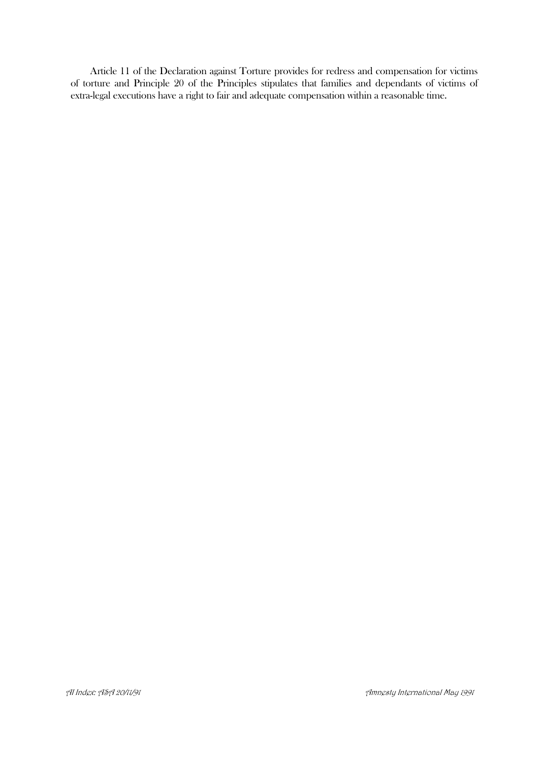Article 11 of the Declaration against Torture provides for redress and compensation for victims of torture and Principle 20 of the Principles stipulates that families and dependants of victims of extra-legal executions have a right to fair and adequate compensation within a reasonable time.